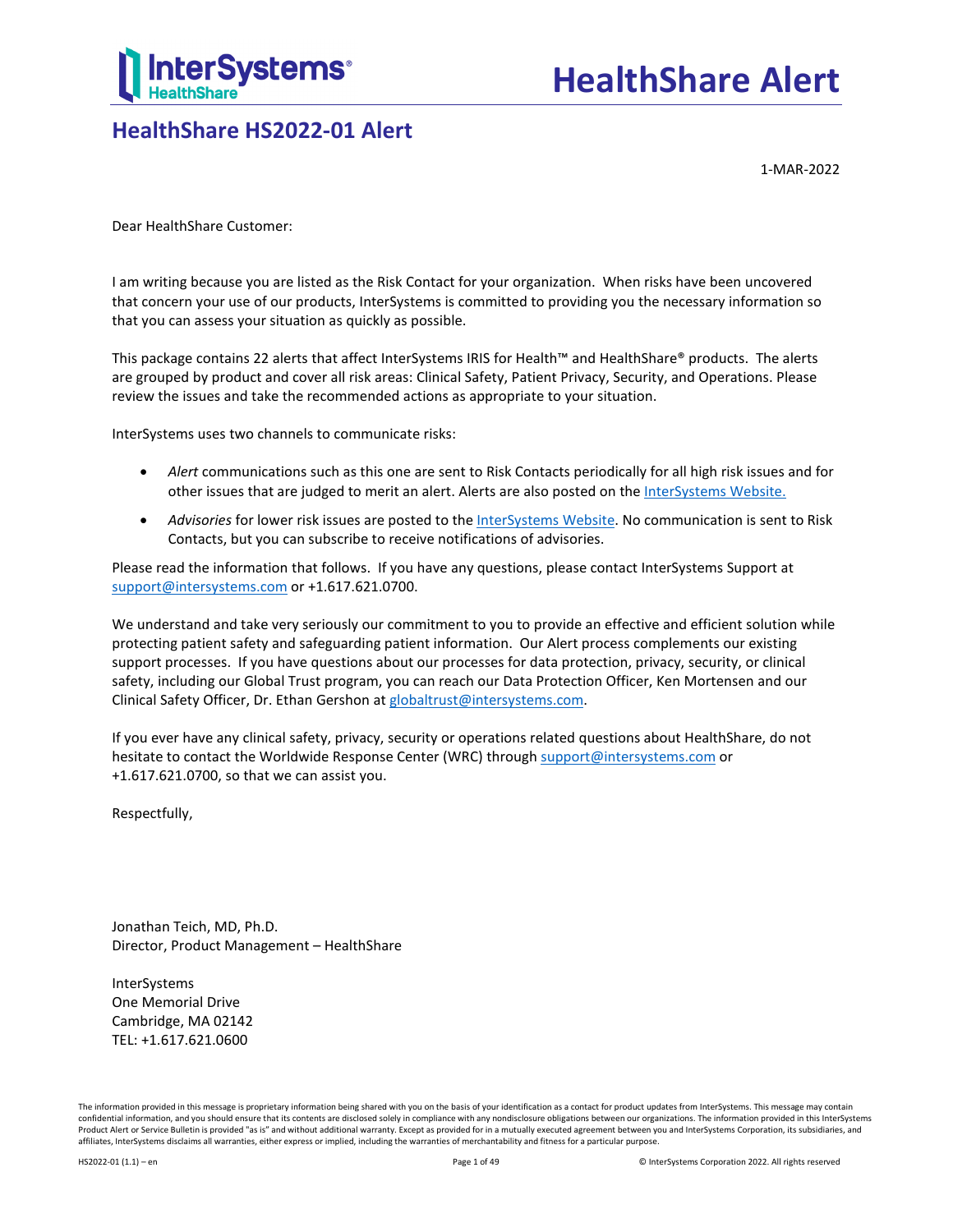# HealthShare Alert

## HealthShare HS2022-01 Alert

1-MAR-2022

Dear HealthShare Customer:

I am writing because you are listed as the Risk Contact for your organization. When risks have been uncovered that concern your use of our products, InterSystems is committed to providing you the necessary information so that you can assess your situation as quickly as possible.

This package contains 22 alerts that affect InterSystems IRIS for Health™ and HealthShare® products. The alerts are grouped by product and cover all risk areas: Clinical Safety, Patient Privacy, Security, and Operations. Please review the issues and take the recommended actions as appropriate to your situation.

InterSystems uses two channels to communicate risks:

- *Alert* communications such as this one are sent to Risk Contacts periodically for all high risk issues and for other issues that are judged to merit an alert. Alerts are also posted on the InterSystems Website.
- *Advisories* for lower risk issues are posted to the InterSystems Website. No communication is sent to Risk Contacts, but you can subscribe to receive notifications of advisories.

Please read the information that follows. If you have any questions, please contact InterSystems Support at support@intersystems.com or +1.617.621.0700.

We understand and take very seriously our commitment to you to provide an effective and efficient solution while protecting patient safety and safeguarding patient information. Our Alert process complements our existing support processes. If you have questions about our processes for data protection, privacy, security, or clinical safety, including our Global Trust program, you can reach our Data Protection Officer, Ken Mortensen and our Clinical Safety Officer, Dr. Ethan Gershon at globaltrust@intersystems.com.

If you ever have any clinical safety, privacy, security or operations related questions about HealthShare, do not hesitate to contact the Worldwide Response Center (WRC) through support@intersystems.com or +1.617.621.0700, so that we can assist you.

Respectfully,

Jonathan Teich, MD, Ph.D.
Director, Product Management – HealthShare

InterSystems
One Memorial Drive
Cambridge, MA 02142
TEL: +1.617.621.0600

The information provided in this message is proprietary information being shared with you on the basis of your identification as a contact for product updates from InterSystems. This message may contain confidential information, and you should ensure that its contents are disclosed solely in compliance with any nondisclosure obligations between our organizations. The information provided in this InterSystems Product Alert or Service Bulletin is provided "as is" and without additional warranty. Except as provided for in a mutually executed agreement between you and InterSystems Corporation, its subsidiaries, and affiliates, InterSystems disclaims all warranties, either express or implied, including the warranties of merchantability and fitness for a particular purpose.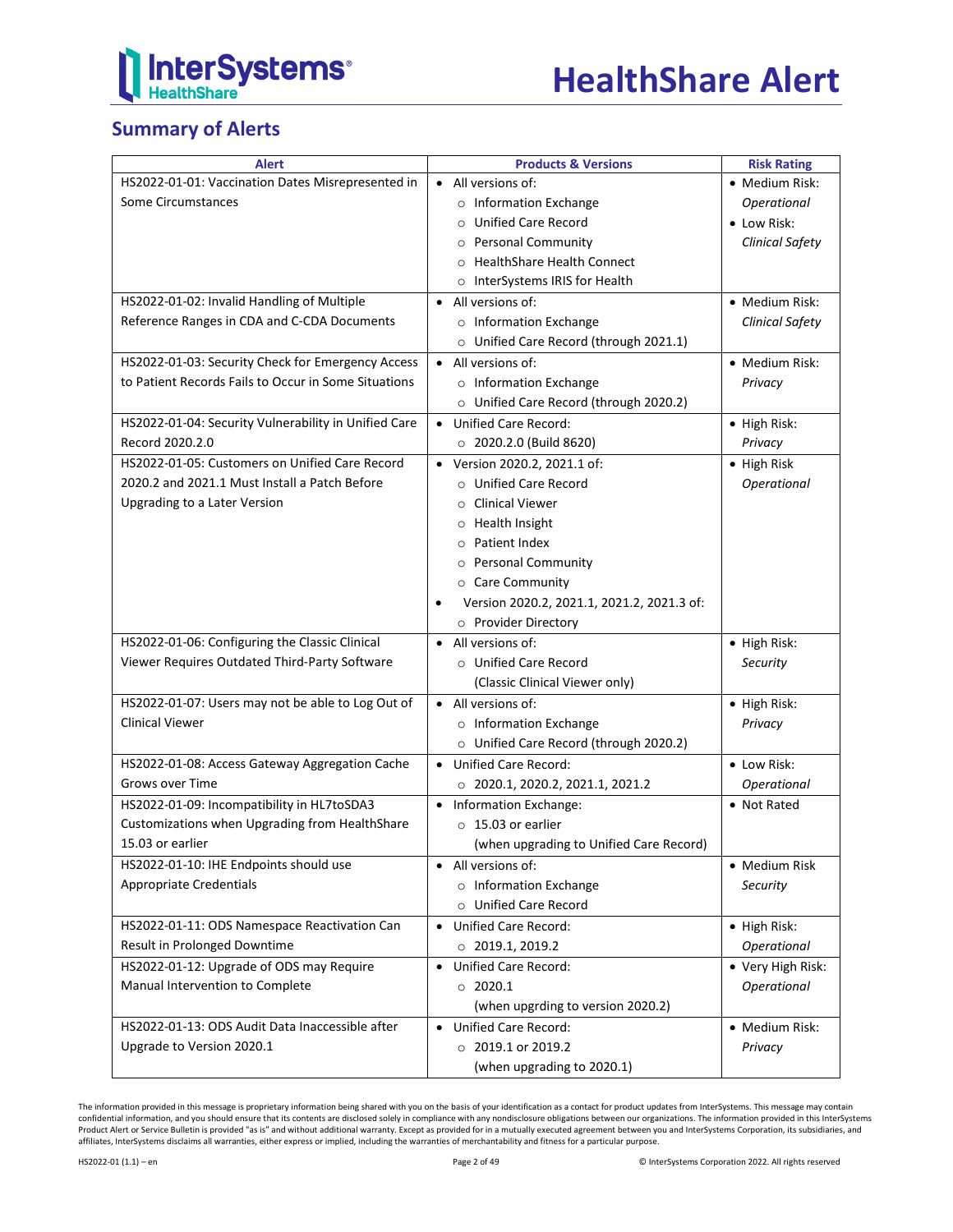## Summary of Alerts

| Alert | Products & Versions | Risk Rating |
| --- | --- | --- |
| HS2022-01-01: Vaccination Dates Misrepresented in Some Circumstances | • All versions of:<br>○ Information Exchange<br>○ Unified Care Record<br>○ Personal Community<br>○ HealthShare Health Connect<br>○ InterSystems IRIS for Health | • Medium Risk: *Operational*<br>• Low Risk: *Clinical Safety* |
| HS2022-01-02: Invalid Handling of Multiple Reference Ranges in CDA and C-CDA Documents | • All versions of:<br>○ Information Exchange<br>○ Unified Care Record (through 2021.1) | • Medium Risk: *Clinical Safety* |
| HS2022-01-03: Security Check for Emergency Access to Patient Records Fails to Occur in Some Situations | • All versions of:<br>○ Information Exchange<br>○ Unified Care Record (through 2020.2) | • Medium Risk: *Privacy* |
| HS2022-01-04: Security Vulnerability in Unified Care Record 2020.2.0 | • Unified Care Record:<br>○ 2020.2.0 (Build 8620) | • High Risk: *Privacy* |
| HS2022-01-05: Customers on Unified Care Record 2020.2 and 2021.1 Must Install a Patch Before Upgrading to a Later Version | • Version 2020.2, 2021.1 of:<br>○ Unified Care Record<br>○ Clinical Viewer<br>○ Health Insight<br>○ Patient Index<br>○ Personal Community<br>○ Care Community<br>• Version 2020.2, 2021.1, 2021.2, 2021.3 of:<br>○ Provider Directory | • High Risk *Operational* |
| HS2022-01-06: Configuring the Classic Clinical Viewer Requires Outdated Third-Party Software | • All versions of:<br>○ Unified Care Record (Classic Clinical Viewer only) | • High Risk: *Security* |
| HS2022-01-07: Users may not be able to Log Out of Clinical Viewer | • All versions of:<br>○ Information Exchange<br>○ Unified Care Record (through 2020.2) | • High Risk: *Privacy* |
| HS2022-01-08: Access Gateway Aggregation Cache Grows over Time | • Unified Care Record:<br>○ 2020.1, 2020.2, 2021.1, 2021.2 | • Low Risk: *Operational* |
| HS2022-01-09: Incompatibility in HL7toSDA3 Customizations when Upgrading from HealthShare 15.03 or earlier | • Information Exchange:<br>○ 15.03 or earlier (when upgrading to Unified Care Record) | • Not Rated |
| HS2022-01-10: IHE Endpoints should use Appropriate Credentials | • All versions of:<br>○ Information Exchange<br>○ Unified Care Record | • Medium Risk *Security* |
| HS2022-01-11: ODS Namespace Reactivation Can Result in Prolonged Downtime | • Unified Care Record:<br>○ 2019.1, 2019.2 | • High Risk: *Operational* |
| HS2022-01-12: Upgrade of ODS may Require Manual Intervention to Complete | • Unified Care Record:<br>○ 2020.1 (when upgrding to version 2020.2) | • Very High Risk: *Operational* |
| HS2022-01-13: ODS Audit Data Inaccessible after Upgrade to Version 2020.1 | • Unified Care Record:<br>○ 2019.1 or 2019.2 (when upgrading to 2020.1) | • Medium Risk: *Privacy* |

The information provided in this message is proprietary information being shared with you on the basis of your identification as a contact for product updates from InterSystems. This message may contain confidential information, and you should ensure that its contents are disclosed solely in compliance with any nondisclosure obligations between our organizations. The information provided in this InterSystems Product Alert or Service Bulletin is provided "as is" and without additional warranty. Except as provided for in a mutually executed agreement between you and InterSystems Corporation, its subsidiaries, and affiliates, InterSystems disclaims all warranties, either express or implied, including the warranties of merchantability and fitness for a particular purpose.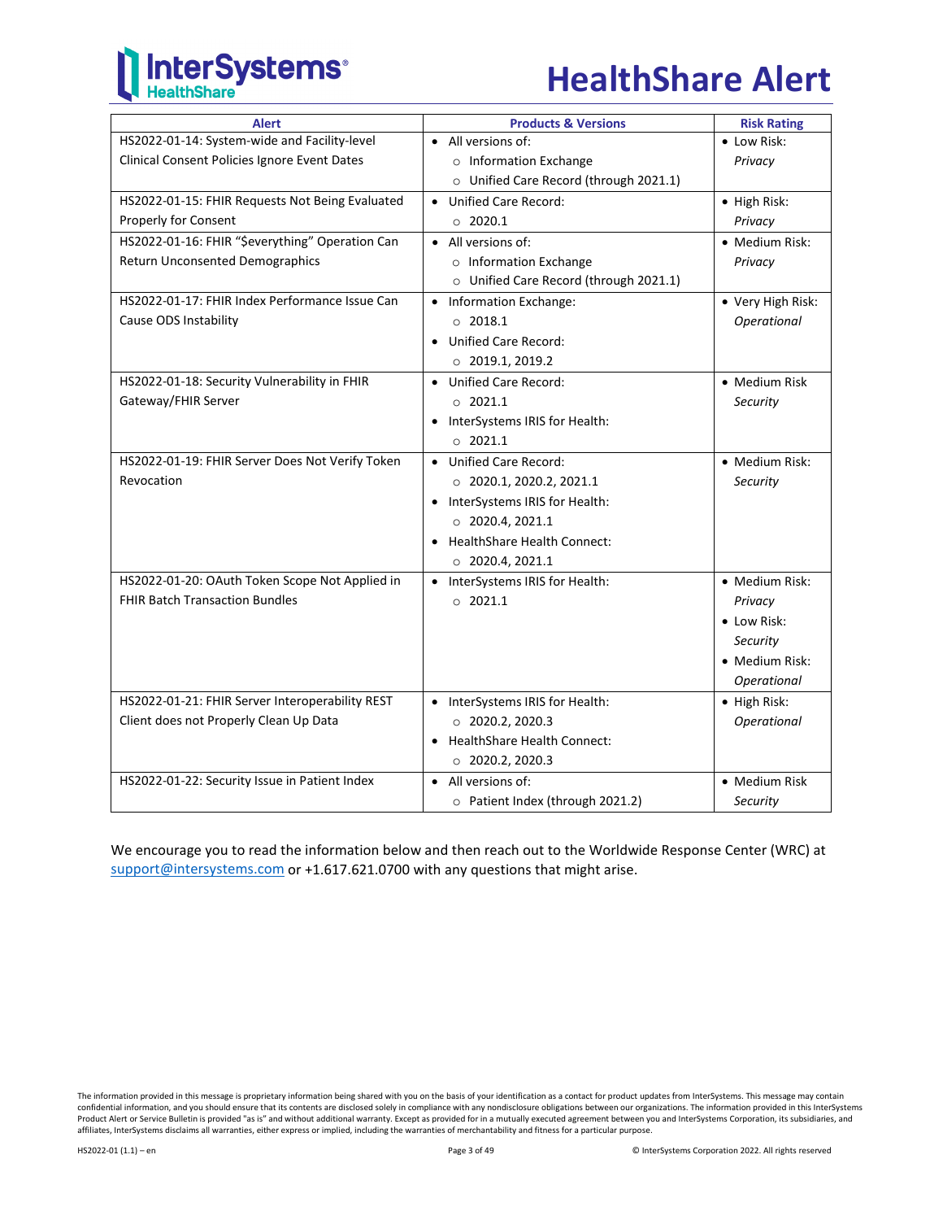| Alert | Products & Versions | Risk Rating |
|---|---|---|
| HS2022-01-14: System-wide and Facility-level Clinical Consent Policies Ignore Event Dates | • All versions of:<br>○ Information Exchange<br>○ Unified Care Record (through 2021.1) | • Low Risk: *Privacy* |
| HS2022-01-15: FHIR Requests Not Being Evaluated Properly for Consent | • Unified Care Record:<br>○ 2020.1 | • High Risk: *Privacy* |
| HS2022-01-16: FHIR "$everything" Operation Can Return Unconsented Demographics | • All versions of:<br>○ Information Exchange<br>○ Unified Care Record (through 2021.1) | • Medium Risk: *Privacy* |
| HS2022-01-17: FHIR Index Performance Issue Can Cause ODS Instability | • Information Exchange:<br>○ 2018.1<br>• Unified Care Record:<br>○ 2019.1, 2019.2 | • Very High Risk: *Operational* |
| HS2022-01-18: Security Vulnerability in FHIR Gateway/FHIR Server | • Unified Care Record:<br>○ 2021.1<br>• InterSystems IRIS for Health:<br>○ 2021.1 | • Medium Risk *Security* |
| HS2022-01-19: FHIR Server Does Not Verify Token Revocation | • Unified Care Record:<br>○ 2020.1, 2020.2, 2021.1<br>• InterSystems IRIS for Health:<br>○ 2020.4, 2021.1<br>• HealthShare Health Connect:<br>○ 2020.4, 2021.1 | • Medium Risk: *Security* |
| HS2022-01-20: OAuth Token Scope Not Applied in FHIR Batch Transaction Bundles | • InterSystems IRIS for Health:<br>○ 2021.1 | • Medium Risk: *Privacy*<br>• Low Risk: *Security*<br>• Medium Risk: *Operational* |
| HS2022-01-21: FHIR Server Interoperability REST Client does not Properly Clean Up Data | • InterSystems IRIS for Health:<br>○ 2020.2, 2020.3<br>• HealthShare Health Connect:<br>○ 2020.2, 2020.3 | • High Risk: *Operational* |
| HS2022-01-22: Security Issue in Patient Index | • All versions of:<br>○ Patient Index (through 2021.2) | • Medium Risk *Security* |

We encourage you to read the information below and then reach out to the Worldwide Response Center (WRC) at support@intersystems.com or +1.617.621.0700 with any questions that might arise.

The information provided in this message is proprietary information being shared with you on the basis of your identification as a contact for product updates from InterSystems. This message may contain confidential information, and you should ensure that its contents are disclosed solely in compliance with any nondisclosure obligations between our organizations. The information provided in this InterSystems Product Alert or Service Bulletin is provided "as is" and without additional warranty. Except as provided for in a mutually executed agreement between you and InterSystems Corporation, its subsidiaries, and affiliates, InterSystems disclaims all warranties, either express or implied, including the warranties of merchantability and fitness for a particular purpose.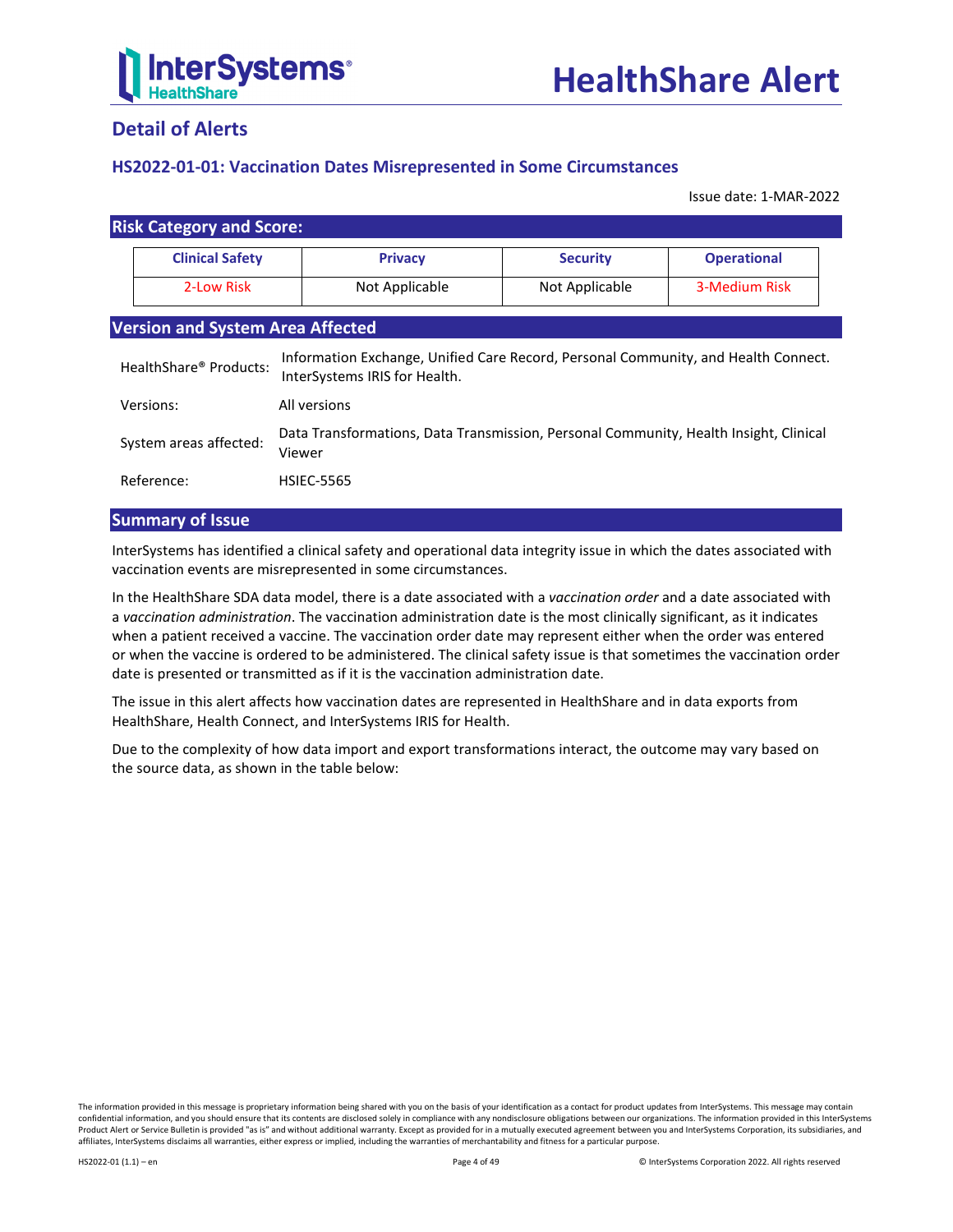## Detail of Alerts

### HS2022-01-01: Vaccination Dates Misrepresented in Some Circumstances

Issue date: 1-MAR-2022

#### Risk Category and Score:

| Clinical Safety | Privacy | Security | Operational |
|---|---|---|---|
| 2-Low Risk | Not Applicable | Not Applicable | 3-Medium Risk |

#### Version and System Area Affected

| | |
|---|---|
| HealthShare® Products: | Information Exchange, Unified Care Record, Personal Community, and Health Connect. InterSystems IRIS for Health. |
| Versions: | All versions |
| System areas affected: | Data Transformations, Data Transmission, Personal Community, Health Insight, Clinical Viewer |
| Reference: | HSIEC-5565 |

#### Summary of Issue

InterSystems has identified a clinical safety and operational data integrity issue in which the dates associated with vaccination events are misrepresented in some circumstances.

In the HealthShare SDA data model, there is a date associated with a *vaccination order* and a date associated with a *vaccination administration*. The vaccination administration date is the most clinically significant, as it indicates when a patient received a vaccine. The vaccination order date may represent either when the order was entered or when the vaccine is ordered to be administered. The clinical safety issue is that sometimes the vaccination order date is presented or transmitted as if it is the vaccination administration date.

The issue in this alert affects how vaccination dates are represented in HealthShare and in data exports from HealthShare, Health Connect, and InterSystems IRIS for Health.

Due to the complexity of how data import and export transformations interact, the outcome may vary based on the source data, as shown in the table below: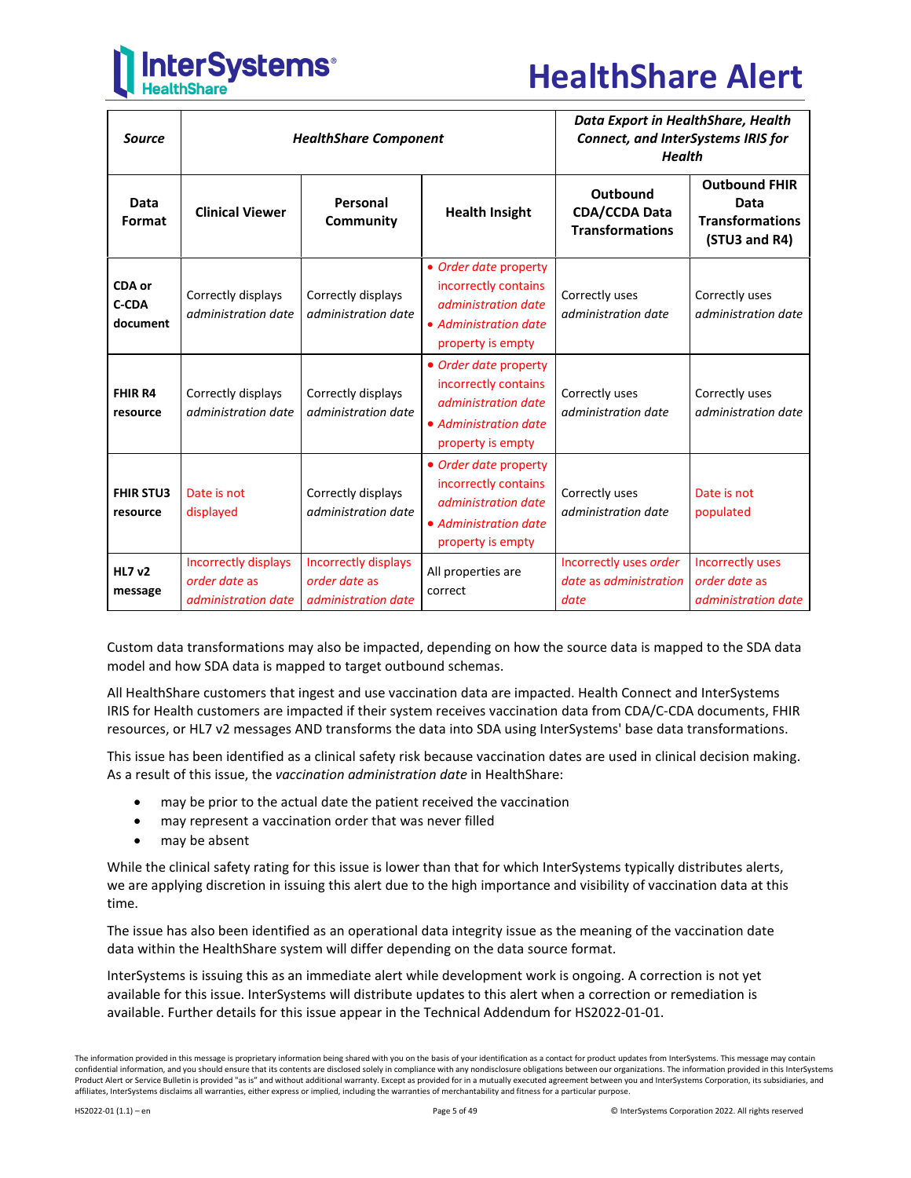| *Source* | *HealthShare Component* | | | *Data Export in HealthShare, Health Connect, and InterSystems IRIS for Health* | |
|---|---|---|---|---|---|
| **Data Format** | **Clinical Viewer** | **Personal Community** | **Health Insight** | **Outbound CDA/CCDA Data Transformations** | **Outbound FHIR Data Transformations (STU3 and R4)** |
| **CDA or C-CDA document** | Correctly displays *administration date* | Correctly displays *administration date* | • *Order date* property incorrectly contains *administration date* • *Administration date* property is empty | Correctly uses *administration date* | Correctly uses *administration date* |
| **FHIR R4 resource** | Correctly displays *administration date* | Correctly displays *administration date* | • *Order date* property incorrectly contains *administration date* • *Administration date* property is empty | Correctly uses *administration date* | Correctly uses *administration date* |
| **FHIR STU3 resource** | Date is not displayed | Correctly displays *administration date* | • *Order date* property incorrectly contains *administration date* • *Administration date* property is empty | Correctly uses *administration date* | Date is not populated |
| **HL7 v2 message** | Incorrectly displays *order date* as *administration date* | Incorrectly displays *order date* as *administration date* | All properties are correct | Incorrectly uses *order date* as *administration date* | Incorrectly uses *order date* as *administration date* |

Custom data transformations may also be impacted, depending on how the source data is mapped to the SDA data model and how SDA data is mapped to target outbound schemas.

All HealthShare customers that ingest and use vaccination data are impacted. Health Connect and InterSystems IRIS for Health customers are impacted if their system receives vaccination data from CDA/C-CDA documents, FHIR resources, or HL7 v2 messages AND transforms the data into SDA using InterSystems' base data transformations.

This issue has been identified as a clinical safety risk because vaccination dates are used in clinical decision making. As a result of this issue, the *vaccination administration date* in HealthShare:

- may be prior to the actual date the patient received the vaccination
- may represent a vaccination order that was never filled
- may be absent

While the clinical safety rating for this issue is lower than that for which InterSystems typically distributes alerts, we are applying discretion in issuing this alert due to the high importance and visibility of vaccination data at this time.

The issue has also been identified as an operational data integrity issue as the meaning of the vaccination date data within the HealthShare system will differ depending on the data source format.

InterSystems is issuing this as an immediate alert while development work is ongoing. A correction is not yet available for this issue. InterSystems will distribute updates to this alert when a correction or remediation is available. Further details for this issue appear in the Technical Addendum for HS2022-01-01.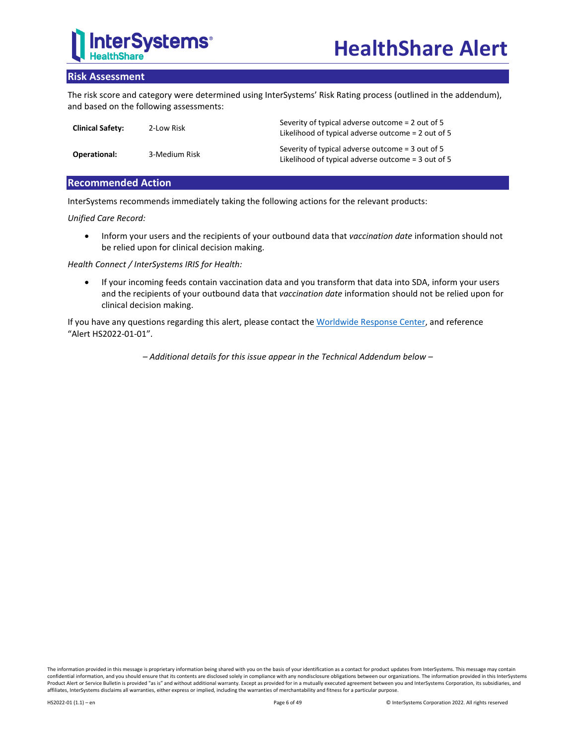## Risk Assessment

The risk score and category were determined using InterSystems' Risk Rating process (outlined in the addendum), and based on the following assessments:

| | | |
|---|---|---|
| **Clinical Safety:** | 2-Low Risk | Severity of typical adverse outcome = 2 out of 5<br>Likelihood of typical adverse outcome = 2 out of 5 |
| **Operational:** | 3-Medium Risk | Severity of typical adverse outcome = 3 out of 5<br>Likelihood of typical adverse outcome = 3 out of 5 |

## Recommended Action

InterSystems recommends immediately taking the following actions for the relevant products:

*Unified Care Record:*

- Inform your users and the recipients of your outbound data that *vaccination date* information should not be relied upon for clinical decision making.

*Health Connect / InterSystems IRIS for Health:*

- If your incoming feeds contain vaccination data and you transform that data into SDA, inform your users and the recipients of your outbound data that *vaccination date* information should not be relied upon for clinical decision making.

If you have any questions regarding this alert, please contact the Worldwide Response Center, and reference "Alert HS2022-01-01".

*– Additional details for this issue appear in the Technical Addendum below –*

The information provided in this message is proprietary information being shared with you on the basis of your identification as a contact for product updates from InterSystems. This message may contain confidential information, and you should ensure that its contents are disclosed solely in compliance with any nondisclosure obligations between our organizations. The information provided in this InterSystems Product Alert or Service Bulletin is provided "as is" and without additional warranty. Except as provided for in a mutually executed agreement between you and InterSystems Corporation, its subsidiaries, and affiliates, InterSystems disclaims all warranties, either express or implied, including the warranties of merchantability and fitness for a particular purpose.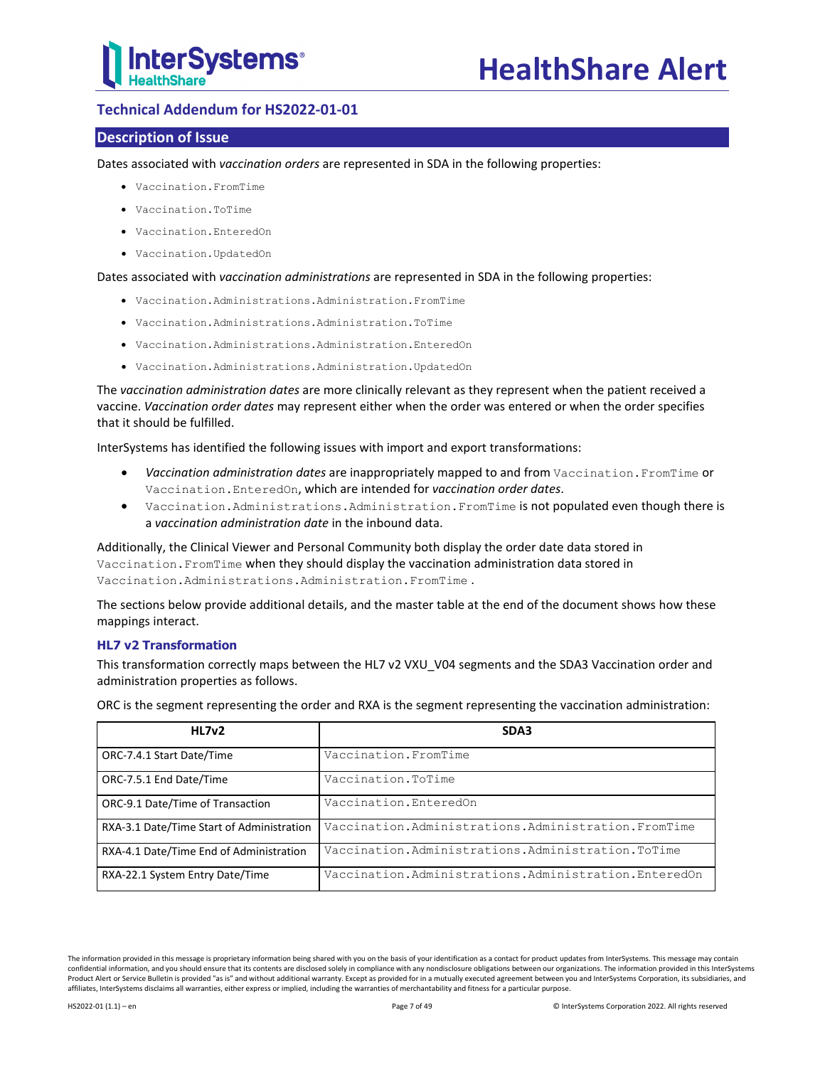## Technical Addendum for HS2022-01-01

### Description of Issue

Dates associated with *vaccination orders* are represented in SDA in the following properties:

- `Vaccination.FromTime`
- `Vaccination.ToTime`
- `Vaccination.EnteredOn`
- `Vaccination.UpdatedOn`

Dates associated with *vaccination administrations* are represented in SDA in the following properties:

- `Vaccination.Administrations.Administration.FromTime`
- `Vaccination.Administrations.Administration.ToTime`
- `Vaccination.Administrations.Administration.EnteredOn`
- `Vaccination.Administrations.Administration.UpdatedOn`

The *vaccination administration dates* are more clinically relevant as they represent when the patient received a vaccine. *Vaccination order dates* may represent either when the order was entered or when the order specifies that it should be fulfilled.

InterSystems has identified the following issues with import and export transformations:

- *Vaccination administration dates* are inappropriately mapped to and from `Vaccination.FromTime` or `Vaccination.EnteredOn`, which are intended for *vaccination order dates*.
- `Vaccination.Administrations.Administration.FromTime` is not populated even though there is a *vaccination administration date* in the inbound data.

Additionally, the Clinical Viewer and Personal Community both display the order date data stored in `Vaccination.FromTime` when they should display the vaccination administration data stored in `Vaccination.Administrations.Administration.FromTime`.

The sections below provide additional details, and the master table at the end of the document shows how these mappings interact.

#### HL7 v2 Transformation

This transformation correctly maps between the HL7 v2 VXU_V04 segments and the SDA3 Vaccination order and administration properties as follows.

ORC is the segment representing the order and RXA is the segment representing the vaccination administration:

| HL7v2 | SDA3 |
|---|---|
| ORC-7.4.1 Start Date/Time | `Vaccination.FromTime` |
| ORC-7.5.1 End Date/Time | `Vaccination.ToTime` |
| ORC-9.1 Date/Time of Transaction | `Vaccination.EnteredOn` |
| RXA-3.1 Date/Time Start of Administration | `Vaccination.Administrations.Administration.FromTime` |
| RXA-4.1 Date/Time End of Administration | `Vaccination.Administrations.Administration.ToTime` |
| RXA-22.1 System Entry Date/Time | `Vaccination.Administrations.Administration.EnteredOn` |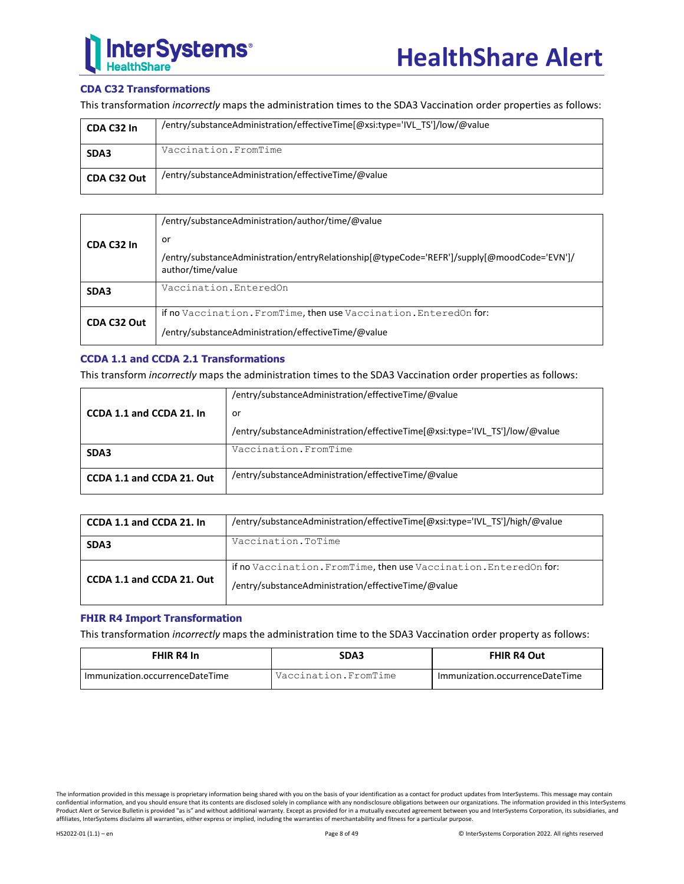### CDA C32 Transformations

This transformation *incorrectly* maps the administration times to the SDA3 Vaccination order properties as follows:

| | |
|---|---|
| **CDA C32 In** | /entry/substanceAdministration/effectiveTime[@xsi:type='IVL_TS']/low/@value |
| **SDA3** | `Vaccination.FromTime` |
| **CDA C32 Out** | /entry/substanceAdministration/effectiveTime/@value |

| | |
|---|---|
| **CDA C32 In** | /entry/substanceAdministration/author/time/@value<br><br>or<br><br>/entry/substanceAdministration/entryRelationship[@typeCode='REFR']/supply[@moodCode='EVN']/author/time/value |
| **SDA3** | `Vaccination.EnteredOn` |
| **CDA C32 Out** | if no `Vaccination.FromTime`, then use `Vaccination.EnteredOn` for:<br><br>/entry/substanceAdministration/effectiveTime/@value |

### CCDA 1.1 and CCDA 2.1 Transformations

This transform *incorrectly* maps the administration times to the SDA3 Vaccination order properties as follows:

| | |
|---|---|
| **CCDA 1.1 and CCDA 21. In** | /entry/substanceAdministration/effectiveTime/@value<br><br>or<br><br>/entry/substanceAdministration/effectiveTime[@xsi:type='IVL_TS']/low/@value |
| **SDA3** | `Vaccination.FromTime` |
| **CCDA 1.1 and CCDA 21. Out** | /entry/substanceAdministration/effectiveTime/@value |

| | |
|---|---|
| **CCDA 1.1 and CCDA 21. In** | /entry/substanceAdministration/effectiveTime[@xsi:type='IVL_TS']/high/@value |
| **SDA3** | `Vaccination.ToTime` |
| **CCDA 1.1 and CCDA 21. Out** | if no `Vaccination.FromTime`, then use `Vaccination.EnteredOn` for:<br><br>/entry/substanceAdministration/effectiveTime/@value |

### FHIR R4 Import Transformation

This transformation *incorrectly* maps the administration time to the SDA3 Vaccination order property as follows:

| FHIR R4 In | SDA3 | FHIR R4 Out |
|---|---|---|
| Immunization.occurrenceDateTime | `Vaccination.FromTime` | Immunization.occurrenceDateTime |

The information provided in this message is proprietary information being shared with you on the basis of your identification as a contact for product updates from InterSystems. This message may contain confidential information, and you should ensure that its contents are disclosed solely in compliance with any nondisclosure obligations between our organizations. The information provided in this InterSystems Product Alert or Service Bulletin is provided "as is" and without additional warranty. Except as provided for in a mutually executed agreement between you and InterSystems Corporation, its subsidiaries, and affiliates, InterSystems disclaims all warranties, either express or implied, including the warranties of merchantability and fitness for a particular purpose.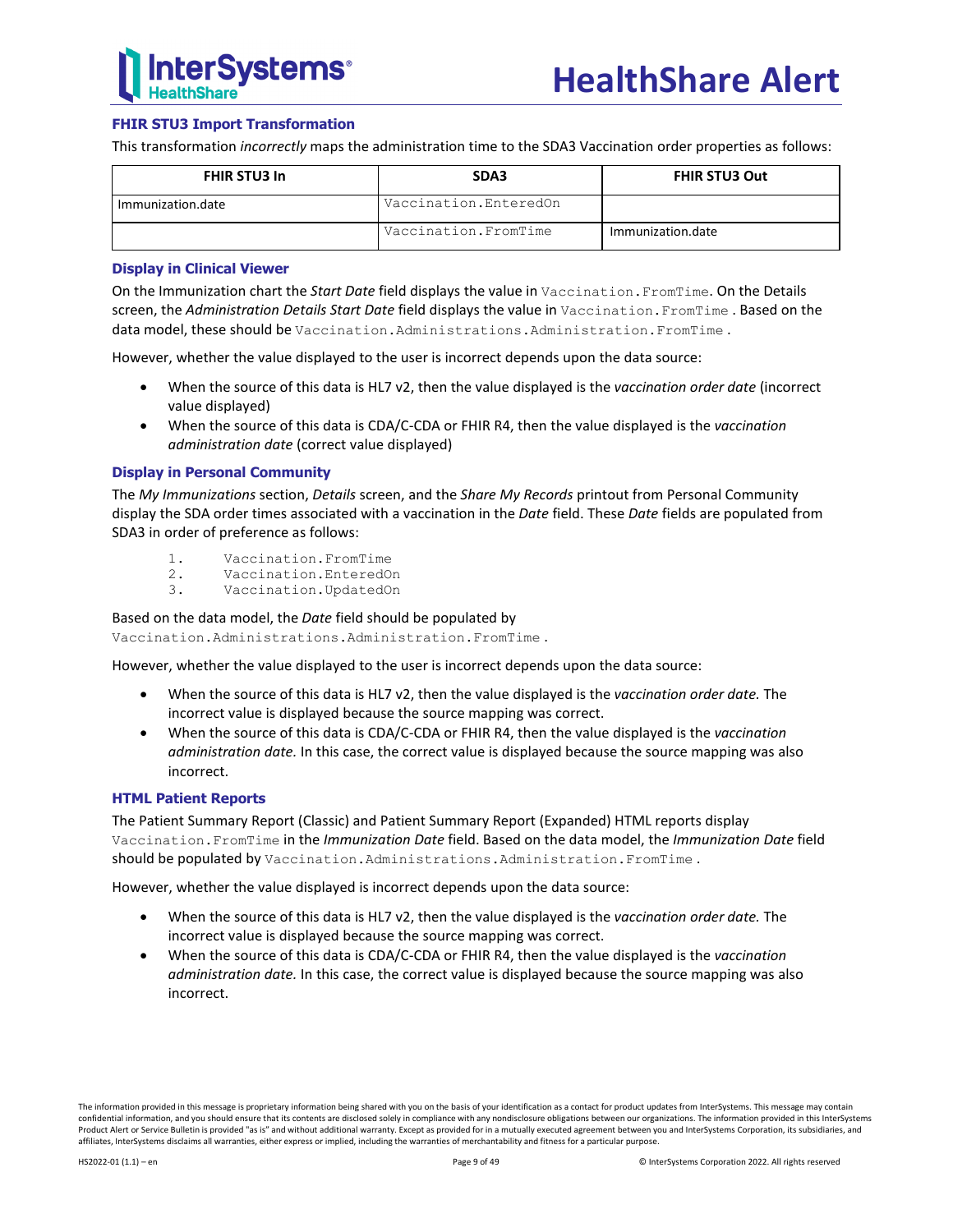### FHIR STU3 Import Transformation

This transformation *incorrectly* maps the administration time to the SDA3 Vaccination order properties as follows:

| FHIR STU3 In | SDA3 | FHIR STU3 Out |
|---|---|---|
| Immunization.date | `Vaccination.EnteredOn` | |
| | `Vaccination.FromTime` | Immunization.date |

### Display in Clinical Viewer

On the Immunization chart the *Start Date* field displays the value in `Vaccination.FromTime`. On the Details screen, the *Administration Details Start Date* field displays the value in `Vaccination.FromTime` . Based on the data model, these should be `Vaccination.Administrations.Administration.FromTime` .

However, whether the value displayed to the user is incorrect depends upon the data source:

- When the source of this data is HL7 v2, then the value displayed is the *vaccination order date* (incorrect value displayed)
- When the source of this data is CDA/C-CDA or FHIR R4, then the value displayed is the *vaccination administration date* (correct value displayed)

### Display in Personal Community

The *My Immunizations* section, *Details* screen, and the *Share My Records* printout from Personal Community display the SDA order times associated with a vaccination in the *Date* field. These *Date* fields are populated from SDA3 in order of preference as follows:

1. `Vaccination.FromTime`
2. `Vaccination.EnteredOn`
3. `Vaccination.UpdatedOn`

Based on the data model, the *Date* field should be populated by `Vaccination.Administrations.Administration.FromTime` .

However, whether the value displayed to the user is incorrect depends upon the data source:

- When the source of this data is HL7 v2, then the value displayed is the *vaccination order date.* The incorrect value is displayed because the source mapping was correct.
- When the source of this data is CDA/C-CDA or FHIR R4, then the value displayed is the *vaccination administration date.* In this case, the correct value is displayed because the source mapping was also incorrect.

### HTML Patient Reports

The Patient Summary Report (Classic) and Patient Summary Report (Expanded) HTML reports display `Vaccination.FromTime` in the *Immunization Date* field. Based on the data model, the *Immunization Date* field should be populated by `Vaccination.Administrations.Administration.FromTime` .

However, whether the value displayed is incorrect depends upon the data source:

- When the source of this data is HL7 v2, then the value displayed is the *vaccination order date.* The incorrect value is displayed because the source mapping was correct.
- When the source of this data is CDA/C-CDA or FHIR R4, then the value displayed is the *vaccination administration date.* In this case, the correct value is displayed because the source mapping was also incorrect.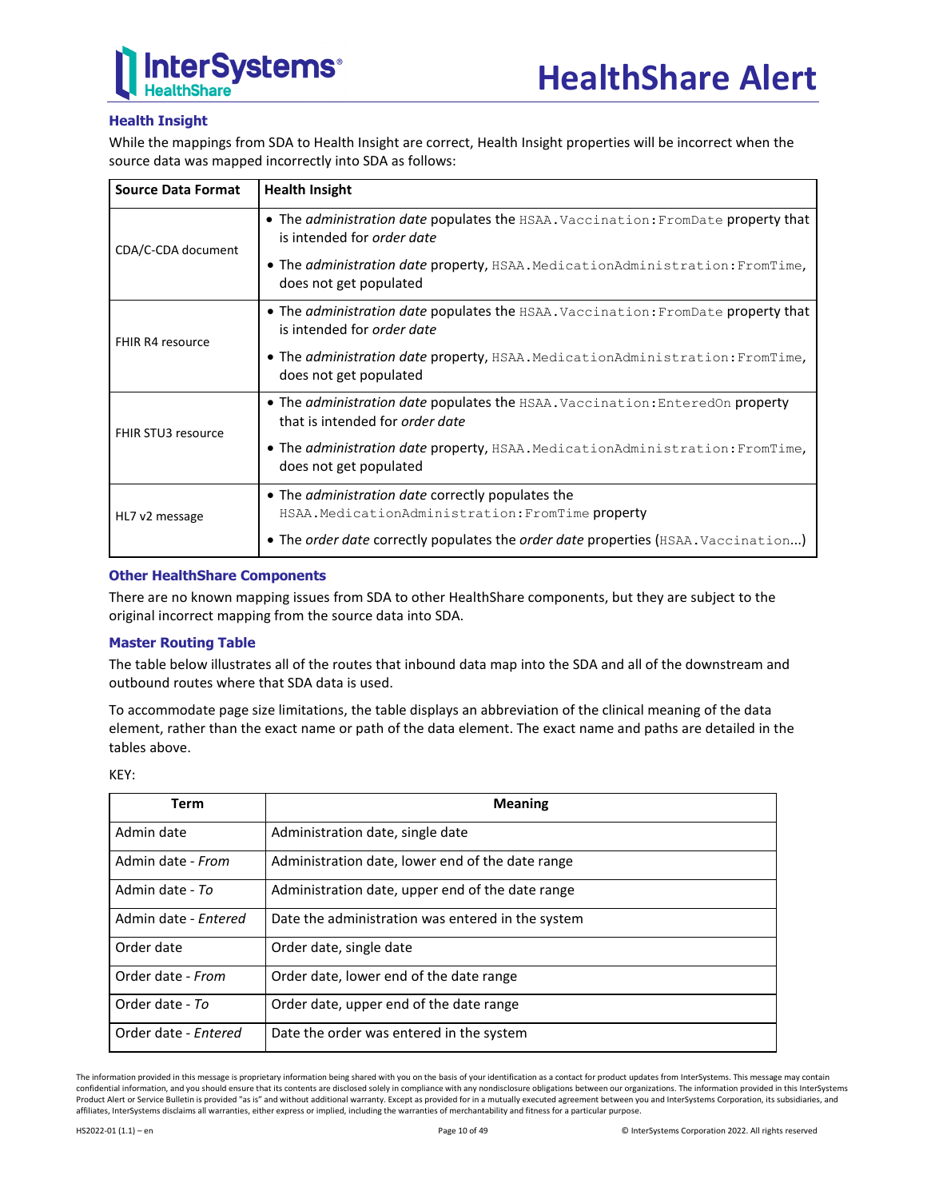### Health Insight

While the mappings from SDA to Health Insight are correct, Health Insight properties will be incorrect when the source data was mapped incorrectly into SDA as follows:

| Source Data Format | Health Insight |
|---|---|
| CDA/C-CDA document | • The *administration date* populates the `HSAA.Vaccination:FromDate` property that is intended for *order date*<br>• The *administration date* property, `HSAA.MedicationAdministration:FromTime`, does not get populated |
| FHIR R4 resource | • The *administration date* populates the `HSAA.Vaccination:FromDate` property that is intended for *order date*<br>• The *administration date* property, `HSAA.MedicationAdministration:FromTime`, does not get populated |
| FHIR STU3 resource | • The *administration date* populates the `HSAA.Vaccination:EnteredOn` property that is intended for *order date*<br>• The *administration date* property, `HSAA.MedicationAdministration:FromTime`, does not get populated |
| HL7 v2 message | • The *administration date* correctly populates the `HSAA.MedicationAdministration:FromTime` property<br>• The *order date* correctly populates the *order date* properties (`HSAA.Vaccination`...) |

### Other HealthShare Components

There are no known mapping issues from SDA to other HealthShare components, but they are subject to the original incorrect mapping from the source data into SDA.

### Master Routing Table

The table below illustrates all of the routes that inbound data map into the SDA and all of the downstream and outbound routes where that SDA data is used.

To accommodate page size limitations, the table displays an abbreviation of the clinical meaning of the data element, rather than the exact name or path of the data element. The exact name and paths are detailed in the tables above.

KEY:

| Term | Meaning |
|---|---|
| Admin date | Administration date, single date |
| Admin date - *From* | Administration date, lower end of the date range |
| Admin date - *To* | Administration date, upper end of the date range |
| Admin date - *Entered* | Date the administration was entered in the system |
| Order date | Order date, single date |
| Order date - *From* | Order date, lower end of the date range |
| Order date - *To* | Order date, upper end of the date range |
| Order date - *Entered* | Date the order was entered in the system |

The information provided in this message is proprietary information being shared with you on the basis of your identification as a contact for product updates from InterSystems. This message may contain confidential information, and you should ensure that its contents are disclosed solely in compliance with any nondisclosure obligations between our organizations. The information provided in this InterSystems Product Alert or Service Bulletin is provided "as is" and without additional warranty. Except as provided for in a mutually executed agreement between you and InterSystems Corporation, its subsidiaries, and affiliates, InterSystems disclaims all warranties, either express or implied, including the warranties of merchantability and fitness for a particular purpose.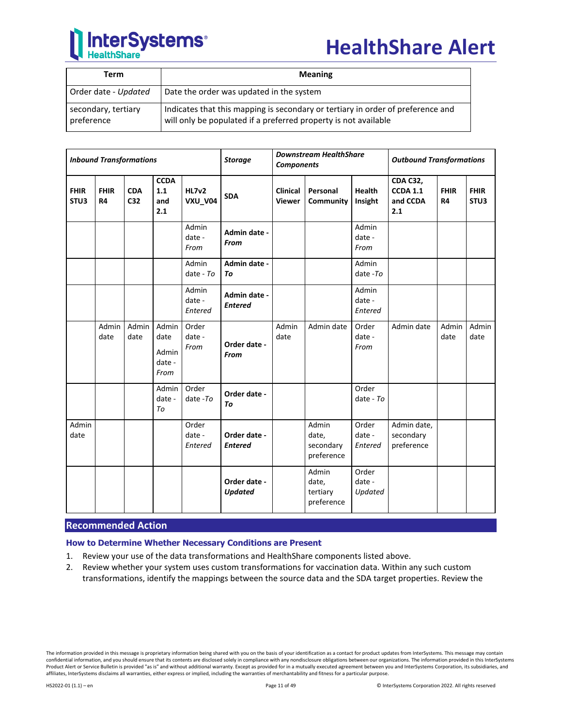| Term | Meaning |
|---|---|
| Order date - *Updated* | Date the order was updated in the system |
| secondary, tertiary preference | Indicates that this mapping is secondary or tertiary in order of preference and will only be populated if a preferred property is not available |

| ***Inbound Transformations*** | | | | | ***Storage*** | ***Downstream HealthShare Components*** | | | ***Outbound Transformations*** | | |
|---|---|---|---|---|---|---|---|---|---|---|---|
| **FHIR STU3** | **FHIR R4** | **CDA C32** | **CCDA 1.1 and 2.1** | **HL7v2 VXU_V04** | **SDA** | **Clinical Viewer** | **Personal Community** | **Health Insight** | **CDA C32, CCDA 1.1 and CCDA 2.1** | **FHIR R4** | **FHIR STU3** |
| | | | | Admin date - *From* | **Admin date - *From*** | | | Admin date - *From* | | | |
| | | | | Admin date - *To* | **Admin date - *To*** | | | Admin date -*To* | | | |
| | | | | Admin date - *Entered* | **Admin date - *Entered*** | | | Admin date - *Entered* | | | |
| | Admin date | Admin date | Admin date Admin date - *From* | Order date - *From* | **Order date - *From*** | Admin date | Admin date | Order date - *From* | Admin date | Admin date | Admin date |
| | | | Admin date - *To* | Order date -*To* | **Order date - *To*** | | | Order date - *To* | | | |
| Admin date | | | | Order date - *Entered* | **Order date - *Entered*** | | Admin date, secondary preference | Order date - *Entered* | Admin date, secondary preference | | |
| | | | | | **Order date - *Updated*** | | Admin date, tertiary preference | Order date - *Updated* | | | |

## Recommended Action

### How to Determine Whether Necessary Conditions are Present

1. Review your use of the data transformations and HealthShare components listed above.
2. Review whether your system uses custom transformations for vaccination data. Within any such custom transformations, identify the mappings between the source data and the SDA target properties. Review the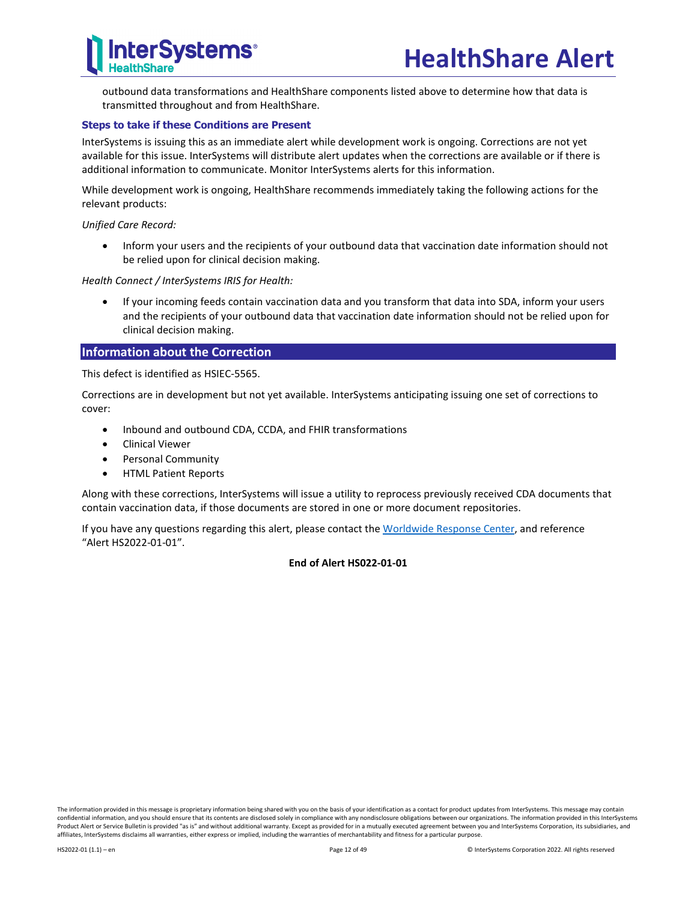outbound data transformations and HealthShare components listed above to determine how that data is transmitted throughout and from HealthShare.

### Steps to take if these Conditions are Present

InterSystems is issuing this as an immediate alert while development work is ongoing. Corrections are not yet available for this issue. InterSystems will distribute alert updates when the corrections are available or if there is additional information to communicate. Monitor InterSystems alerts for this information.

While development work is ongoing, HealthShare recommends immediately taking the following actions for the relevant products:

*Unified Care Record:*

- Inform your users and the recipients of your outbound data that vaccination date information should not be relied upon for clinical decision making.

*Health Connect / InterSystems IRIS for Health:*

- If your incoming feeds contain vaccination data and you transform that data into SDA, inform your users and the recipients of your outbound data that vaccination date information should not be relied upon for clinical decision making.

## Information about the Correction

This defect is identified as HSIEC-5565.

Corrections are in development but not yet available. InterSystems anticipating issuing one set of corrections to cover:

- Inbound and outbound CDA, CCDA, and FHIR transformations
- Clinical Viewer
- Personal Community
- HTML Patient Reports

Along with these corrections, InterSystems will issue a utility to reprocess previously received CDA documents that contain vaccination data, if those documents are stored in one or more document repositories.

If you have any questions regarding this alert, please contact the Worldwide Response Center, and reference "Alert HS2022-01-01".

**End of Alert HS022-01-01**

The information provided in this message is proprietary information being shared with you on the basis of your identification as a contact for product updates from InterSystems. This message may contain confidential information, and you should ensure that its contents are disclosed solely in compliance with any nondisclosure obligations between our organizations. The information provided in this InterSystems Product Alert or Service Bulletin is provided "as is" and without additional warranty. Except as provided for in a mutually executed agreement between you and InterSystems Corporation, its subsidiaries, and affiliates, InterSystems disclaims all warranties, either express or implied, including the warranties of merchantability and fitness for a particular purpose.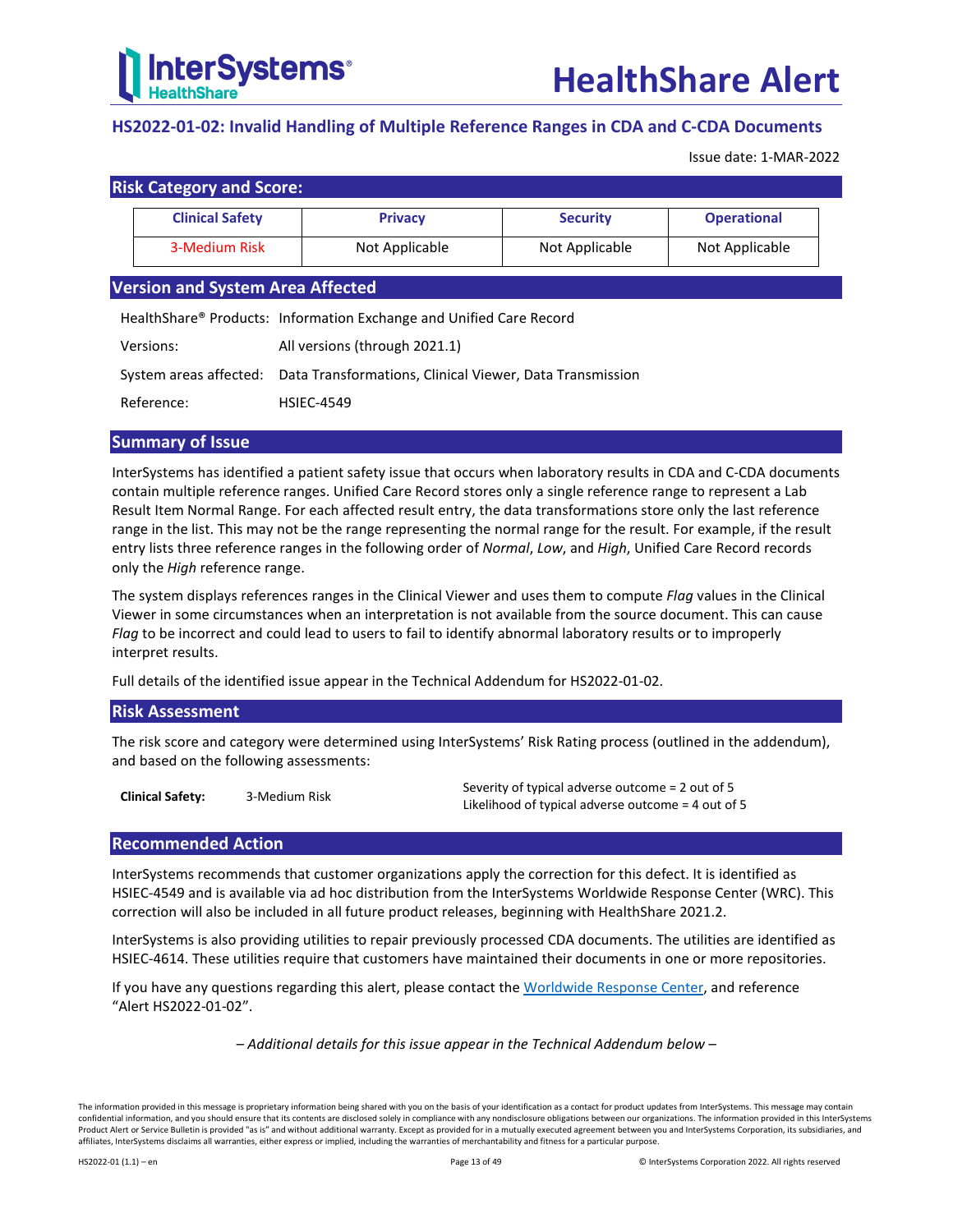# HealthShare Alert

## HS2022-01-02: Invalid Handling of Multiple Reference Ranges in CDA and C-CDA Documents

Issue date: 1-MAR-2022

### Risk Category and Score:

| Clinical Safety | Privacy | Security | Operational |
|---|---|---|---|
| 3-Medium Risk | Not Applicable | Not Applicable | Not Applicable |

### Version and System Area Affected

| | |
|---|---|
| HealthShare® Products: | Information Exchange and Unified Care Record |
| Versions: | All versions (through 2021.1) |
| System areas affected: | Data Transformations, Clinical Viewer, Data Transmission |
| Reference: | HSIEC-4549 |

### Summary of Issue

InterSystems has identified a patient safety issue that occurs when laboratory results in CDA and C-CDA documents contain multiple reference ranges. Unified Care Record stores only a single reference range to represent a Lab Result Item Normal Range. For each affected result entry, the data transformations store only the last reference range in the list. This may not be the range representing the normal range for the result. For example, if the result entry lists three reference ranges in the following order of *Normal*, *Low*, and *High*, Unified Care Record records only the *High* reference range.

The system displays references ranges in the Clinical Viewer and uses them to compute *Flag* values in the Clinical Viewer in some circumstances when an interpretation is not available from the source document. This can cause *Flag* to be incorrect and could lead to users to fail to identify abnormal laboratory results or to improperly interpret results.

Full details of the identified issue appear in the Technical Addendum for HS2022-01-02.

### Risk Assessment

The risk score and category were determined using InterSystems' Risk Rating process (outlined in the addendum), and based on the following assessments:

| | | |
|---|---|---|
| **Clinical Safety:** | 3-Medium Risk | Severity of typical adverse outcome = 2 out of 5<br>Likelihood of typical adverse outcome = 4 out of 5 |

### Recommended Action

InterSystems recommends that customer organizations apply the correction for this defect. It is identified as HSIEC-4549 and is available via ad hoc distribution from the InterSystems Worldwide Response Center (WRC). This correction will also be included in all future product releases, beginning with HealthShare 2021.2.

InterSystems is also providing utilities to repair previously processed CDA documents. The utilities are identified as HSIEC-4614. These utilities require that customers have maintained their documents in one or more repositories.

If you have any questions regarding this alert, please contact the Worldwide Response Center, and reference "Alert HS2022-01-02".

*– Additional details for this issue appear in the Technical Addendum below –*

The information provided in this message is proprietary information being shared with you on the basis of your identification as a contact for product updates from InterSystems. This message may contain confidential information, and you should ensure that its contents are disclosed solely in compliance with any nondisclosure obligations between our organizations. The information provided in this InterSystems Product Alert or Service Bulletin is provided "as is" and without additional warranty. Except as provided for in a mutually executed agreement between you and InterSystems Corporation, its subsidiaries, and affiliates, InterSystems disclaims all warranties, either express or implied, including the warranties of merchantability and fitness for a particular purpose.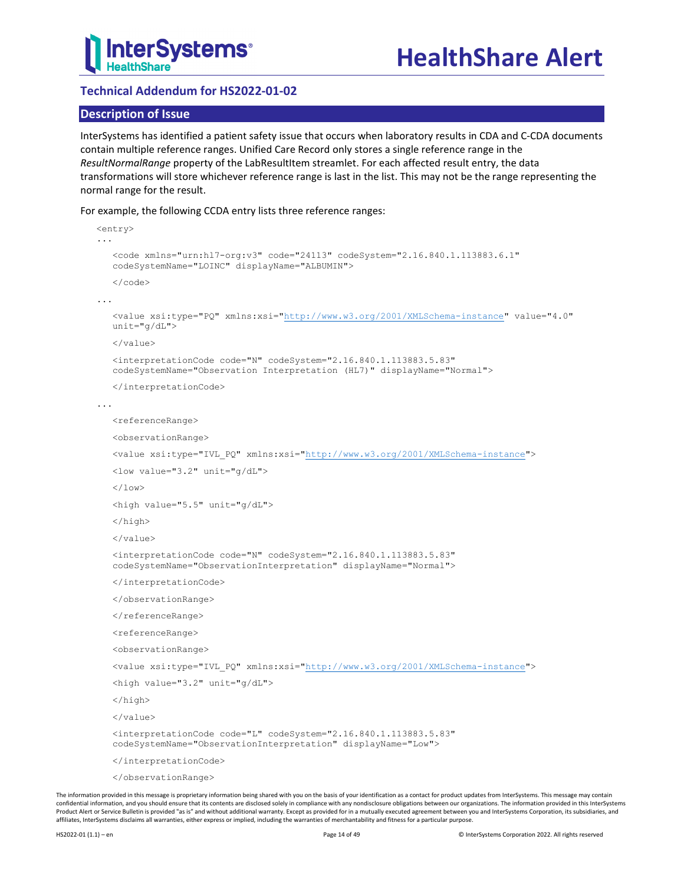## Technical Addendum for HS2022-01-02

### Description of Issue

InterSystems has identified a patient safety issue that occurs when laboratory results in CDA and C-CDA documents contain multiple reference ranges. Unified Care Record only stores a single reference range in the *ResultNormalRange* property of the LabResultItem streamlet. For each affected result entry, the data transformations will store whichever reference range is last in the list. This may not be the range representing the normal range for the result.

For example, the following CCDA entry lists three reference ranges:

```
<entry>
...
    <code xmlns="urn:hl7-org:v3" code="24113" codeSystem="2.16.840.1.113883.6.1"
    codeSystemName="LOINC" displayName="ALBUMIN">
    </code>
...
    <value xsi:type="PQ" xmlns:xsi="http://www.w3.org/2001/XMLSchema-instance" value="4.0"
    unit="g/dL">
    </value>
    <interpretationCode code="N" codeSystem="2.16.840.1.113883.5.83"
    codeSystemName="Observation Interpretation (HL7)" displayName="Normal">
    </interpretationCode>
...
    <referenceRange>
    <observationRange>
    <value xsi:type="IVL_PQ" xmlns:xsi="http://www.w3.org/2001/XMLSchema-instance">
    <low value="3.2" unit="g/dL">
    </low>
    <high value="5.5" unit="g/dL">
    </high>
    </value>
    <interpretationCode code="N" codeSystem="2.16.840.1.113883.5.83"
    codeSystemName="ObservationInterpretation" displayName="Normal">
    </interpretationCode>
    </observationRange>
    </referenceRange>
    <referenceRange>
    <observationRange>
    <value xsi:type="IVL_PQ" xmlns:xsi="http://www.w3.org/2001/XMLSchema-instance">
    <high value="3.2" unit="g/dL">
    </high>
    </value>
    <interpretationCode code="L" codeSystem="2.16.840.1.113883.5.83"
    codeSystemName="ObservationInterpretation" displayName="Low">
    </interpretationCode>
    </observationRange>
```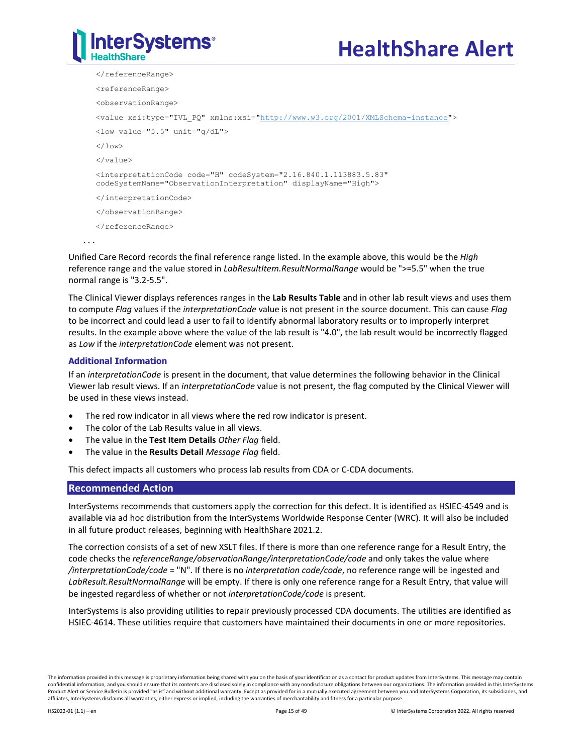```
</referenceRange>
<referenceRange>
<observationRange>
<value xsi:type="IVL_PQ" xmlns:xsi="http://www.w3.org/2001/XMLSchema-instance">
<low value="5.5" unit="g/dL">
</low>
</value>
<interpretationCode code="H" codeSystem="2.16.840.1.113883.5.83"
codeSystemName="ObservationInterpretation" displayName="High">
</interpretationCode>
</observationRange>
</referenceRange>
...
```

Unified Care Record records the final reference range listed. In the example above, this would be the *High* reference range and the value stored in *LabResultItem.ResultNormalRange* would be ">=5.5" when the true normal range is "3.2-5.5".

The Clinical Viewer displays references ranges in the **Lab Results Table** and in other lab result views and uses them to compute *Flag* values if the *interpretationCode* value is not present in the source document. This can cause *Flag* to be incorrect and could lead a user to fail to identify abnormal laboratory results or to improperly interpret results. In the example above where the value of the lab result is "4.0", the lab result would be incorrectly flagged as *Low* if the *interpretationCode* element was not present.

### Additional Information

If an *interpretationCode* is present in the document, that value determines the following behavior in the Clinical Viewer lab result views. If an *interpretationCode* value is not present, the flag computed by the Clinical Viewer will be used in these views instead.

- The red row indicator in all views where the red row indicator is present.
- The color of the Lab Results value in all views.
- The value in the **Test Item Details** *Other Flag* field.
- The value in the **Results Detail** *Message Flag* field.

This defect impacts all customers who process lab results from CDA or C-CDA documents.

## Recommended Action

InterSystems recommends that customers apply the correction for this defect. It is identified as HSIEC-4549 and is available via ad hoc distribution from the InterSystems Worldwide Response Center (WRC). It will also be included in all future product releases, beginning with HealthShare 2021.2.

The correction consists of a set of new XSLT files. If there is more than one reference range for a Result Entry, the code checks the *referenceRange/observationRange/interpretationCode/code* and only takes the value where */interpretationCode/code* = "N". If there is no *interpretation code/code*, no reference range will be ingested and *LabResult.ResultNormalRange* will be empty. If there is only one reference range for a Result Entry, that value will be ingested regardless of whether or not *interpretationCode/code* is present.

InterSystems is also providing utilities to repair previously processed CDA documents. The utilities are identified as HSIEC-4614. These utilities require that customers have maintained their documents in one or more repositories.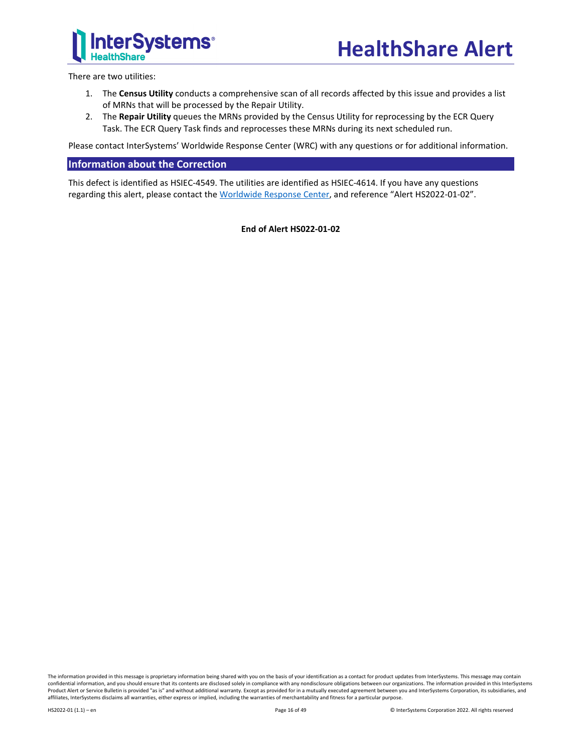There are two utilities:

1. The **Census Utility** conducts a comprehensive scan of all records affected by this issue and provides a list of MRNs that will be processed by the Repair Utility.
2. The **Repair Utility** queues the MRNs provided by the Census Utility for reprocessing by the ECR Query Task. The ECR Query Task finds and reprocesses these MRNs during its next scheduled run.

Please contact InterSystems' Worldwide Response Center (WRC) with any questions or for additional information.

## Information about the Correction

This defect is identified as HSIEC-4549. The utilities are identified as HSIEC-4614. If you have any questions regarding this alert, please contact the Worldwide Response Center, and reference "Alert HS2022-01-02".

**End of Alert HS022-01-02**

The information provided in this message is proprietary information being shared with you on the basis of your identification as a contact for product updates from InterSystems. This message may contain confidential information, and you should ensure that its contents are disclosed solely in compliance with any nondisclosure obligations between our organizations. The information provided in this InterSystems Product Alert or Service Bulletin is provided "as is" and without additional warranty. Except as provided for in a mutually executed agreement between you and InterSystems Corporation, its subsidiaries, and affiliates, InterSystems disclaims all warranties, either express or implied, including the warranties of merchantability and fitness for a particular purpose.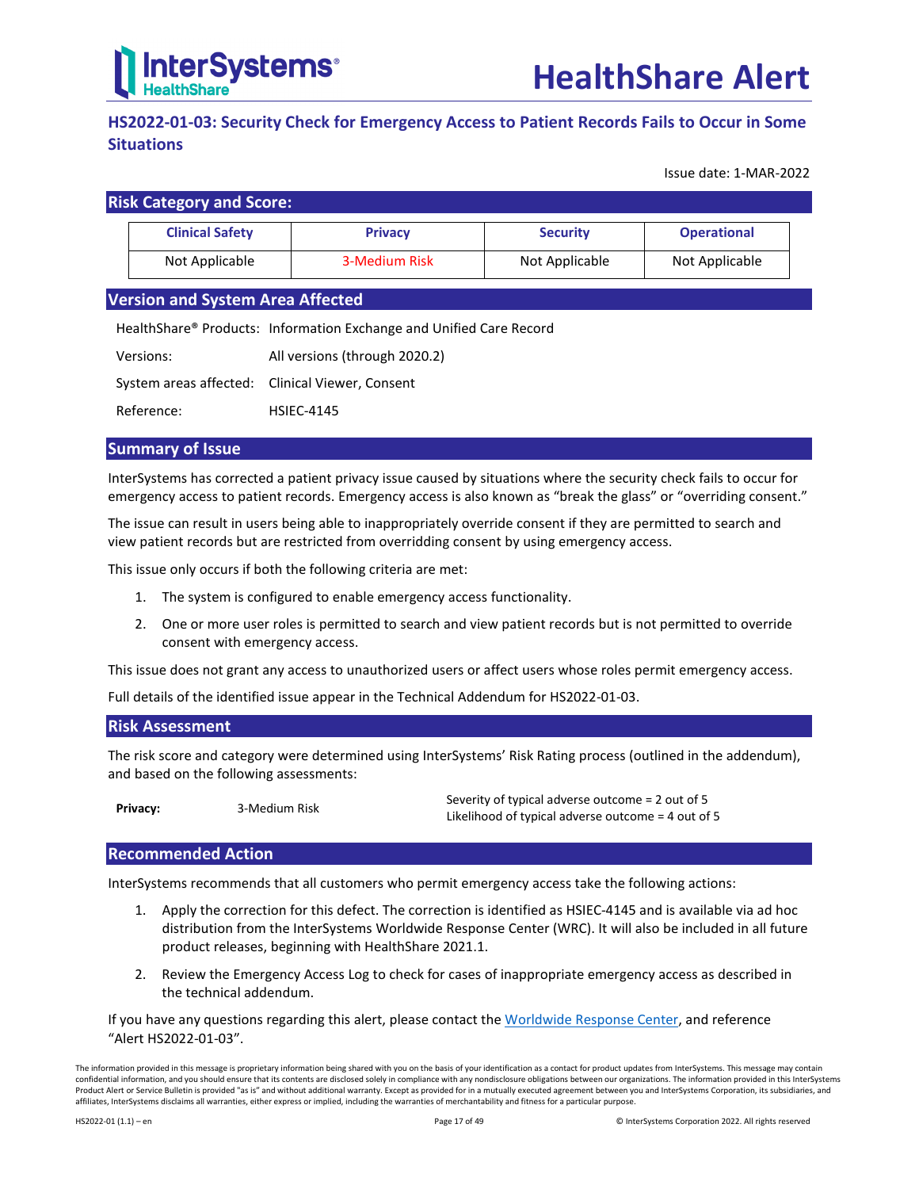# HealthShare Alert

## HS2022-01-03: Security Check for Emergency Access to Patient Records Fails to Occur in Some Situations

Issue date: 1-MAR-2022

### Risk Category and Score:

| Clinical Safety | Privacy | Security | Operational |
|---|---|---|---|
| Not Applicable | 3-Medium Risk | Not Applicable | Not Applicable |

### Version and System Area Affected

| | |
|---|---|
| HealthShare® Products: | Information Exchange and Unified Care Record |
| Versions: | All versions (through 2020.2) |
| System areas affected: | Clinical Viewer, Consent |
| Reference: | HSIEC-4145 |

### Summary of Issue

InterSystems has corrected a patient privacy issue caused by situations where the security check fails to occur for emergency access to patient records. Emergency access is also known as “break the glass” or “overriding consent.”

The issue can result in users being able to inappropriately override consent if they are permitted to search and view patient records but are restricted from overridding consent by using emergency access.

This issue only occurs if both the following criteria are met:

1. The system is configured to enable emergency access functionality.
2. One or more user roles is permitted to search and view patient records but is not permitted to override consent with emergency access.

This issue does not grant any access to unauthorized users or affect users whose roles permit emergency access.

Full details of the identified issue appear in the Technical Addendum for HS2022-01-03.

### Risk Assessment

The risk score and category were determined using InterSystems’ Risk Rating process (outlined in the addendum), and based on the following assessments:

| | | |
|---|---|---|
| **Privacy:** | 3-Medium Risk | Severity of typical adverse outcome = 2 out of 5<br>Likelihood of typical adverse outcome = 4 out of 5 |

### Recommended Action

InterSystems recommends that all customers who permit emergency access take the following actions:

1. Apply the correction for this defect. The correction is identified as HSIEC-4145 and is available via ad hoc distribution from the InterSystems Worldwide Response Center (WRC). It will also be included in all future product releases, beginning with HealthShare 2021.1.
2. Review the Emergency Access Log to check for cases of inappropriate emergency access as described in the technical addendum.

If you have any questions regarding this alert, please contact the Worldwide Response Center, and reference “Alert HS2022-01-03”.

The information provided in this message is proprietary information being shared with you on the basis of your identification as a contact for product updates from InterSystems. This message may contain confidential information, and you should ensure that its contents are disclosed solely in compliance with any nondisclosure obligations between our organizations. The information provided in this InterSystems Product Alert or Service Bulletin is provided "as is" and without additional warranty. Except as provided for in a mutually executed agreement between you and InterSystems Corporation, its subsidiaries, and affiliates, InterSystems disclaims all warranties, either express or implied, including the warranties of merchantability and fitness for a particular purpose.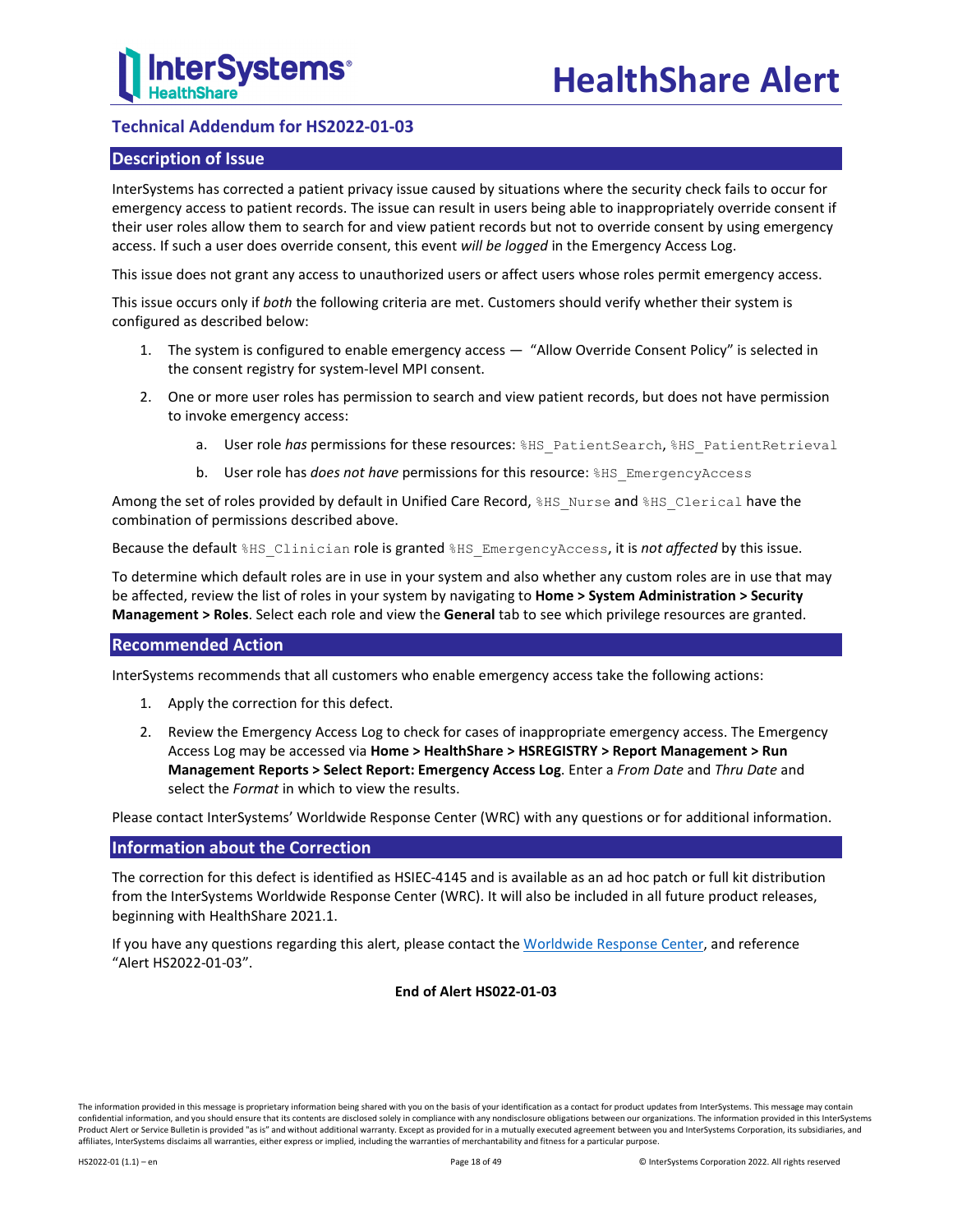## Technical Addendum for HS2022-01-03

### Description of Issue

InterSystems has corrected a patient privacy issue caused by situations where the security check fails to occur for emergency access to patient records. The issue can result in users being able to inappropriately override consent if their user roles allow them to search for and view patient records but not to override consent by using emergency access. If such a user does override consent, this event *will be logged* in the Emergency Access Log.

This issue does not grant any access to unauthorized users or affect users whose roles permit emergency access.

This issue occurs only if *both* the following criteria are met. Customers should verify whether their system is configured as described below:

1. The system is configured to enable emergency access — "Allow Override Consent Policy" is selected in the consent registry for system-level MPI consent.
2. One or more user roles has permission to search and view patient records, but does not have permission to invoke emergency access:
   a. User role *has* permissions for these resources: `%HS_PatientSearch`, `%HS_PatientRetrieval`
   b. User role has *does not have* permissions for this resource: `%HS_EmergencyAccess`

Among the set of roles provided by default in Unified Care Record, `%HS_Nurse` and `%HS_Clerical` have the combination of permissions described above.

Because the default `%HS_Clinician` role is granted `%HS_EmergencyAccess`, it is *not affected* by this issue.

To determine which default roles are in use in your system and also whether any custom roles are in use that may be affected, review the list of roles in your system by navigating to **Home > System Administration > Security Management > Roles**. Select each role and view the **General** tab to see which privilege resources are granted.

### Recommended Action

InterSystems recommends that all customers who enable emergency access take the following actions:

1. Apply the correction for this defect.
2. Review the Emergency Access Log to check for cases of inappropriate emergency access. The Emergency Access Log may be accessed via **Home > HealthShare > HSREGISTRY > Report Management > Run Management Reports > Select Report: Emergency Access Log**. Enter a *From Date* and *Thru Date* and select the *Format* in which to view the results.

Please contact InterSystems' Worldwide Response Center (WRC) with any questions or for additional information.

### Information about the Correction

The correction for this defect is identified as HSIEC-4145 and is available as an ad hoc patch or full kit distribution from the InterSystems Worldwide Response Center (WRC). It will also be included in all future product releases, beginning with HealthShare 2021.1.

If you have any questions regarding this alert, please contact the Worldwide Response Center, and reference "Alert HS2022-01-03".

**End of Alert HS022-01-03**

The information provided in this message is proprietary information being shared with you on the basis of your identification as a contact for product updates from InterSystems. This message may contain confidential information, and you should ensure that its contents are disclosed solely in compliance with any nondisclosure obligations between our organizations. The information provided in this InterSystems Product Alert or Service Bulletin is provided "as is" and without additional warranty. Except as provided for in a mutually executed agreement between you and InterSystems Corporation, its subsidiaries, and affiliates, InterSystems disclaims all warranties, either express or implied, including the warranties of merchantability and fitness for a particular purpose.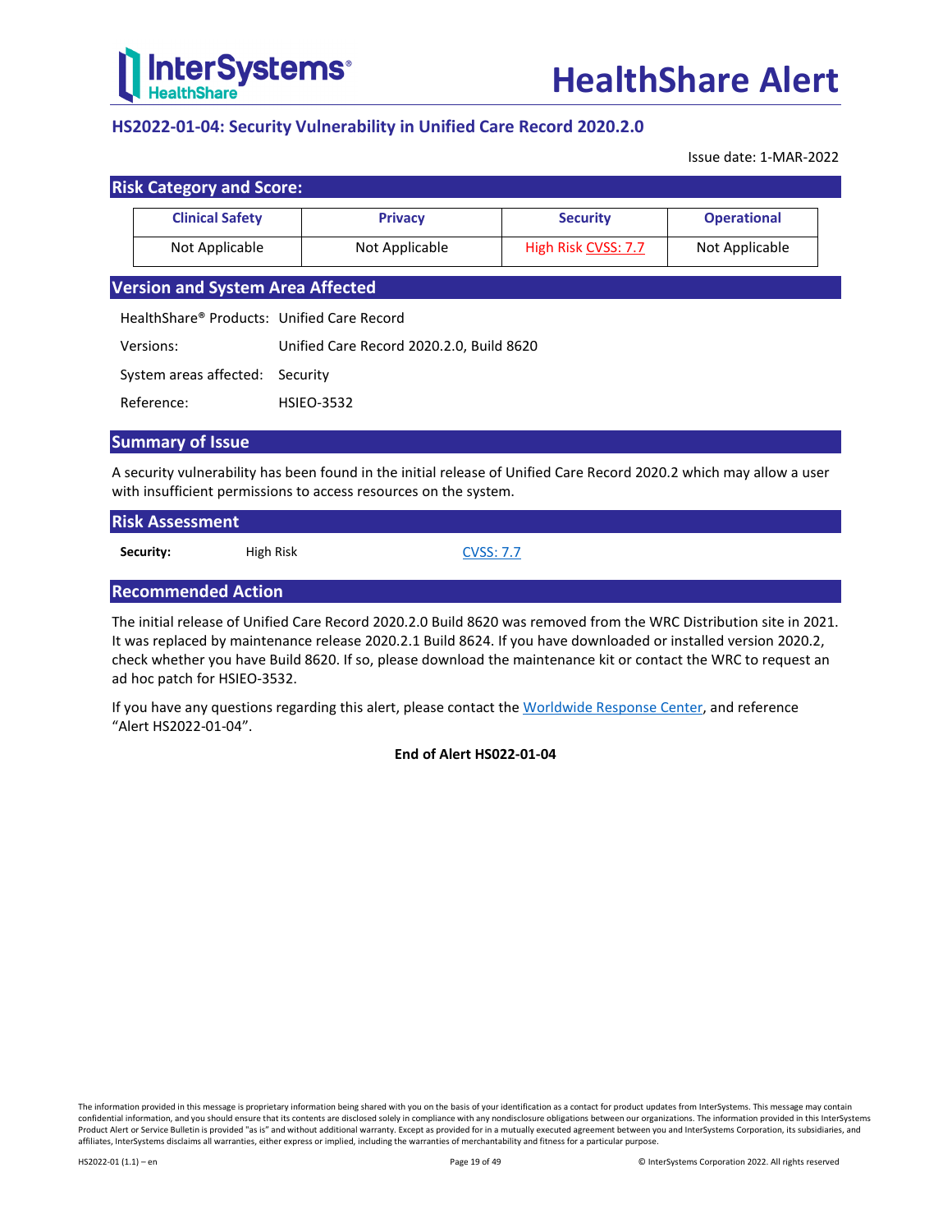# HealthShare Alert

## HS2022-01-04: Security Vulnerability in Unified Care Record 2020.2.0

Issue date: 1-MAR-2022

### Risk Category and Score:

| Clinical Safety | Privacy | Security | Operational |
| --- | --- | --- | --- |
| Not Applicable | Not Applicable | High Risk CVSS: 7.7 | Not Applicable |

### Version and System Area Affected

| | |
| --- | --- |
| HealthShare® Products: | Unified Care Record |
| Versions: | Unified Care Record 2020.2.0, Build 8620 |
| System areas affected: | Security |
| Reference: | HSIEO-3532 |

### Summary of Issue

A security vulnerability has been found in the initial release of Unified Care Record 2020.2 which may allow a user with insufficient permissions to access resources on the system.

### Risk Assessment

| | | |
| --- | --- | --- |
| **Security:** | High Risk | CVSS: 7.7 |

### Recommended Action

The initial release of Unified Care Record 2020.2.0 Build 8620 was removed from the WRC Distribution site in 2021. It was replaced by maintenance release 2020.2.1 Build 8624. If you have downloaded or installed version 2020.2, check whether you have Build 8620. If so, please download the maintenance kit or contact the WRC to request an ad hoc patch for HSIEO-3532.

If you have any questions regarding this alert, please contact the Worldwide Response Center, and reference "Alert HS2022-01-04".

**End of Alert HS022-01-04**

The information provided in this message is proprietary information being shared with you on the basis of your identification as a contact for product updates from InterSystems. This message may contain confidential information, and you should ensure that its contents are disclosed solely in compliance with any nondisclosure obligations between our organizations. The information provided in this InterSystems Product Alert or Service Bulletin is provided "as is" and without additional warranty. Except as provided for in a mutually executed agreement between you and InterSystems Corporation, its subsidiaries, and affiliates, InterSystems disclaims all warranties, either express or implied, including the warranties of merchantability and fitness for a particular purpose.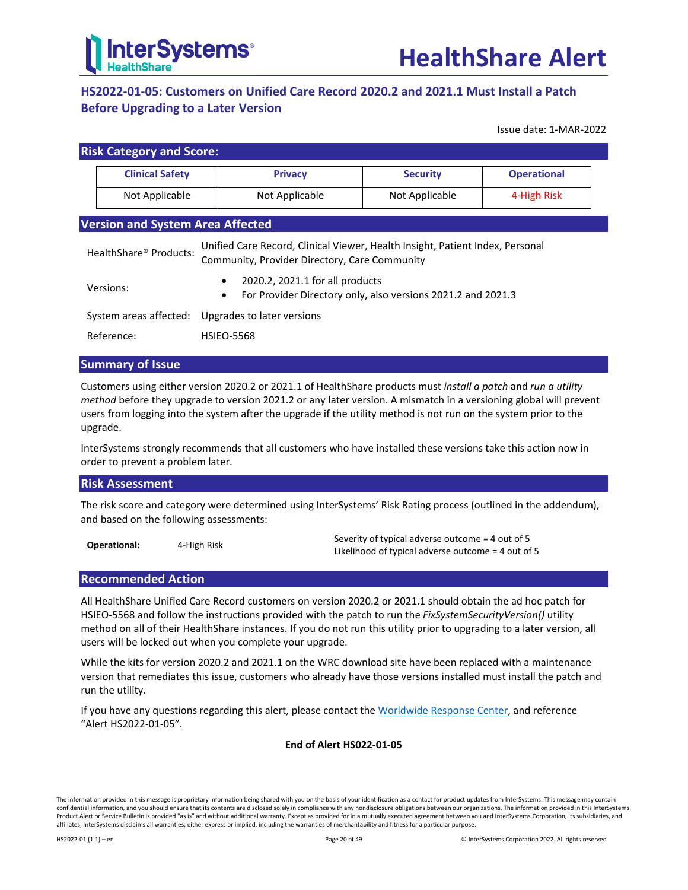# HealthShare Alert

## HS2022-01-05: Customers on Unified Care Record 2020.2 and 2021.1 Must Install a Patch Before Upgrading to a Later Version

Issue date: 1-MAR-2022

### Risk Category and Score:

| Clinical Safety | Privacy | Security | Operational |
|---|---|---|---|
| Not Applicable | Not Applicable | Not Applicable | 4-High Risk |

### Version and System Area Affected

| | |
|---|---|
| HealthShare® Products: | Unified Care Record, Clinical Viewer, Health Insight, Patient Index, Personal Community, Provider Directory, Care Community |
| Versions: | • 2020.2, 2021.1 for all products<br>• For Provider Directory only, also versions 2021.2 and 2021.3 |
| System areas affected: | Upgrades to later versions |
| Reference: | HSIEO-5568 |

### Summary of Issue

Customers using either version 2020.2 or 2021.1 of HealthShare products must *install a patch* and *run a utility method* before they upgrade to version 2021.2 or any later version. A mismatch in a versioning global will prevent users from logging into the system after the upgrade if the utility method is not run on the system prior to the upgrade.

InterSystems strongly recommends that all customers who have installed these versions take this action now in order to prevent a problem later.

### Risk Assessment

The risk score and category were determined using InterSystems' Risk Rating process (outlined in the addendum), and based on the following assessments:

| | | |
|---|---|---|
| **Operational:** | 4-High Risk | Severity of typical adverse outcome = 4 out of 5<br>Likelihood of typical adverse outcome = 4 out of 5 |

### Recommended Action

All HealthShare Unified Care Record customers on version 2020.2 or 2021.1 should obtain the ad hoc patch for HSIEO-5568 and follow the instructions provided with the patch to run the *FixSystemSecurityVersion()* utility method on all of their HealthShare instances. If you do not run this utility prior to upgrading to a later version, all users will be locked out when you complete your upgrade.

While the kits for version 2020.2 and 2021.1 on the WRC download site have been replaced with a maintenance version that remediates this issue, customers who already have those versions installed must install the patch and run the utility.

If you have any questions regarding this alert, please contact the Worldwide Response Center, and reference "Alert HS2022-01-05".

**End of Alert HS022-01-05**

The information provided in this message is proprietary information being shared with you on the basis of your identification as a contact for product updates from InterSystems. This message may contain confidential information, and you should ensure that its contents are disclosed solely in compliance with any nondisclosure obligations between our organizations. The information provided in this InterSystems Product Alert or Service Bulletin is provided "as is" and without additional warranty. Except as provided for in a mutually executed agreement between you and InterSystems Corporation, its subsidiaries, and affiliates, InterSystems disclaims all warranties, either express or implied, including the warranties of merchantability and fitness for a particular purpose.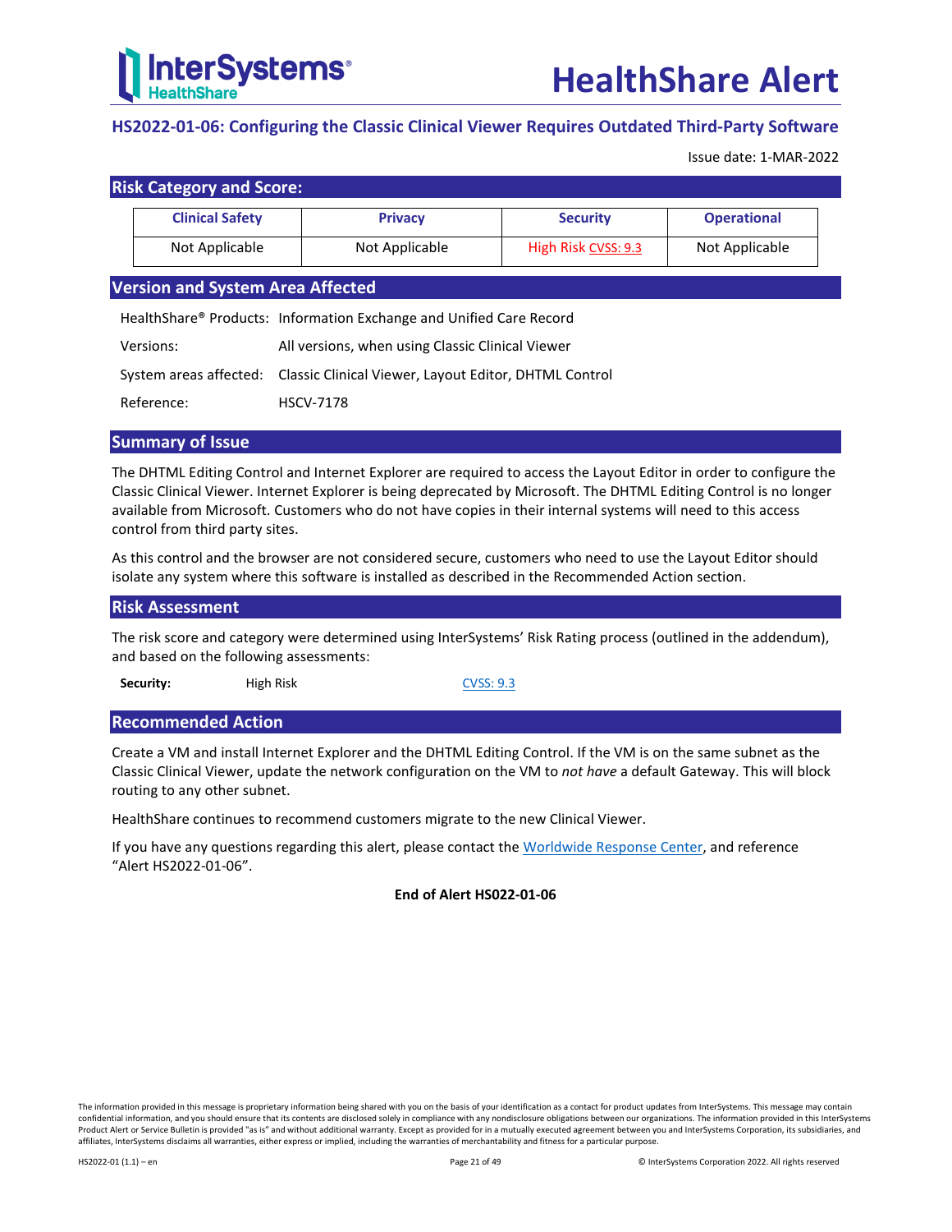# HealthShare Alert

## HS2022-01-06: Configuring the Classic Clinical Viewer Requires Outdated Third-Party Software

Issue date: 1-MAR-2022

## Risk Category and Score:

| Clinical Safety | Privacy | Security | Operational |
|---|---|---|---|
| Not Applicable | Not Applicable | High Risk CVSS: 9.3 | Not Applicable |

## Version and System Area Affected

| | |
|---|---|
| HealthShare® Products: | Information Exchange and Unified Care Record |
| Versions: | All versions, when using Classic Clinical Viewer |
| System areas affected: | Classic Clinical Viewer, Layout Editor, DHTML Control |
| Reference: | HSCV-7178 |

## Summary of Issue

The DHTML Editing Control and Internet Explorer are required to access the Layout Editor in order to configure the Classic Clinical Viewer. Internet Explorer is being deprecated by Microsoft. The DHTML Editing Control is no longer available from Microsoft. Customers who do not have copies in their internal systems will need to this access control from third party sites.

As this control and the browser are not considered secure, customers who need to use the Layout Editor should isolate any system where this software is installed as described in the Recommended Action section.

## Risk Assessment

The risk score and category were determined using InterSystems' Risk Rating process (outlined in the addendum), and based on the following assessments:

**Security:** High Risk CVSS: 9.3

## Recommended Action

Create a VM and install Internet Explorer and the DHTML Editing Control. If the VM is on the same subnet as the Classic Clinical Viewer, update the network configuration on the VM to *not have* a default Gateway. This will block routing to any other subnet.

HealthShare continues to recommend customers migrate to the new Clinical Viewer.

If you have any questions regarding this alert, please contact the Worldwide Response Center, and reference "Alert HS2022-01-06".

**End of Alert HS022-01-06**

The information provided in this message is proprietary information being shared with you on the basis of your identification as a contact for product updates from InterSystems. This message may contain confidential information, and you should ensure that its contents are disclosed solely in compliance with any nondisclosure obligations between our organizations. The information provided in this InterSystems Product Alert or Service Bulletin is provided "as is" and without additional warranty. Except as provided for in a mutually executed agreement between you and InterSystems Corporation, its subsidiaries, and affiliates, InterSystems disclaims all warranties, either express or implied, including the warranties of merchantability and fitness for a particular purpose.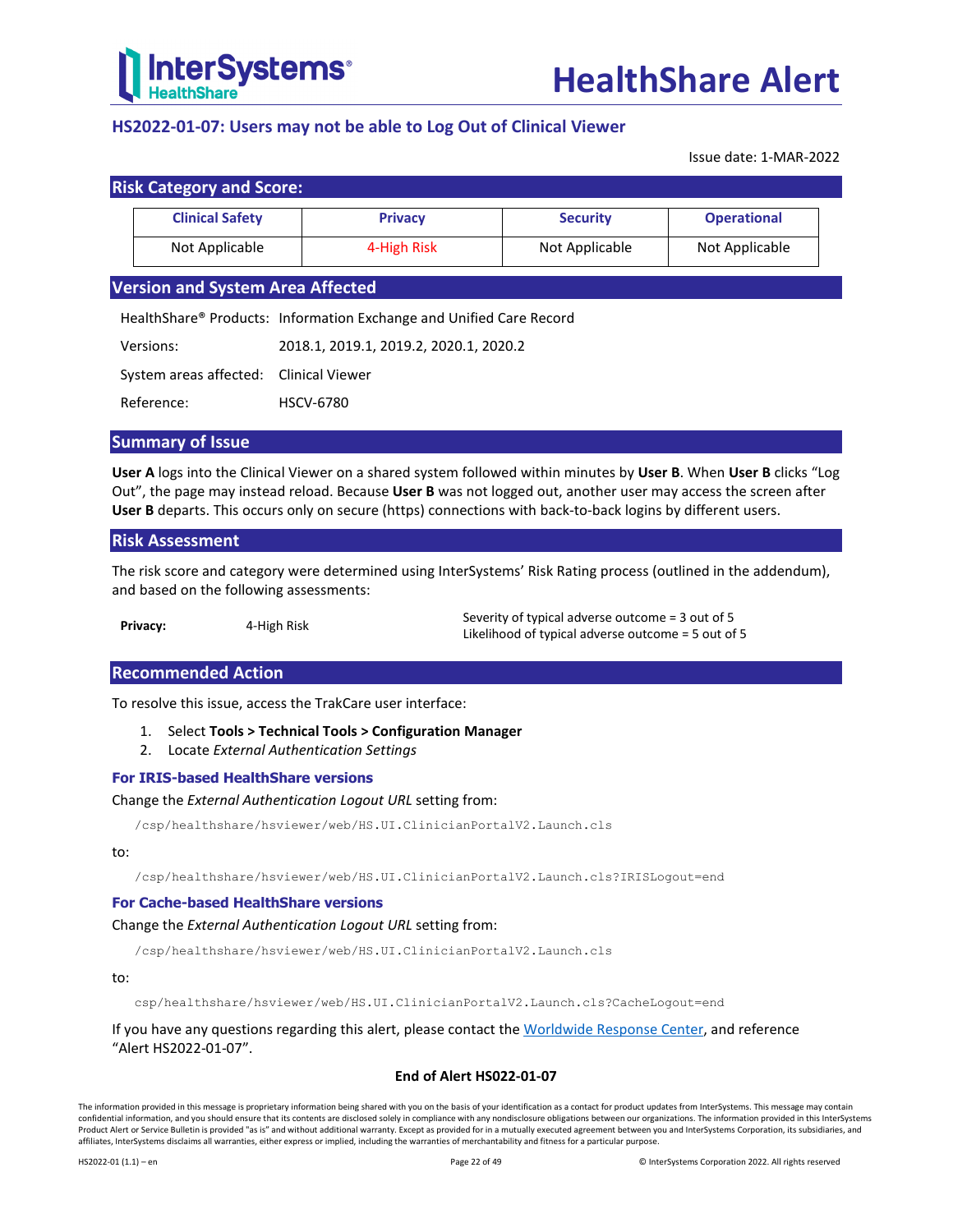# HealthShare Alert

## HS2022-01-07: Users may not be able to Log Out of Clinical Viewer

Issue date: 1-MAR-2022

## Risk Category and Score:

| Clinical Safety | Privacy | Security | Operational |
|---|---|---|---|
| Not Applicable | 4-High Risk | Not Applicable | Not Applicable |

## Version and System Area Affected

| | |
|---|---|
| HealthShare® Products: | Information Exchange and Unified Care Record |
| Versions: | 2018.1, 2019.1, 2019.2, 2020.1, 2020.2 |
| System areas affected: | Clinical Viewer |
| Reference: | HSCV-6780 |

## Summary of Issue

**User A** logs into the Clinical Viewer on a shared system followed within minutes by **User B**. When **User B** clicks "Log Out", the page may instead reload. Because **User B** was not logged out, another user may access the screen after **User B** departs. This occurs only on secure (https) connections with back-to-back logins by different users.

## Risk Assessment

The risk score and category were determined using InterSystems' Risk Rating process (outlined in the addendum), and based on the following assessments:

| | | |
|---|---|---|
| **Privacy:** | 4-High Risk | Severity of typical adverse outcome = 3 out of 5<br>Likelihood of typical adverse outcome = 5 out of 5 |

## Recommended Action

To resolve this issue, access the TrakCare user interface:

1. Select **Tools > Technical Tools > Configuration Manager**
2. Locate *External Authentication Settings*

### For IRIS-based HealthShare versions

Change the *External Authentication Logout URL* setting from:

```
/csp/healthshare/hsviewer/web/HS.UI.ClinicianPortalV2.Launch.cls
```

to:

```
/csp/healthshare/hsviewer/web/HS.UI.ClinicianPortalV2.Launch.cls?IRISLogout=end
```

### For Cache-based HealthShare versions

Change the *External Authentication Logout URL* setting from:

```
/csp/healthshare/hsviewer/web/HS.UI.ClinicianPortalV2.Launch.cls
```

to:

```
csp/healthshare/hsviewer/web/HS.UI.ClinicianPortalV2.Launch.cls?CacheLogout=end
```

If you have any questions regarding this alert, please contact the Worldwide Response Center, and reference "Alert HS2022-01-07".

**End of Alert HS022-01-07**

The information provided in this message is proprietary information being shared with you on the basis of your identification as a contact for product updates from InterSystems. This message may contain confidential information, and you should ensure that its contents are disclosed solely in compliance with any nondisclosure obligations between our organizations. The information provided in this InterSystems Product Alert or Service Bulletin is provided "as is" and without additional warranty. Except as provided for in a mutually executed agreement between you and InterSystems Corporation, its subsidiaries, and affiliates, InterSystems disclaims all warranties, either express or implied, including the warranties of merchantability and fitness for a particular purpose.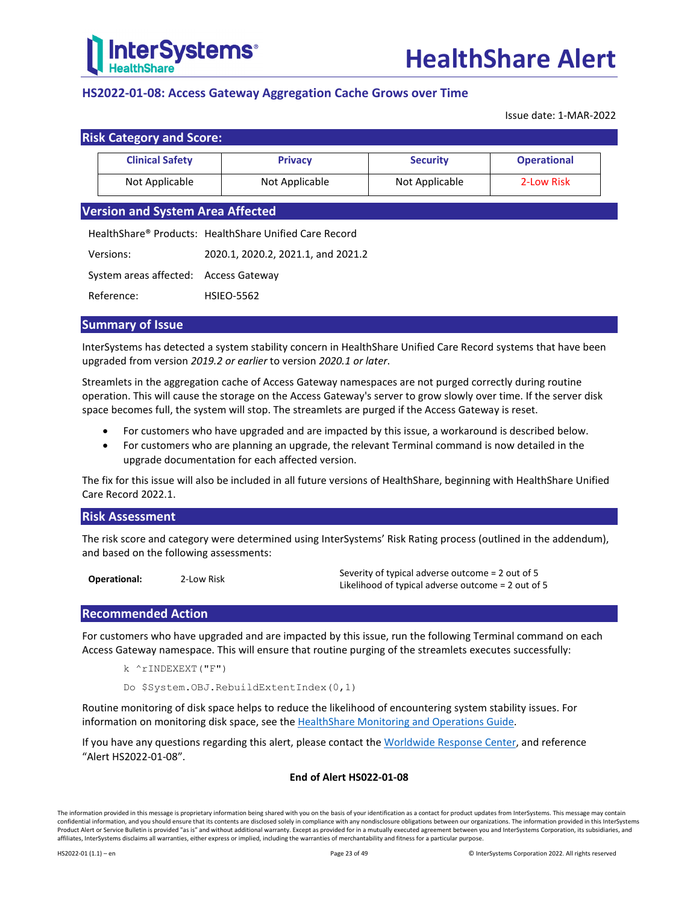# HealthShare Alert

## HS2022-01-08: Access Gateway Aggregation Cache Grows over Time

Issue date: 1-MAR-2022

### Risk Category and Score:

| Clinical Safety | Privacy | Security | Operational |
|---|---|---|---|
| Not Applicable | Not Applicable | Not Applicable | 2-Low Risk |

### Version and System Area Affected

| | |
|---|---|
| HealthShare® Products: | HealthShare Unified Care Record |
| Versions: | 2020.1, 2020.2, 2021.1, and 2021.2 |
| System areas affected: | Access Gateway |
| Reference: | HSIEO-5562 |

### Summary of Issue

InterSystems has detected a system stability concern in HealthShare Unified Care Record systems that have been upgraded from version *2019.2 or earlier* to version *2020.1 or later*.

Streamlets in the aggregation cache of Access Gateway namespaces are not purged correctly during routine operation. This will cause the storage on the Access Gateway's server to grow slowly over time. If the server disk space becomes full, the system will stop. The streamlets are purged if the Access Gateway is reset.

- For customers who have upgraded and are impacted by this issue, a workaround is described below.
- For customers who are planning an upgrade, the relevant Terminal command is now detailed in the upgrade documentation for each affected version.

The fix for this issue will also be included in all future versions of HealthShare, beginning with HealthShare Unified Care Record 2022.1.

### Risk Assessment

The risk score and category were determined using InterSystems' Risk Rating process (outlined in the addendum), and based on the following assessments:

| | | |
|---|---|---|
| **Operational:** | 2-Low Risk | Severity of typical adverse outcome = 2 out of 5<br>Likelihood of typical adverse outcome = 2 out of 5 |

### Recommended Action

For customers who have upgraded and are impacted by this issue, run the following Terminal command on each Access Gateway namespace. This will ensure that routine purging of the streamlets executes successfully:

```
k ^rINDEXEXT("F")
Do $System.OBJ.RebuildExtentIndex(0,1)
```

Routine monitoring of disk space helps to reduce the likelihood of encountering system stability issues. For information on monitoring disk space, see the HealthShare Monitoring and Operations Guide.

If you have any questions regarding this alert, please contact the Worldwide Response Center, and reference "Alert HS2022-01-08".

**End of Alert HS022-01-08**

The information provided in this message is proprietary information being shared with you on the basis of your identification as a contact for product updates from InterSystems. This message may contain confidential information, and you should ensure that its contents are disclosed solely in compliance with any nondisclosure obligations between our organizations. The information provided in this InterSystems Product Alert or Service Bulletin is provided "as is" and without additional warranty. Except as provided for in a mutually executed agreement between you and InterSystems Corporation, its subsidiaries, and affiliates, InterSystems disclaims all warranties, either express or implied, including the warranties of merchantability and fitness for a particular purpose.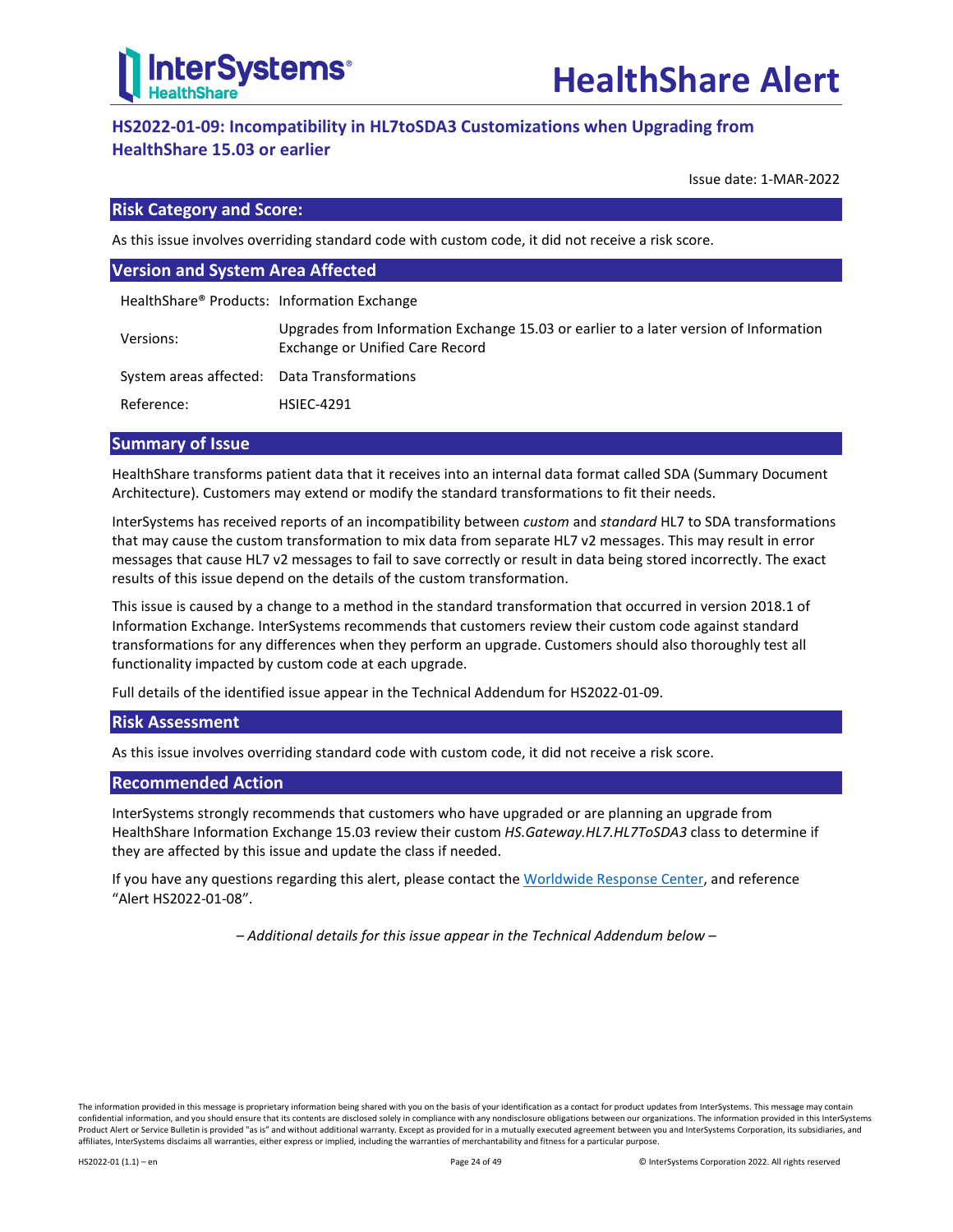# HS2022-01-09: Incompatibility in HL7toSDA3 Customizations when Upgrading from HealthShare 15.03 or earlier

Issue date: 1-MAR-2022

## Risk Category and Score:

As this issue involves overriding standard code with custom code, it did not receive a risk score.

## Version and System Area Affected

| | |
|---|---|
| HealthShare® Products: | Information Exchange |
| Versions: | Upgrades from Information Exchange 15.03 or earlier to a later version of Information Exchange or Unified Care Record |
| System areas affected: | Data Transformations |
| Reference: | HSIEC-4291 |

## Summary of Issue

HealthShare transforms patient data that it receives into an internal data format called SDA (Summary Document Architecture). Customers may extend or modify the standard transformations to fit their needs.

InterSystems has received reports of an incompatibility between *custom* and *standard* HL7 to SDA transformations that may cause the custom transformation to mix data from separate HL7 v2 messages. This may result in error messages that cause HL7 v2 messages to fail to save correctly or result in data being stored incorrectly. The exact results of this issue depend on the details of the custom transformation.

This issue is caused by a change to a method in the standard transformation that occurred in version 2018.1 of Information Exchange. InterSystems recommends that customers review their custom code against standard transformations for any differences when they perform an upgrade. Customers should also thoroughly test all functionality impacted by custom code at each upgrade.

Full details of the identified issue appear in the Technical Addendum for HS2022-01-09.

## Risk Assessment

As this issue involves overriding standard code with custom code, it did not receive a risk score.

## Recommended Action

InterSystems strongly recommends that customers who have upgraded or are planning an upgrade from HealthShare Information Exchange 15.03 review their custom *HS.Gateway.HL7.HL7ToSDA3* class to determine if they are affected by this issue and update the class if needed.

If you have any questions regarding this alert, please contact the Worldwide Response Center, and reference "Alert HS2022-01-08".

*– Additional details for this issue appear in the Technical Addendum below –*

The information provided in this message is proprietary information being shared with you on the basis of your identification as a contact for product updates from InterSystems. This message may contain confidential information, and you should ensure that its contents are disclosed solely in compliance with any nondisclosure obligations between our organizations. The information provided in this InterSystems Product Alert or Service Bulletin is provided "as is" and without additional warranty. Except as provided for in a mutually executed agreement between you and InterSystems Corporation, its subsidiaries, and affiliates, InterSystems disclaims all warranties, either express or implied, including the warranties of merchantability and fitness for a particular purpose.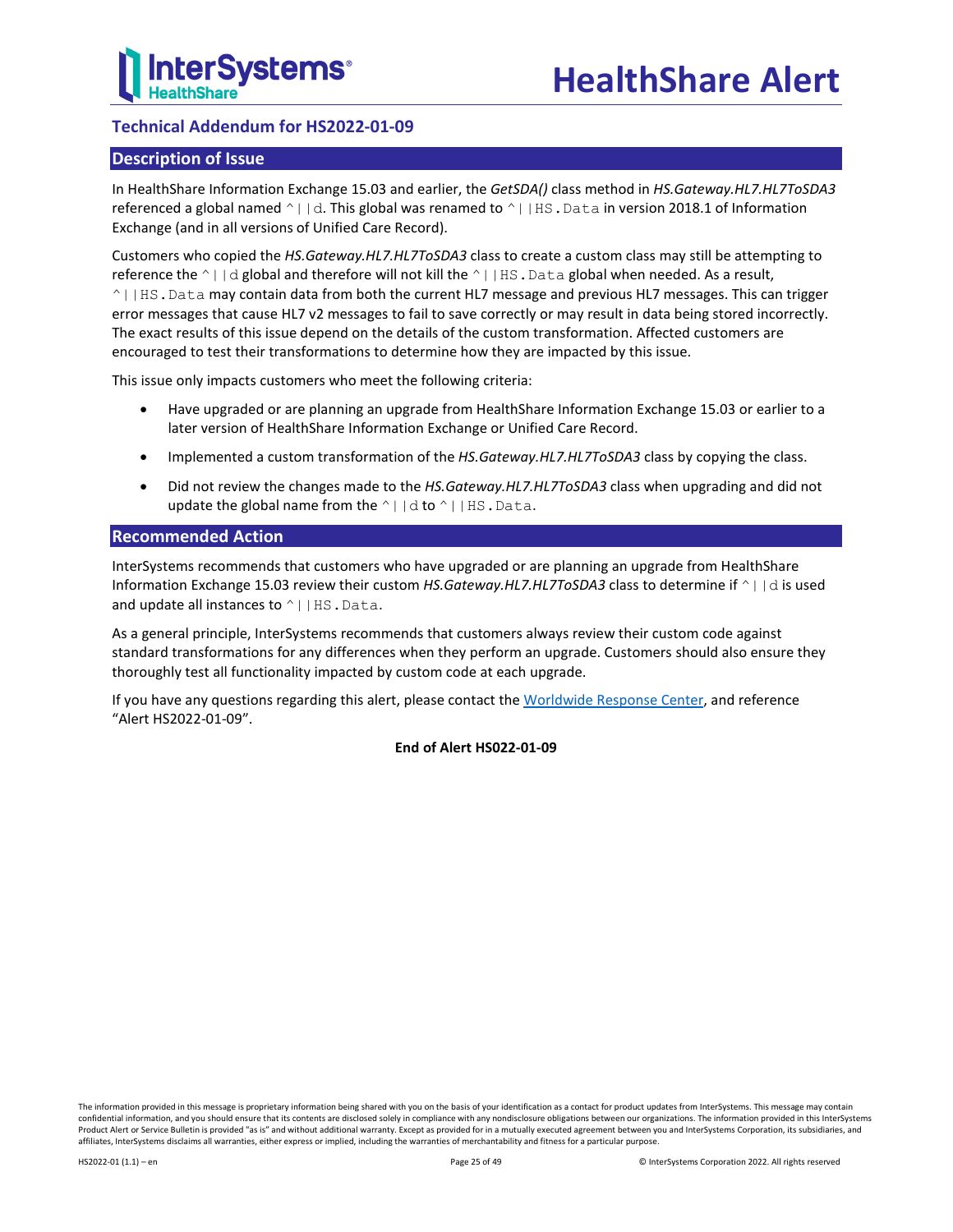## Technical Addendum for HS2022-01-09

### Description of Issue

In HealthShare Information Exchange 15.03 and earlier, the *GetSDA()* class method in *HS.Gateway.HL7.HL7ToSDA3* referenced a global named `^||d`. This global was renamed to `^||HS.Data` in version 2018.1 of Information Exchange (and in all versions of Unified Care Record).

Customers who copied the *HS.Gateway.HL7.HL7ToSDA3* class to create a custom class may still be attempting to reference the `^||d` global and therefore will not kill the `^||HS.Data` global when needed. As a result, `^||HS.Data` may contain data from both the current HL7 message and previous HL7 messages. This can trigger error messages that cause HL7 v2 messages to fail to save correctly or may result in data being stored incorrectly. The exact results of this issue depend on the details of the custom transformation. Affected customers are encouraged to test their transformations to determine how they are impacted by this issue.

This issue only impacts customers who meet the following criteria:

- Have upgraded or are planning an upgrade from HealthShare Information Exchange 15.03 or earlier to a later version of HealthShare Information Exchange or Unified Care Record.
- Implemented a custom transformation of the *HS.Gateway.HL7.HL7ToSDA3* class by copying the class.
- Did not review the changes made to the *HS.Gateway.HL7.HL7ToSDA3* class when upgrading and did not update the global name from the `^||d` to `^||HS.Data`.

### Recommended Action

InterSystems recommends that customers who have upgraded or are planning an upgrade from HealthShare Information Exchange 15.03 review their custom *HS.Gateway.HL7.HL7ToSDA3* class to determine if `^||d` is used and update all instances to `^||HS.Data`.

As a general principle, InterSystems recommends that customers always review their custom code against standard transformations for any differences when they perform an upgrade. Customers should also ensure they thoroughly test all functionality impacted by custom code at each upgrade.

If you have any questions regarding this alert, please contact the Worldwide Response Center, and reference "Alert HS2022-01-09".

**End of Alert HS022-01-09**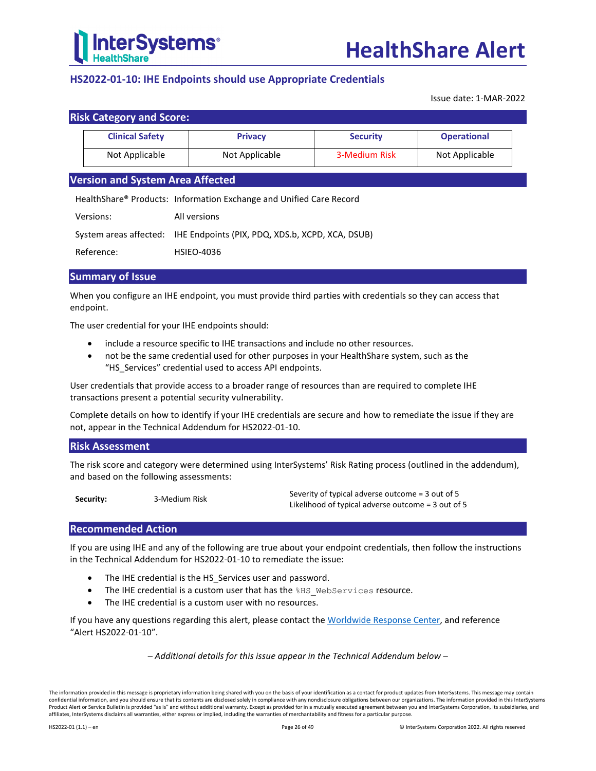# HealthShare Alert

## HS2022-01-10: IHE Endpoints should use Appropriate Credentials

Issue date: 1-MAR-2022

### Risk Category and Score:

| Clinical Safety | Privacy | Security | Operational |
|---|---|---|---|
| Not Applicable | Not Applicable | 3-Medium Risk | Not Applicable |

### Version and System Area Affected

HealthShare® Products: Information Exchange and Unified Care Record

Versions: All versions

System areas affected: IHE Endpoints (PIX, PDQ, XDS.b, XCPD, XCA, DSUB)

Reference: HSIEO-4036

### Summary of Issue

When you configure an IHE endpoint, you must provide third parties with credentials so they can access that endpoint.

The user credential for your IHE endpoints should:

- include a resource specific to IHE transactions and include no other resources.
- not be the same credential used for other purposes in your HealthShare system, such as the "HS_Services" credential used to access API endpoints.

User credentials that provide access to a broader range of resources than are required to complete IHE transactions present a potential security vulnerability.

Complete details on how to identify if your IHE credentials are secure and how to remediate the issue if they are not, appear in the Technical Addendum for HS2022-01-10.

### Risk Assessment

The risk score and category were determined using InterSystems' Risk Rating process (outlined in the addendum), and based on the following assessments:

| | | |
|---|---|---|
| **Security:** | 3-Medium Risk | Severity of typical adverse outcome = 3 out of 5<br>Likelihood of typical adverse outcome = 3 out of 5 |

### Recommended Action

If you are using IHE and any of the following are true about your endpoint credentials, then follow the instructions in the Technical Addendum for HS2022-01-10 to remediate the issue:

- The IHE credential is the HS_Services user and password.
- The IHE credential is a custom user that has the `%HS_WebServices` resource.
- The IHE credential is a custom user with no resources.

If you have any questions regarding this alert, please contact the Worldwide Response Center, and reference "Alert HS2022-01-10".

*– Additional details for this issue appear in the Technical Addendum below –*

The information provided in this message is proprietary information being shared with you on the basis of your identification as a contact for product updates from InterSystems. This message may contain confidential information, and you should ensure that its contents are disclosed solely in compliance with any nondisclosure obligations between our organizations. The information provided in this InterSystems Product Alert or Service Bulletin is provided "as is" and without additional warranty. Except as provided for in a mutually executed agreement between you and InterSystems Corporation, its subsidiaries, and affiliates, InterSystems disclaims all warranties, either express or implied, including the warranties of merchantability and fitness for a particular purpose.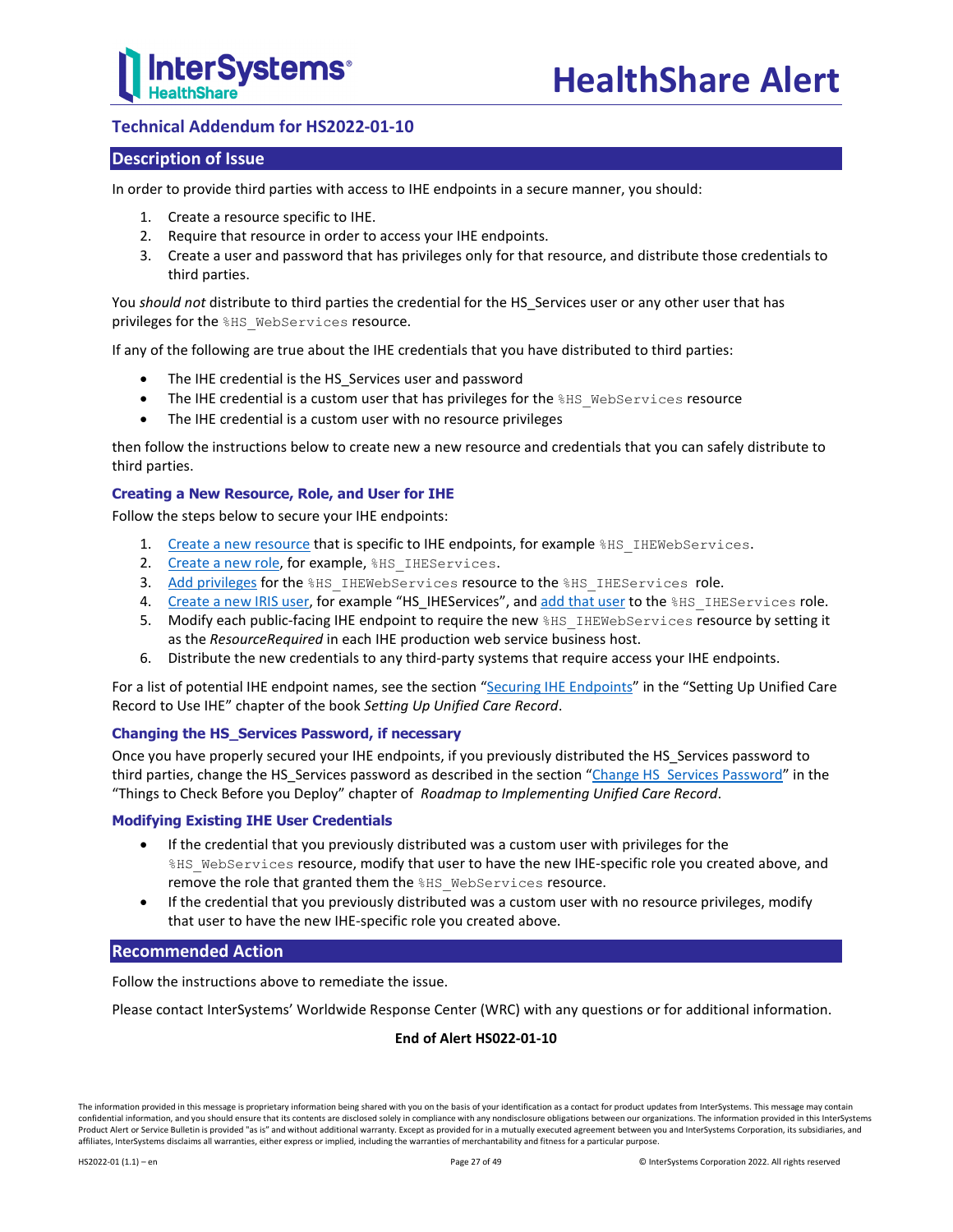## Technical Addendum for HS2022-01-10

### Description of Issue

In order to provide third parties with access to IHE endpoints in a secure manner, you should:

1. Create a resource specific to IHE.
2. Require that resource in order to access your IHE endpoints.
3. Create a user and password that has privileges only for that resource, and distribute those credentials to third parties.

You *should not* distribute to third parties the credential for the HS_Services user or any other user that has privileges for the `%HS_WebServices` resource.

If any of the following are true about the IHE credentials that you have distributed to third parties:

- The IHE credential is the HS_Services user and password
- The IHE credential is a custom user that has privileges for the `%HS_WebServices` resource
- The IHE credential is a custom user with no resource privileges

then follow the instructions below to create new a new resource and credentials that you can safely distribute to third parties.

#### Creating a New Resource, Role, and User for IHE

Follow the steps below to secure your IHE endpoints:

1. Create a new resource that is specific to IHE endpoints, for example `%HS_IHEWebServices`.
2. Create a new role, for example, `%HS_IHEServices`.
3. Add privileges for the `%HS_IHEWebServices` resource to the `%HS_IHEServices` role.
4. Create a new IRIS user, for example "HS_IHEServices", and add that user to the `%HS_IHEServices` role.
5. Modify each public-facing IHE endpoint to require the new `%HS_IHEWebServices` resource by setting it as the *ResourceRequired* in each IHE production web service business host.
6. Distribute the new credentials to any third-party systems that require access your IHE endpoints.

For a list of potential IHE endpoint names, see the section "Securing IHE Endpoints" in the "Setting Up Unified Care Record to Use IHE" chapter of the book *Setting Up Unified Care Record*.

#### Changing the HS_Services Password, if necessary

Once you have properly secured your IHE endpoints, if you previously distributed the HS_Services password to third parties, change the HS_Services password as described in the section "Change HS_Services Password" in the "Things to Check Before you Deploy" chapter of *Roadmap to Implementing Unified Care Record*.

#### Modifying Existing IHE User Credentials

- If the credential that you previously distributed was a custom user with privileges for the `%HS_WebServices` resource, modify that user to have the new IHE-specific role you created above, and remove the role that granted them the `%HS_WebServices` resource.
- If the credential that you previously distributed was a custom user with no resource privileges, modify that user to have the new IHE-specific role you created above.

### Recommended Action

Follow the instructions above to remediate the issue.

Please contact InterSystems' Worldwide Response Center (WRC) with any questions or for additional information.

**End of Alert HS022-01-10**

The information provided in this message is proprietary information being shared with you on the basis of your identification as a contact for product updates from InterSystems. This message may contain confidential information, and you should ensure that its contents are disclosed solely in compliance with any nondisclosure obligations between our organizations. The information provided in this InterSystems Product Alert or Service Bulletin is provided "as is" and without additional warranty. Except as provided for in a mutually executed agreement between you and InterSystems Corporation, its subsidiaries, and affiliates, InterSystems disclaims all warranties, either express or implied, including the warranties of merchantability and fitness for a particular purpose.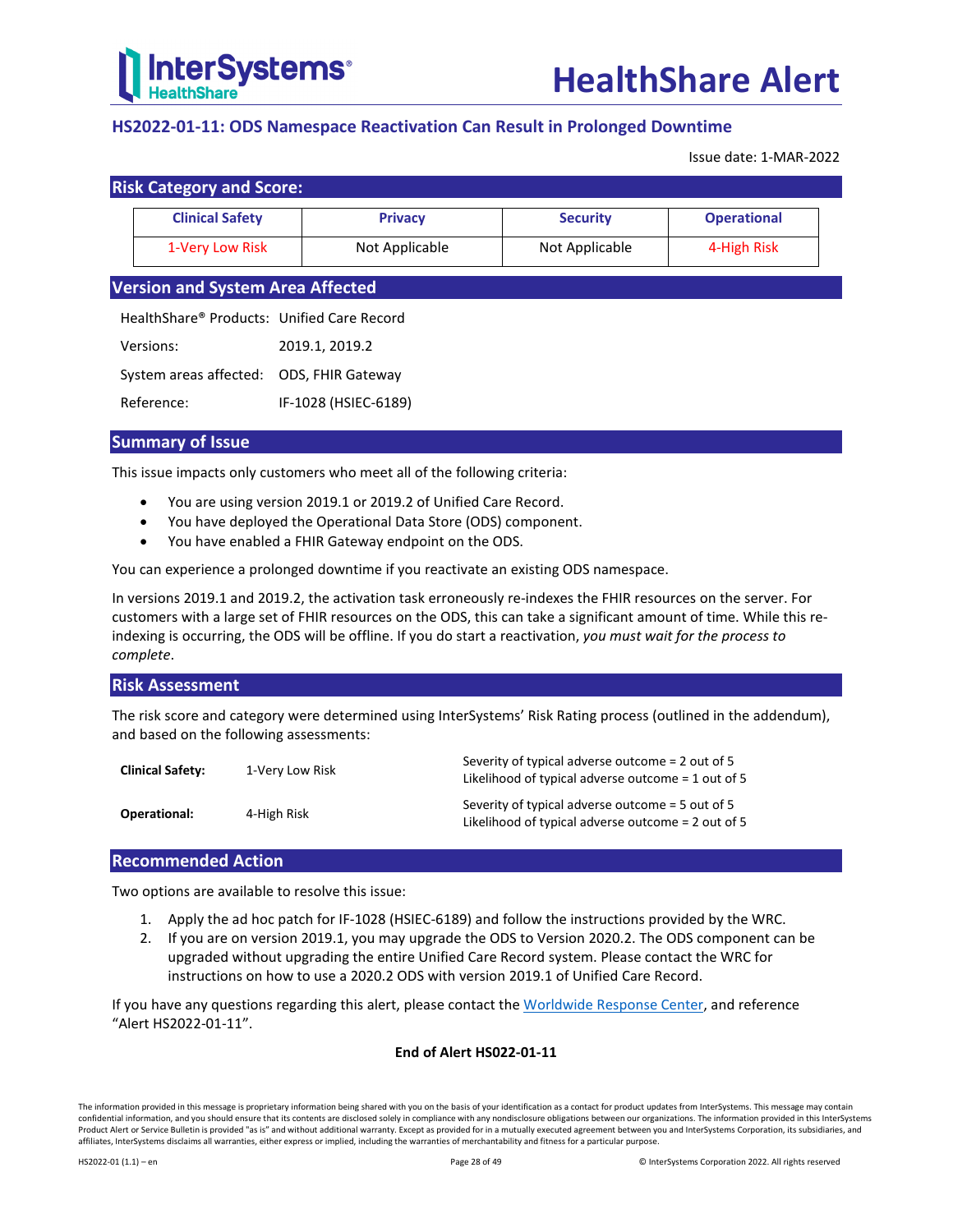# HS2022-01-11: ODS Namespace Reactivation Can Result in Prolonged Downtime

Issue date: 1-MAR-2022

## Risk Category and Score:

| Clinical Safety | Privacy | Security | Operational |
|---|---|---|---|
| 1-Very Low Risk | Not Applicable | Not Applicable | 4-High Risk |

## Version and System Area Affected

| | |
|---|---|
| HealthShare® Products: | Unified Care Record |
| Versions: | 2019.1, 2019.2 |
| System areas affected: | ODS, FHIR Gateway |
| Reference: | IF-1028 (HSIEC-6189) |

## Summary of Issue

This issue impacts only customers who meet all of the following criteria:

- You are using version 2019.1 or 2019.2 of Unified Care Record.
- You have deployed the Operational Data Store (ODS) component.
- You have enabled a FHIR Gateway endpoint on the ODS.

You can experience a prolonged downtime if you reactivate an existing ODS namespace.

In versions 2019.1 and 2019.2, the activation task erroneously re-indexes the FHIR resources on the server. For customers with a large set of FHIR resources on the ODS, this can take a significant amount of time. While this re-indexing is occurring, the ODS will be offline. If you do start a reactivation, *you must wait for the process to complete*.

## Risk Assessment

The risk score and category were determined using InterSystems' Risk Rating process (outlined in the addendum), and based on the following assessments:

| | | |
|---|---|---|
| **Clinical Safety:** | 1-Very Low Risk | Severity of typical adverse outcome = 2 out of 5<br>Likelihood of typical adverse outcome = 1 out of 5 |
| **Operational:** | 4-High Risk | Severity of typical adverse outcome = 5 out of 5<br>Likelihood of typical adverse outcome = 2 out of 5 |

## Recommended Action

Two options are available to resolve this issue:

1. Apply the ad hoc patch for IF-1028 (HSIEC-6189) and follow the instructions provided by the WRC.
2. If you are on version 2019.1, you may upgrade the ODS to Version 2020.2. The ODS component can be upgraded without upgrading the entire Unified Care Record system. Please contact the WRC for instructions on how to use a 2020.2 ODS with version 2019.1 of Unified Care Record.

If you have any questions regarding this alert, please contact the Worldwide Response Center, and reference "Alert HS2022-01-11".

**End of Alert HS022-01-11**

The information provided in this message is proprietary information being shared with you on the basis of your identification as a contact for product updates from InterSystems. This message may contain confidential information, and you should ensure that its contents are disclosed solely in compliance with any nondisclosure obligations between our organizations. The information provided in this InterSystems Product Alert or Service Bulletin is provided "as is" and without additional warranty. Except as provided for in a mutually executed agreement between you and InterSystems Corporation, its subsidiaries, and affiliates, InterSystems disclaims all warranties, either express or implied, including the warranties of merchantability and fitness for a particular purpose.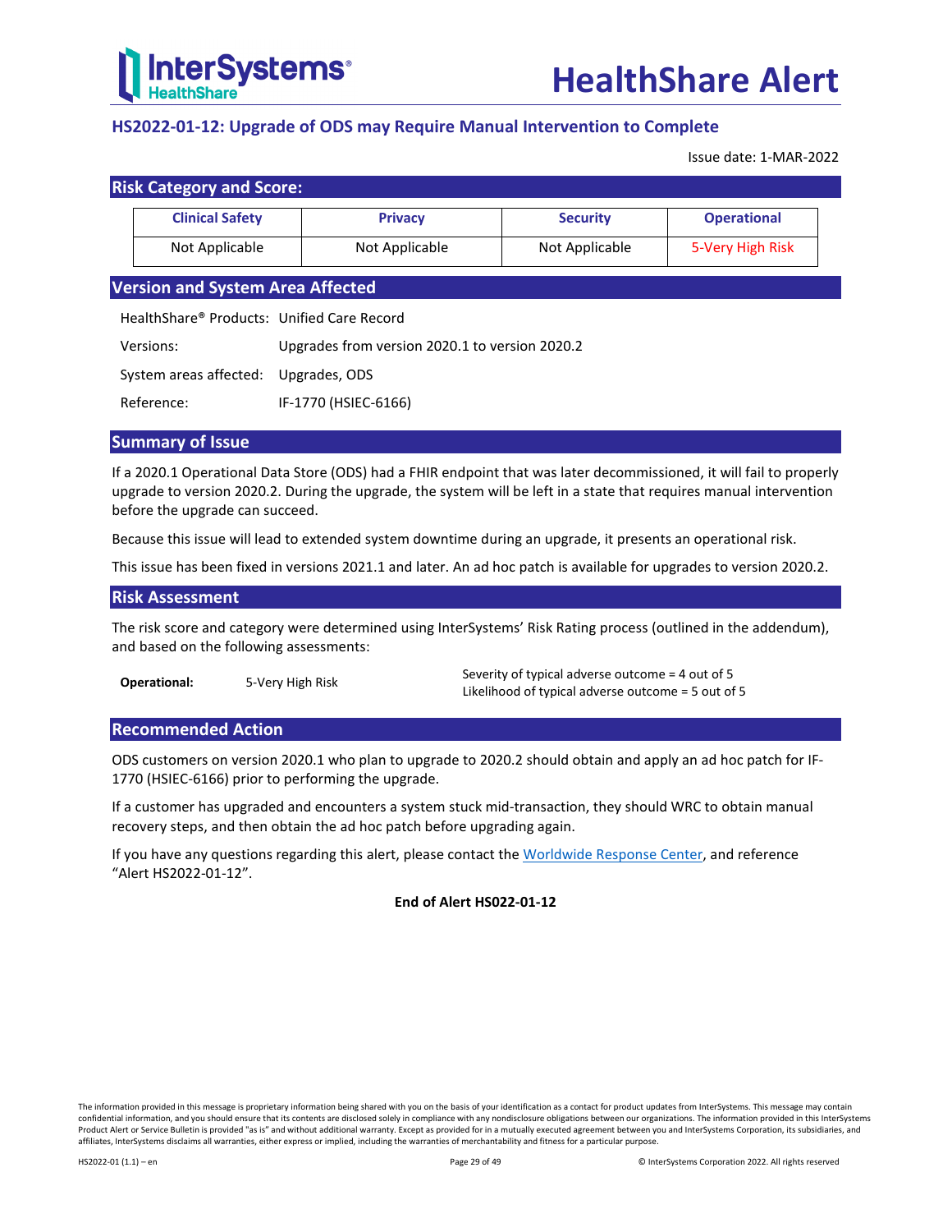# HealthShare Alert

## HS2022-01-12: Upgrade of ODS may Require Manual Intervention to Complete

Issue date: 1-MAR-2022

### Risk Category and Score:

| Clinical Safety | Privacy | Security | Operational |
|---|---|---|---|
| Not Applicable | Not Applicable | Not Applicable | 5-Very High Risk |

### Version and System Area Affected

| | |
|---|---|
| HealthShare® Products: | Unified Care Record |
| Versions: | Upgrades from version 2020.1 to version 2020.2 |
| System areas affected: | Upgrades, ODS |
| Reference: | IF-1770 (HSIEC-6166) |

### Summary of Issue

If a 2020.1 Operational Data Store (ODS) had a FHIR endpoint that was later decommissioned, it will fail to properly upgrade to version 2020.2. During the upgrade, the system will be left in a state that requires manual intervention before the upgrade can succeed.

Because this issue will lead to extended system downtime during an upgrade, it presents an operational risk.

This issue has been fixed in versions 2021.1 and later. An ad hoc patch is available for upgrades to version 2020.2.

### Risk Assessment

The risk score and category were determined using InterSystems' Risk Rating process (outlined in the addendum), and based on the following assessments:

| | | |
|---|---|---|
| **Operational:** | 5-Very High Risk | Severity of typical adverse outcome = 4 out of 5<br>Likelihood of typical adverse outcome = 5 out of 5 |

### Recommended Action

ODS customers on version 2020.1 who plan to upgrade to 2020.2 should obtain and apply an ad hoc patch for IF-1770 (HSIEC-6166) prior to performing the upgrade.

If a customer has upgraded and encounters a system stuck mid-transaction, they should WRC to obtain manual recovery steps, and then obtain the ad hoc patch before upgrading again.

If you have any questions regarding this alert, please contact the Worldwide Response Center, and reference "Alert HS2022-01-12".

**End of Alert HS022-01-12**

The information provided in this message is proprietary information being shared with you on the basis of your identification as a contact for product updates from InterSystems. This message may contain confidential information, and you should ensure that its contents are disclosed solely in compliance with any nondisclosure obligations between our organizations. The information provided in this InterSystems Product Alert or Service Bulletin is provided "as is" and without additional warranty. Except as provided for in a mutually executed agreement between you and InterSystems Corporation, its subsidiaries, and affiliates, InterSystems disclaims all warranties, either express or implied, including the warranties of merchantability and fitness for a particular purpose.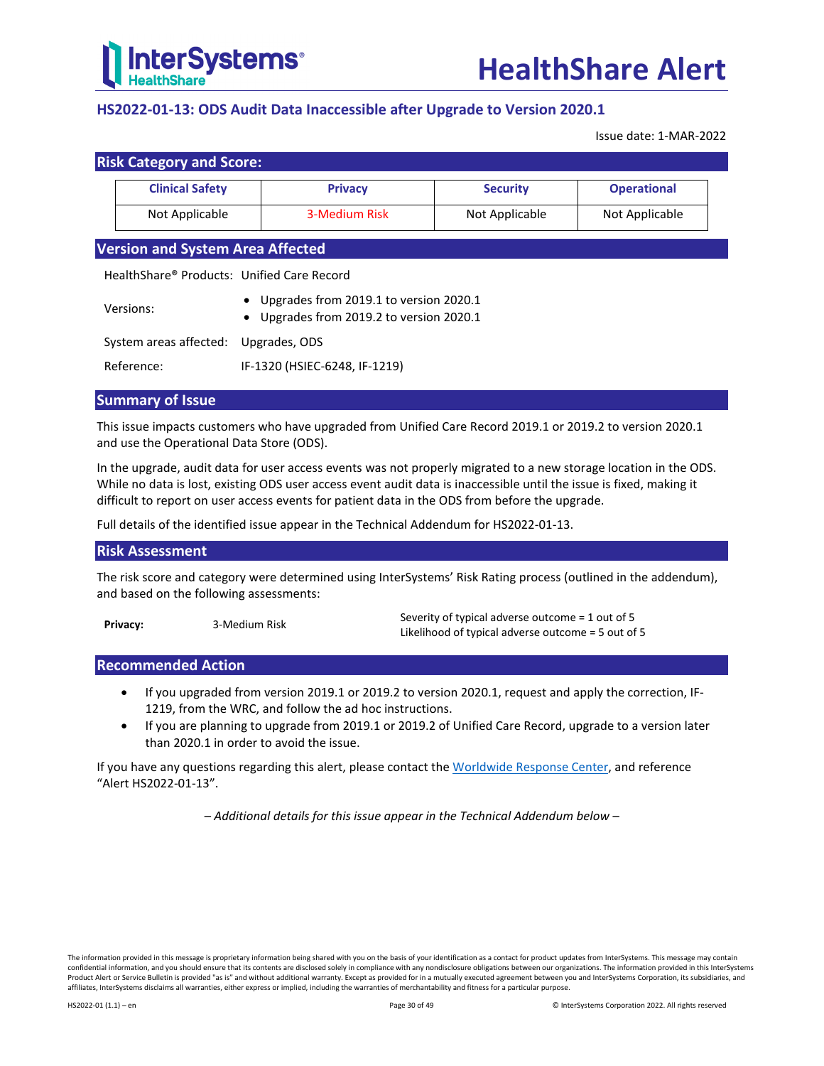# HealthShare Alert

## HS2022-01-13: ODS Audit Data Inaccessible after Upgrade to Version 2020.1

Issue date: 1-MAR-2022

### Risk Category and Score:

| Clinical Safety | Privacy | Security | Operational |
|---|---|---|---|
| Not Applicable | 3-Medium Risk | Not Applicable | Not Applicable |

### Version and System Area Affected

| | |
|---|---|
| HealthShare® Products: | Unified Care Record |
| Versions: | • Upgrades from 2019.1 to version 2020.1<br>• Upgrades from 2019.2 to version 2020.1 |
| System areas affected: | Upgrades, ODS |
| Reference: | IF-1320 (HSIEC-6248, IF-1219) |

### Summary of Issue

This issue impacts customers who have upgraded from Unified Care Record 2019.1 or 2019.2 to version 2020.1 and use the Operational Data Store (ODS).

In the upgrade, audit data for user access events was not properly migrated to a new storage location in the ODS. While no data is lost, existing ODS user access event audit data is inaccessible until the issue is fixed, making it difficult to report on user access events for patient data in the ODS from before the upgrade.

Full details of the identified issue appear in the Technical Addendum for HS2022-01-13.

### Risk Assessment

The risk score and category were determined using InterSystems' Risk Rating process (outlined in the addendum), and based on the following assessments:

| | | |
|---|---|---|
| **Privacy:** | 3-Medium Risk | Severity of typical adverse outcome = 1 out of 5<br>Likelihood of typical adverse outcome = 5 out of 5 |

### Recommended Action

- If you upgraded from version 2019.1 or 2019.2 to version 2020.1, request and apply the correction, IF-1219, from the WRC, and follow the ad hoc instructions.
- If you are planning to upgrade from 2019.1 or 2019.2 of Unified Care Record, upgrade to a version later than 2020.1 in order to avoid the issue.

If you have any questions regarding this alert, please contact the Worldwide Response Center, and reference "Alert HS2022-01-13".

*– Additional details for this issue appear in the Technical Addendum below –*

The information provided in this message is proprietary information being shared with you on the basis of your identification as a contact for product updates from InterSystems. This message may contain confidential information, and you should ensure that its contents are disclosed solely in compliance with any nondisclosure obligations between our organizations. The information provided in this InterSystems Product Alert or Service Bulletin is provided "as is" and without additional warranty. Except as provided for in a mutually executed agreement between you and InterSystems Corporation, its subsidiaries, and affiliates, InterSystems disclaims all warranties, either express or implied, including the warranties of merchantability and fitness for a particular purpose.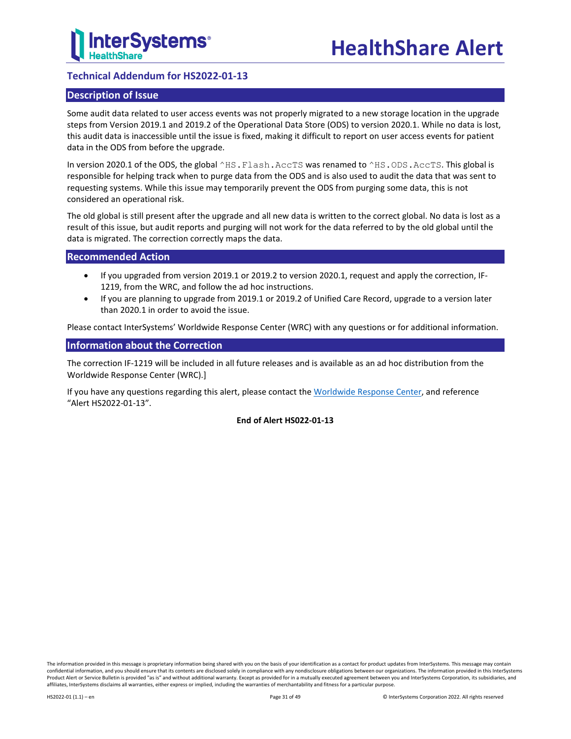## Technical Addendum for HS2022-01-13

### Description of Issue

Some audit data related to user access events was not properly migrated to a new storage location in the upgrade steps from Version 2019.1 and 2019.2 of the Operational Data Store (ODS) to version 2020.1. While no data is lost, this audit data is inaccessible until the issue is fixed, making it difficult to report on user access events for patient data in the ODS from before the upgrade.

In version 2020.1 of the ODS, the global `^HS.Flash.AccTS` was renamed to `^HS.ODS.AccTS`. This global is responsible for helping track when to purge data from the ODS and is also used to audit the data that was sent to requesting systems. While this issue may temporarily prevent the ODS from purging some data, this is not considered an operational risk.

The old global is still present after the upgrade and all new data is written to the correct global. No data is lost as a result of this issue, but audit reports and purging will not work for the data referred to by the old global until the data is migrated. The correction correctly maps the data.

### Recommended Action

- If you upgraded from version 2019.1 or 2019.2 to version 2020.1, request and apply the correction, IF-1219, from the WRC, and follow the ad hoc instructions.
- If you are planning to upgrade from 2019.1 or 2019.2 of Unified Care Record, upgrade to a version later than 2020.1 in order to avoid the issue.

Please contact InterSystems' Worldwide Response Center (WRC) with any questions or for additional information.

### Information about the Correction

The correction IF-1219 will be included in all future releases and is available as an ad hoc distribution from the Worldwide Response Center (WRC).]

If you have any questions regarding this alert, please contact the Worldwide Response Center, and reference "Alert HS2022-01-13".

**End of Alert HS022-01-13**

The information provided in this message is proprietary information being shared with you on the basis of your identification as a contact for product updates from InterSystems. This message may contain confidential information, and you should ensure that its contents are disclosed solely in compliance with any nondisclosure obligations between our organizations. The information provided in this InterSystems Product Alert or Service Bulletin is provided "as is" and without additional warranty. Except as provided for in a mutually executed agreement between you and InterSystems Corporation, its subsidiaries, and affiliates, InterSystems disclaims all warranties, either express or implied, including the warranties of merchantability and fitness for a particular purpose.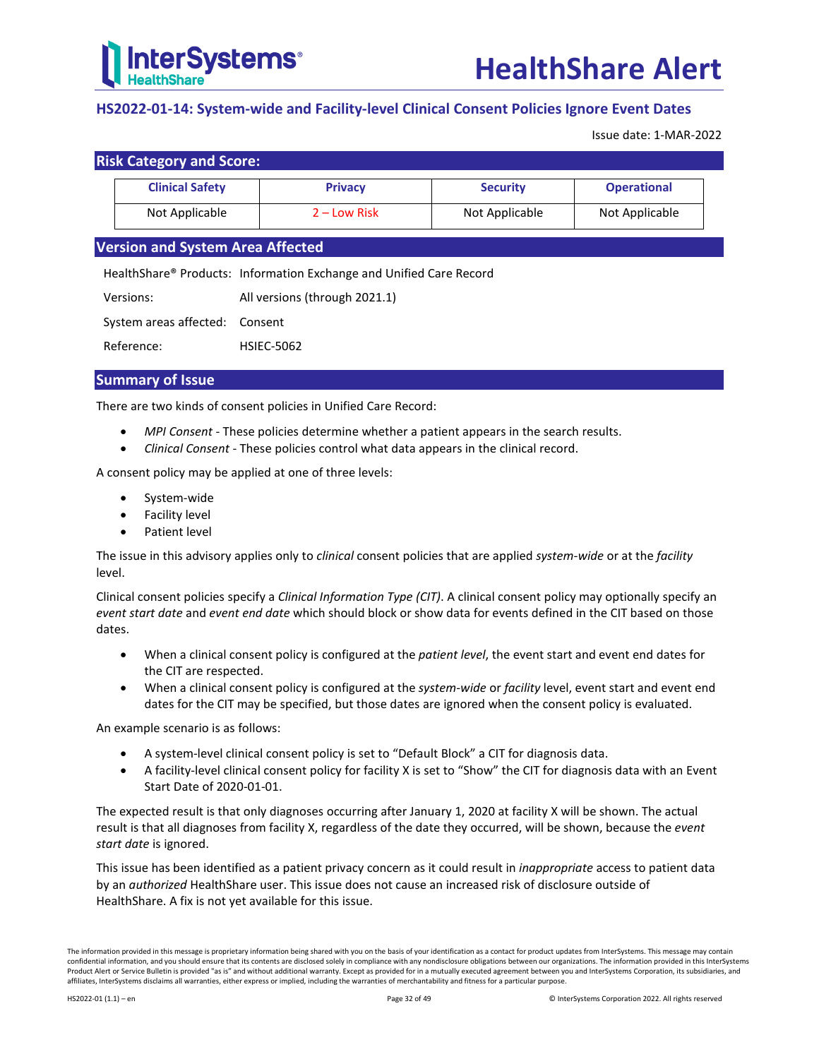## HS2022-01-14: System-wide and Facility-level Clinical Consent Policies Ignore Event Dates

Issue date: 1-MAR-2022

### Risk Category and Score:

| Clinical Safety | Privacy | Security | Operational |
|---|---|---|---|
| Not Applicable | 2 – Low Risk | Not Applicable | Not Applicable |

### Version and System Area Affected

HealthShare® Products: Information Exchange and Unified Care Record

Versions: All versions (through 2021.1)

System areas affected: Consent

Reference: HSIEC-5062

### Summary of Issue

There are two kinds of consent policies in Unified Care Record:

- *MPI Consent* - These policies determine whether a patient appears in the search results.
- *Clinical Consent* - These policies control what data appears in the clinical record.

A consent policy may be applied at one of three levels:

- System-wide
- Facility level
- Patient level

The issue in this advisory applies only to *clinical* consent policies that are applied *system-wide* or at the *facility* level.

Clinical consent policies specify a *Clinical Information Type (CIT)*. A clinical consent policy may optionally specify an *event start date* and *event end date* which should block or show data for events defined in the CIT based on those dates.

- When a clinical consent policy is configured at the *patient level*, the event start and event end dates for the CIT are respected.
- When a clinical consent policy is configured at the *system-wide* or *facility* level, event start and event end dates for the CIT may be specified, but those dates are ignored when the consent policy is evaluated.

An example scenario is as follows:

- A system-level clinical consent policy is set to “Default Block” a CIT for diagnosis data.
- A facility-level clinical consent policy for facility X is set to “Show” the CIT for diagnosis data with an Event Start Date of 2020-01-01.

The expected result is that only diagnoses occurring after January 1, 2020 at facility X will be shown. The actual result is that all diagnoses from facility X, regardless of the date they occurred, will be shown, because the *event start date* is ignored.

This issue has been identified as a patient privacy concern as it could result in *inappropriate* access to patient data by an *authorized* HealthShare user. This issue does not cause an increased risk of disclosure outside of HealthShare. A fix is not yet available for this issue.

The information provided in this message is proprietary information being shared with you on the basis of your identification as a contact for product updates from InterSystems. This message may contain confidential information, and you should ensure that its contents are disclosed solely in compliance with any nondisclosure obligations between our organizations. The information provided in this InterSystems Product Alert or Service Bulletin is provided "as is" and without additional warranty. Except as provided for in a mutually executed agreement between you and InterSystems Corporation, its subsidiaries, and affiliates, InterSystems disclaims all warranties, either express or implied, including the warranties of merchantability and fitness for a particular purpose.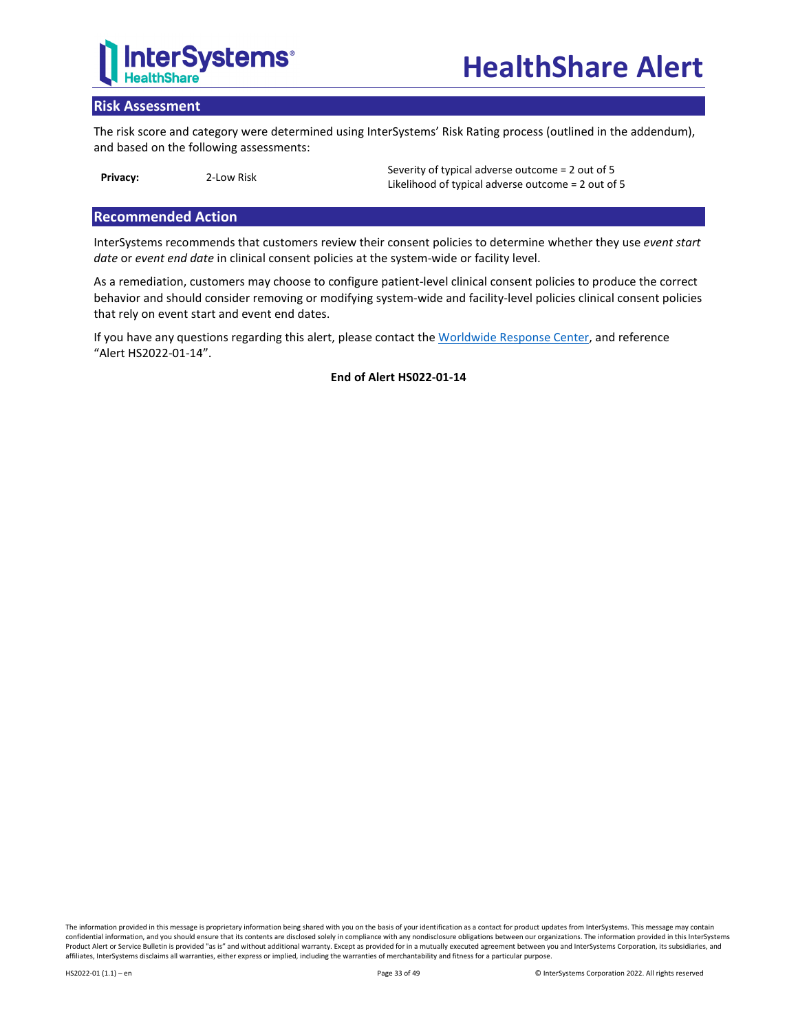## Risk Assessment

The risk score and category were determined using InterSystems' Risk Rating process (outlined in the addendum), and based on the following assessments:

| | | |
|---|---|---|
| **Privacy:** | 2-Low Risk | Severity of typical adverse outcome = 2 out of 5<br>Likelihood of typical adverse outcome = 2 out of 5 |

## Recommended Action

InterSystems recommends that customers review their consent policies to determine whether they use *event start date* or *event end date* in clinical consent policies at the system-wide or facility level.

As a remediation, customers may choose to configure patient-level clinical consent policies to produce the correct behavior and should consider removing or modifying system-wide and facility-level policies clinical consent policies that rely on event start and event end dates.

If you have any questions regarding this alert, please contact the Worldwide Response Center, and reference "Alert HS2022-01-14".

**End of Alert HS022-01-14**

The information provided in this message is proprietary information being shared with you on the basis of your identification as a contact for product updates from InterSystems. This message may contain confidential information, and you should ensure that its contents are disclosed solely in compliance with any nondisclosure obligations between our organizations. The information provided in this InterSystems Product Alert or Service Bulletin is provided "as is" and without additional warranty. Except as provided for in a mutually executed agreement between you and InterSystems Corporation, its subsidiaries, and affiliates, InterSystems disclaims all warranties, either express or implied, including the warranties of merchantability and fitness for a particular purpose.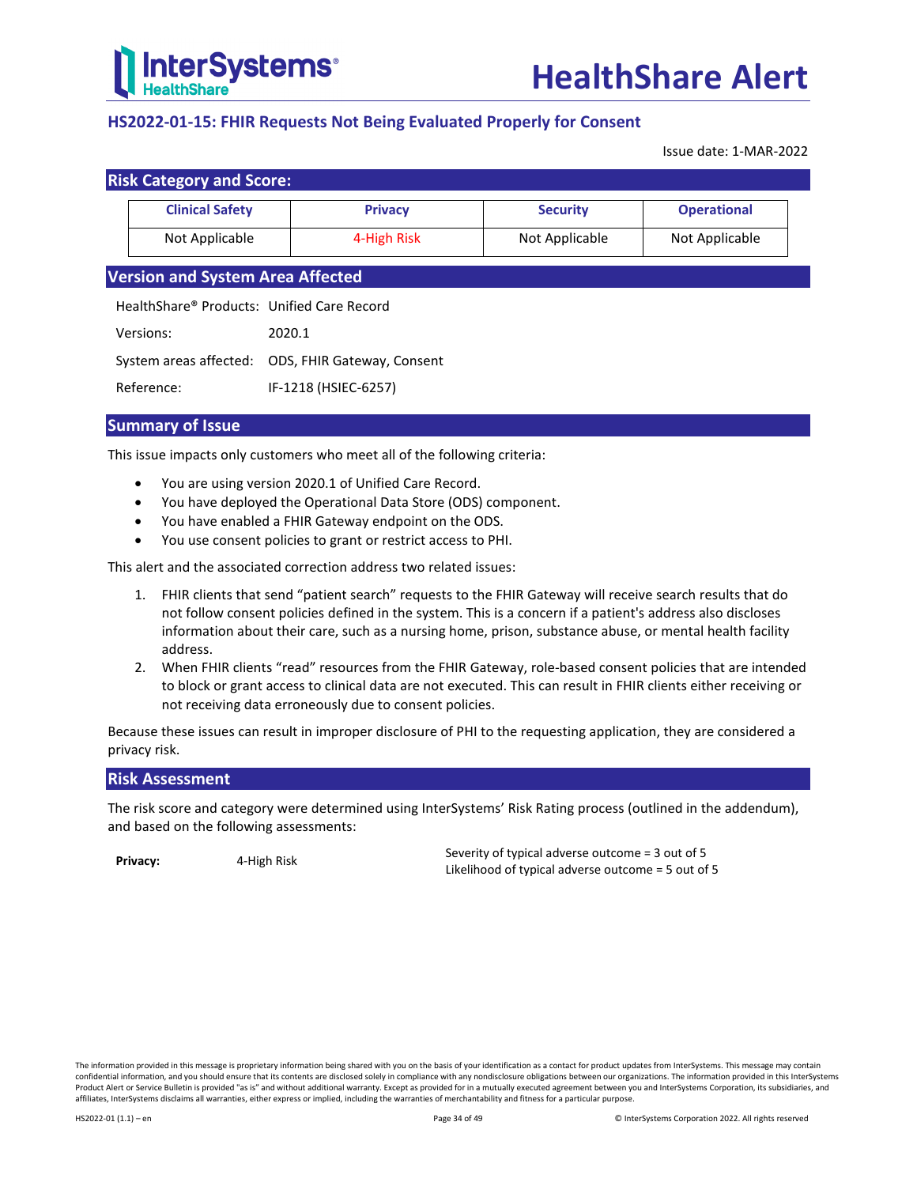# HealthShare Alert

## HS2022-01-15: FHIR Requests Not Being Evaluated Properly for Consent

Issue date: 1-MAR-2022

### Risk Category and Score:

| Clinical Safety | Privacy | Security | Operational |
|---|---|---|---|
| Not Applicable | 4-High Risk | Not Applicable | Not Applicable |

### Version and System Area Affected

| | |
|---|---|
| HealthShare® Products: | Unified Care Record |
| Versions: | 2020.1 |
| System areas affected: | ODS, FHIR Gateway, Consent |
| Reference: | IF-1218 (HSIEC-6257) |

### Summary of Issue

This issue impacts only customers who meet all of the following criteria:

- You are using version 2020.1 of Unified Care Record.
- You have deployed the Operational Data Store (ODS) component.
- You have enabled a FHIR Gateway endpoint on the ODS.
- You use consent policies to grant or restrict access to PHI.

This alert and the associated correction address two related issues:

1. FHIR clients that send “patient search” requests to the FHIR Gateway will receive search results that do not follow consent policies defined in the system. This is a concern if a patient's address also discloses information about their care, such as a nursing home, prison, substance abuse, or mental health facility address.
2. When FHIR clients “read” resources from the FHIR Gateway, role-based consent policies that are intended to block or grant access to clinical data are not executed. This can result in FHIR clients either receiving or not receiving data erroneously due to consent policies.

Because these issues can result in improper disclosure of PHI to the requesting application, they are considered a privacy risk.

### Risk Assessment

The risk score and category were determined using InterSystems’ Risk Rating process (outlined in the addendum), and based on the following assessments:

| | | |
|---|---|---|
| **Privacy:** | 4-High Risk | Severity of typical adverse outcome = 3 out of 5<br>Likelihood of typical adverse outcome = 5 out of 5 |

The information provided in this message is proprietary information being shared with you on the basis of your identification as a contact for product updates from InterSystems. This message may contain confidential information, and you should ensure that its contents are disclosed solely in compliance with any nondisclosure obligations between our organizations. The information provided in this InterSystems Product Alert or Service Bulletin is provided "as is" and without additional warranty. Except as provided for in a mutually executed agreement between you and InterSystems Corporation, its subsidiaries, and affiliates, InterSystems disclaims all warranties, either express or implied, including the warranties of merchantability and fitness for a particular purpose.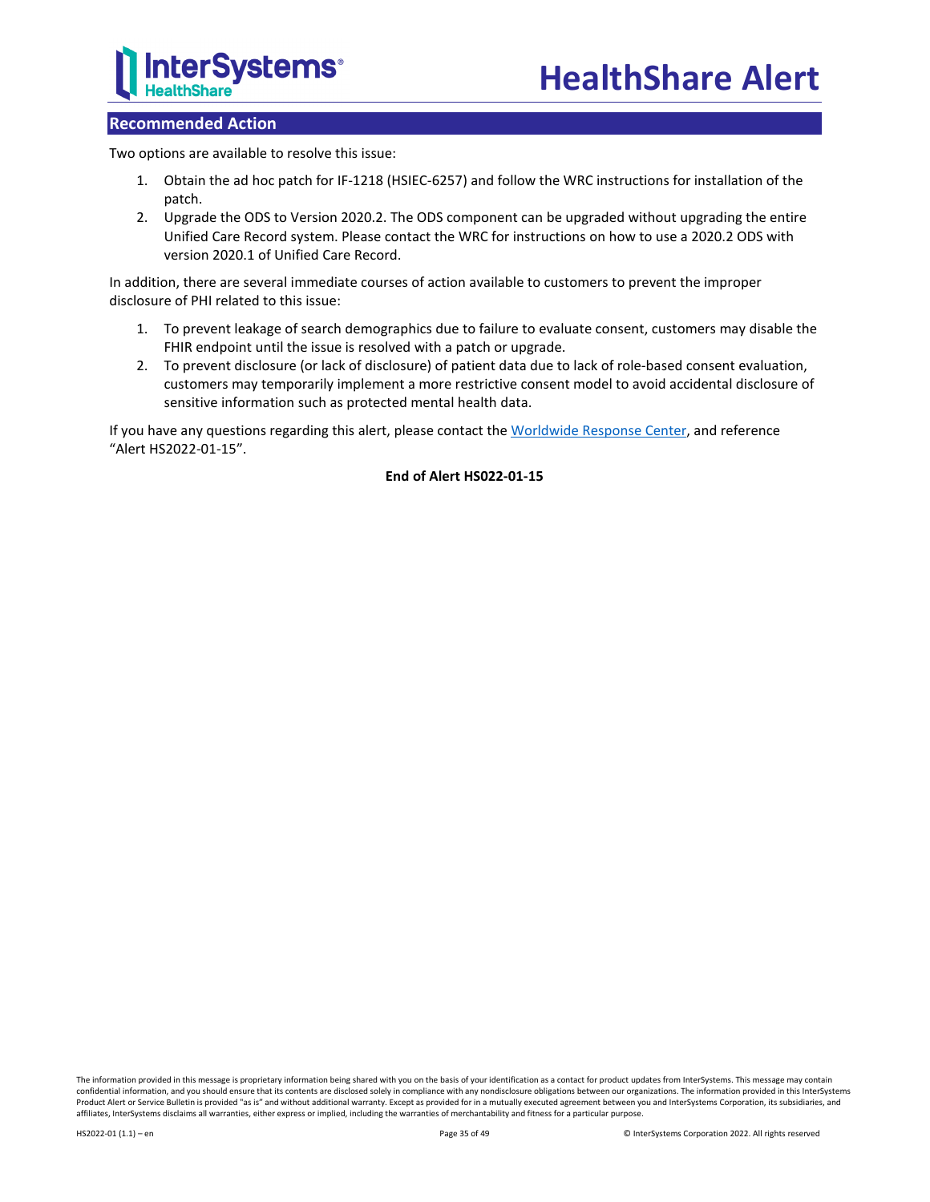## Recommended Action

Two options are available to resolve this issue:

1. Obtain the ad hoc patch for IF-1218 (HSIEC-6257) and follow the WRC instructions for installation of the patch.
2. Upgrade the ODS to Version 2020.2. The ODS component can be upgraded without upgrading the entire Unified Care Record system. Please contact the WRC for instructions on how to use a 2020.2 ODS with version 2020.1 of Unified Care Record.

In addition, there are several immediate courses of action available to customers to prevent the improper disclosure of PHI related to this issue:

1. To prevent leakage of search demographics due to failure to evaluate consent, customers may disable the FHIR endpoint until the issue is resolved with a patch or upgrade.
2. To prevent disclosure (or lack of disclosure) of patient data due to lack of role-based consent evaluation, customers may temporarily implement a more restrictive consent model to avoid accidental disclosure of sensitive information such as protected mental health data.

If you have any questions regarding this alert, please contact the Worldwide Response Center, and reference "Alert HS2022-01-15".

**End of Alert HS022-01-15**

The information provided in this message is proprietary information being shared with you on the basis of your identification as a contact for product updates from InterSystems. This message may contain confidential information, and you should ensure that its contents are disclosed solely in compliance with any nondisclosure obligations between our organizations. The information provided in this InterSystems Product Alert or Service Bulletin is provided "as is" and without additional warranty. Except as provided for in a mutually executed agreement between you and InterSystems Corporation, its subsidiaries, and affiliates, InterSystems disclaims all warranties, either express or implied, including the warranties of merchantability and fitness for a particular purpose.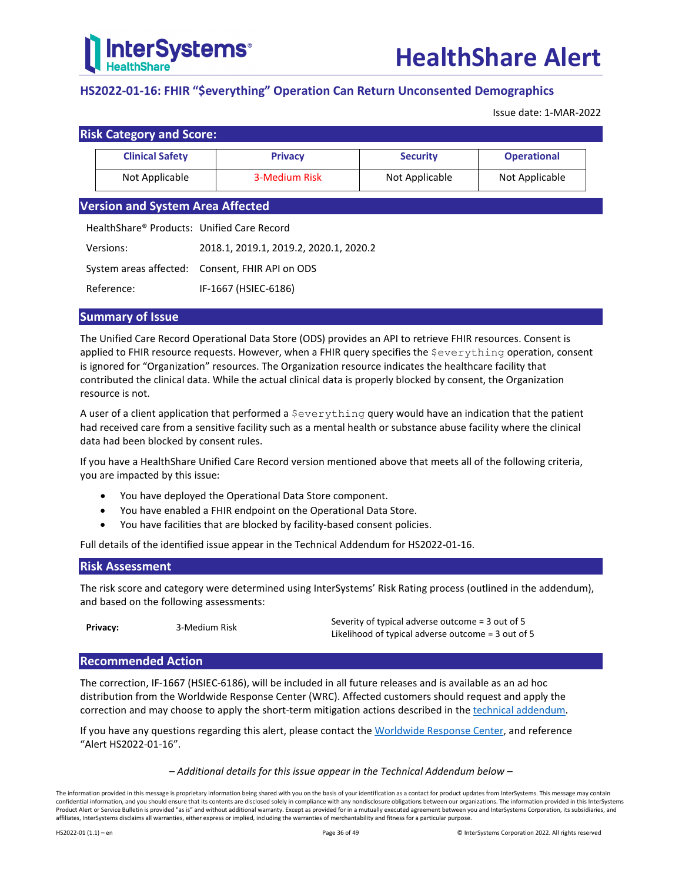# HealthShare Alert

## HS2022-01-16: FHIR "$everything" Operation Can Return Unconsented Demographics

Issue date: 1-MAR-2022

### Risk Category and Score:

| Clinical Safety | Privacy | Security | Operational |
|---|---|---|---|
| Not Applicable | 3-Medium Risk | Not Applicable | Not Applicable |

### Version and System Area Affected

| | |
|---|---|
| HealthShare® Products: | Unified Care Record |
| Versions: | 2018.1, 2019.1, 2019.2, 2020.1, 2020.2 |
| System areas affected: | Consent, FHIR API on ODS |
| Reference: | IF-1667 (HSIEC-6186) |

### Summary of Issue

The Unified Care Record Operational Data Store (ODS) provides an API to retrieve FHIR resources. Consent is applied to FHIR resource requests. However, when a FHIR query specifies the `$everything` operation, consent is ignored for "Organization" resources. The Organization resource indicates the healthcare facility that contributed the clinical data. While the actual clinical data is properly blocked by consent, the Organization resource is not.

A user of a client application that performed a `$everything` query would have an indication that the patient had received care from a sensitive facility such as a mental health or substance abuse facility where the clinical data had been blocked by consent rules.

If you have a HealthShare Unified Care Record version mentioned above that meets all of the following criteria, you are impacted by this issue:

- You have deployed the Operational Data Store component.
- You have enabled a FHIR endpoint on the Operational Data Store.
- You have facilities that are blocked by facility-based consent policies.

Full details of the identified issue appear in the Technical Addendum for HS2022-01-16.

### Risk Assessment

The risk score and category were determined using InterSystems' Risk Rating process (outlined in the addendum), and based on the following assessments:

| | | |
|---|---|---|
| **Privacy:** | 3-Medium Risk | Severity of typical adverse outcome = 3 out of 5<br>Likelihood of typical adverse outcome = 3 out of 5 |

### Recommended Action

The correction, IF-1667 (HSIEC-6186), will be included in all future releases and is available as an ad hoc distribution from the Worldwide Response Center (WRC). Affected customers should request and apply the correction and may choose to apply the short-term mitigation actions described in the technical addendum.

If you have any questions regarding this alert, please contact the Worldwide Response Center, and reference "Alert HS2022-01-16".

*– Additional details for this issue appear in the Technical Addendum below –*

The information provided in this message is proprietary information being shared with you on the basis of your identification as a contact for product updates from InterSystems. This message may contain confidential information, and you should ensure that its contents are disclosed solely in compliance with any nondisclosure obligations between our organizations. The information provided in this InterSystems Product Alert or Service Bulletin is provided "as is" and without additional warranty. Except as provided for in a mutually executed agreement between you and InterSystems Corporation, its subsidiaries, and affiliates, InterSystems disclaims all warranties, either express or implied, including the warranties of merchantability and fitness for a particular purpose.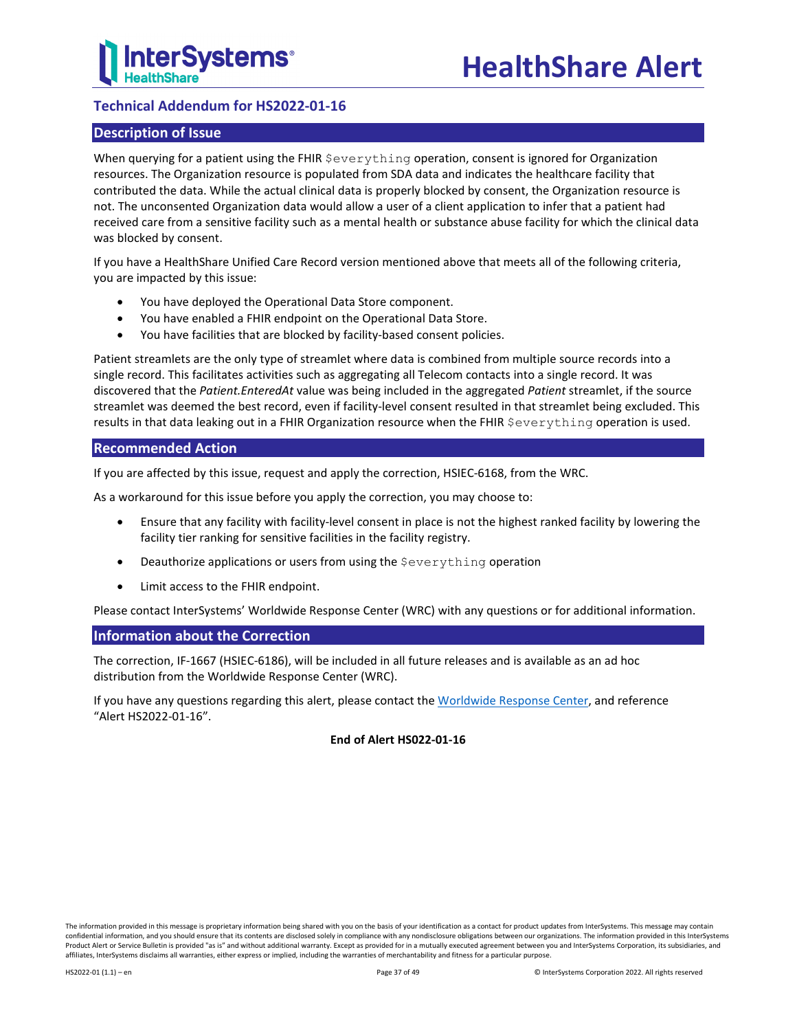## Technical Addendum for HS2022-01-16

### Description of Issue

When querying for a patient using the FHIR `$everything` operation, consent is ignored for Organization resources. The Organization resource is populated from SDA data and indicates the healthcare facility that contributed the data. While the actual clinical data is properly blocked by consent, the Organization resource is not. The unconsented Organization data would allow a user of a client application to infer that a patient had received care from a sensitive facility such as a mental health or substance abuse facility for which the clinical data was blocked by consent.

If you have a HealthShare Unified Care Record version mentioned above that meets all of the following criteria, you are impacted by this issue:

- You have deployed the Operational Data Store component.
- You have enabled a FHIR endpoint on the Operational Data Store.
- You have facilities that are blocked by facility-based consent policies.

Patient streamlets are the only type of streamlet where data is combined from multiple source records into a single record. This facilitates activities such as aggregating all Telecom contacts into a single record. It was discovered that the *Patient.EnteredAt* value was being included in the aggregated *Patient* streamlet, if the source streamlet was deemed the best record, even if facility-level consent resulted in that streamlet being excluded. This results in that data leaking out in a FHIR Organization resource when the FHIR `$everything` operation is used.

### Recommended Action

If you are affected by this issue, request and apply the correction, HSIEC-6168, from the WRC.

As a workaround for this issue before you apply the correction, you may choose to:

- Ensure that any facility with facility-level consent in place is not the highest ranked facility by lowering the facility tier ranking for sensitive facilities in the facility registry.
- Deauthorize applications or users from using the `$everything` operation
- Limit access to the FHIR endpoint.

Please contact InterSystems' Worldwide Response Center (WRC) with any questions or for additional information.

### Information about the Correction

The correction, IF-1667 (HSIEC-6186), will be included in all future releases and is available as an ad hoc distribution from the Worldwide Response Center (WRC).

If you have any questions regarding this alert, please contact the Worldwide Response Center, and reference "Alert HS2022-01-16".

**End of Alert HS022-01-16**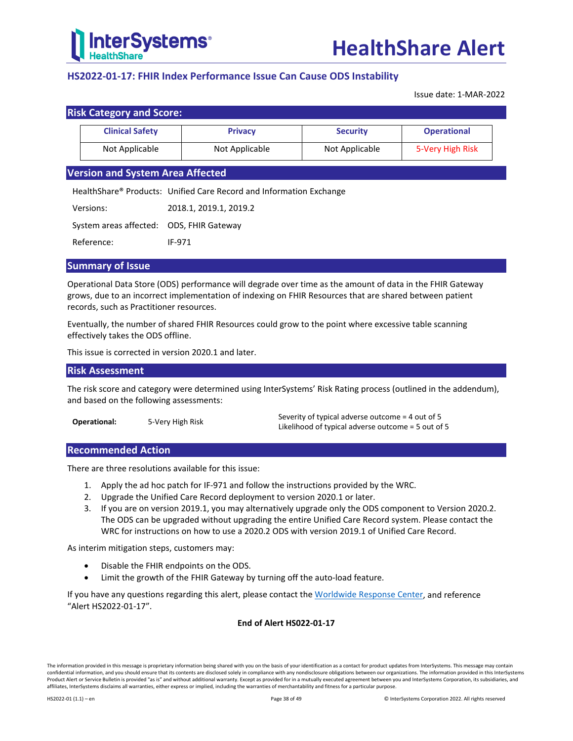# HealthShare Alert

## HS2022-01-17: FHIR Index Performance Issue Can Cause ODS Instability

Issue date: 1-MAR-2022

### Risk Category and Score:

| Clinical Safety | Privacy | Security | Operational |
|---|---|---|---|
| Not Applicable | Not Applicable | Not Applicable | 5-Very High Risk |

### Version and System Area Affected

HealthShare® Products: Unified Care Record and Information Exchange

Versions: 2018.1, 2019.1, 2019.2

System areas affected: ODS, FHIR Gateway

Reference: IF-971

### Summary of Issue

Operational Data Store (ODS) performance will degrade over time as the amount of data in the FHIR Gateway grows, due to an incorrect implementation of indexing on FHIR Resources that are shared between patient records, such as Practitioner resources.

Eventually, the number of shared FHIR Resources could grow to the point where excessive table scanning effectively takes the ODS offline.

This issue is corrected in version 2020.1 and later.

### Risk Assessment

The risk score and category were determined using InterSystems' Risk Rating process (outlined in the addendum), and based on the following assessments:

| | | |
|---|---|---|
| **Operational:** | 5-Very High Risk | Severity of typical adverse outcome = 4 out of 5<br>Likelihood of typical adverse outcome = 5 out of 5 |

### Recommended Action

There are three resolutions available for this issue:

1. Apply the ad hoc patch for IF-971 and follow the instructions provided by the WRC.
2. Upgrade the Unified Care Record deployment to version 2020.1 or later.
3. If you are on version 2019.1, you may alternatively upgrade only the ODS component to Version 2020.2. The ODS can be upgraded without upgrading the entire Unified Care Record system. Please contact the WRC for instructions on how to use a 2020.2 ODS with version 2019.1 of Unified Care Record.

As interim mitigation steps, customers may:

- Disable the FHIR endpoints on the ODS.
- Limit the growth of the FHIR Gateway by turning off the auto-load feature.

If you have any questions regarding this alert, please contact the Worldwide Response Center, and reference "Alert HS2022-01-17".

**End of Alert HS022-01-17**

The information provided in this message is proprietary information being shared with you on the basis of your identification as a contact for product updates from InterSystems. This message may contain confidential information, and you should ensure that its contents are disclosed solely in compliance with any nondisclosure obligations between our organizations. The information provided in this InterSystems Product Alert or Service Bulletin is provided "as is" and without additional warranty. Except as provided for in a mutually executed agreement between you and InterSystems Corporation, its subsidiaries, and affiliates, InterSystems disclaims all warranties, either express or implied, including the warranties of merchantability and fitness for a particular purpose.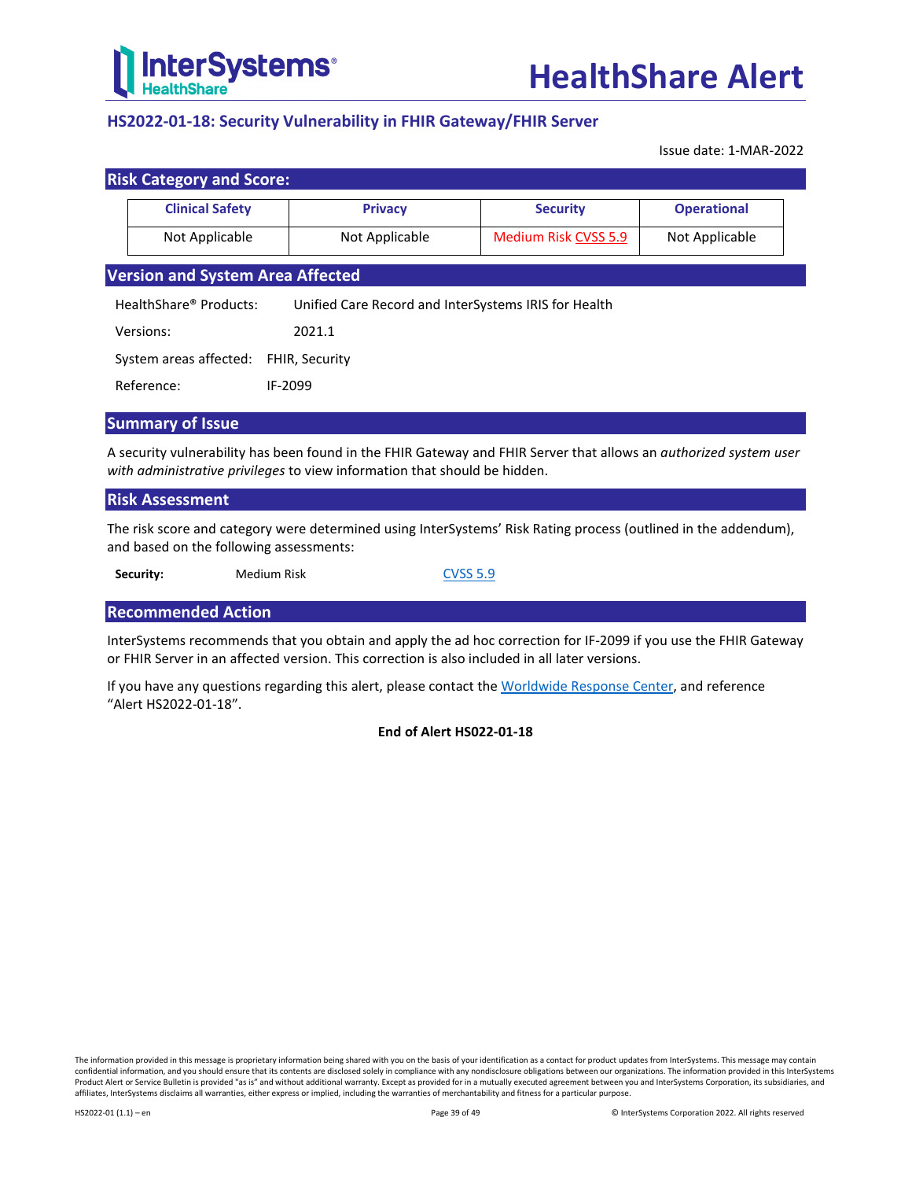## HS2022-01-18: Security Vulnerability in FHIR Gateway/FHIR Server

Issue date: 1-MAR-2022

### Risk Category and Score:

| Clinical Safety | Privacy | Security | Operational |
|---|---|---|---|
| Not Applicable | Not Applicable | Medium Risk CVSS 5.9 | Not Applicable |

### Version and System Area Affected

HealthShare® Products: Unified Care Record and InterSystems IRIS for Health

Versions: 2021.1

System areas affected: FHIR, Security

Reference: IF-2099

### Summary of Issue

A security vulnerability has been found in the FHIR Gateway and FHIR Server that allows an *authorized system user with administrative privileges* to view information that should be hidden.

### Risk Assessment

The risk score and category were determined using InterSystems' Risk Rating process (outlined in the addendum), and based on the following assessments:

**Security:** Medium Risk CVSS 5.9

### Recommended Action

InterSystems recommends that you obtain and apply the ad hoc correction for IF-2099 if you use the FHIR Gateway or FHIR Server in an affected version. This correction is also included in all later versions.

If you have any questions regarding this alert, please contact the Worldwide Response Center, and reference "Alert HS2022-01-18".

**End of Alert HS022-01-18**

The information provided in this message is proprietary information being shared with you on the basis of your identification as a contact for product updates from InterSystems. This message may contain confidential information, and you should ensure that its contents are disclosed solely in compliance with any nondisclosure obligations between our organizations. The information provided in this InterSystems Product Alert or Service Bulletin is provided "as is" and without additional warranty. Except as provided for in a mutually executed agreement between you and InterSystems Corporation, its subsidiaries, and affiliates, InterSystems disclaims all warranties, either express or implied, including the warranties of merchantability and fitness for a particular purpose.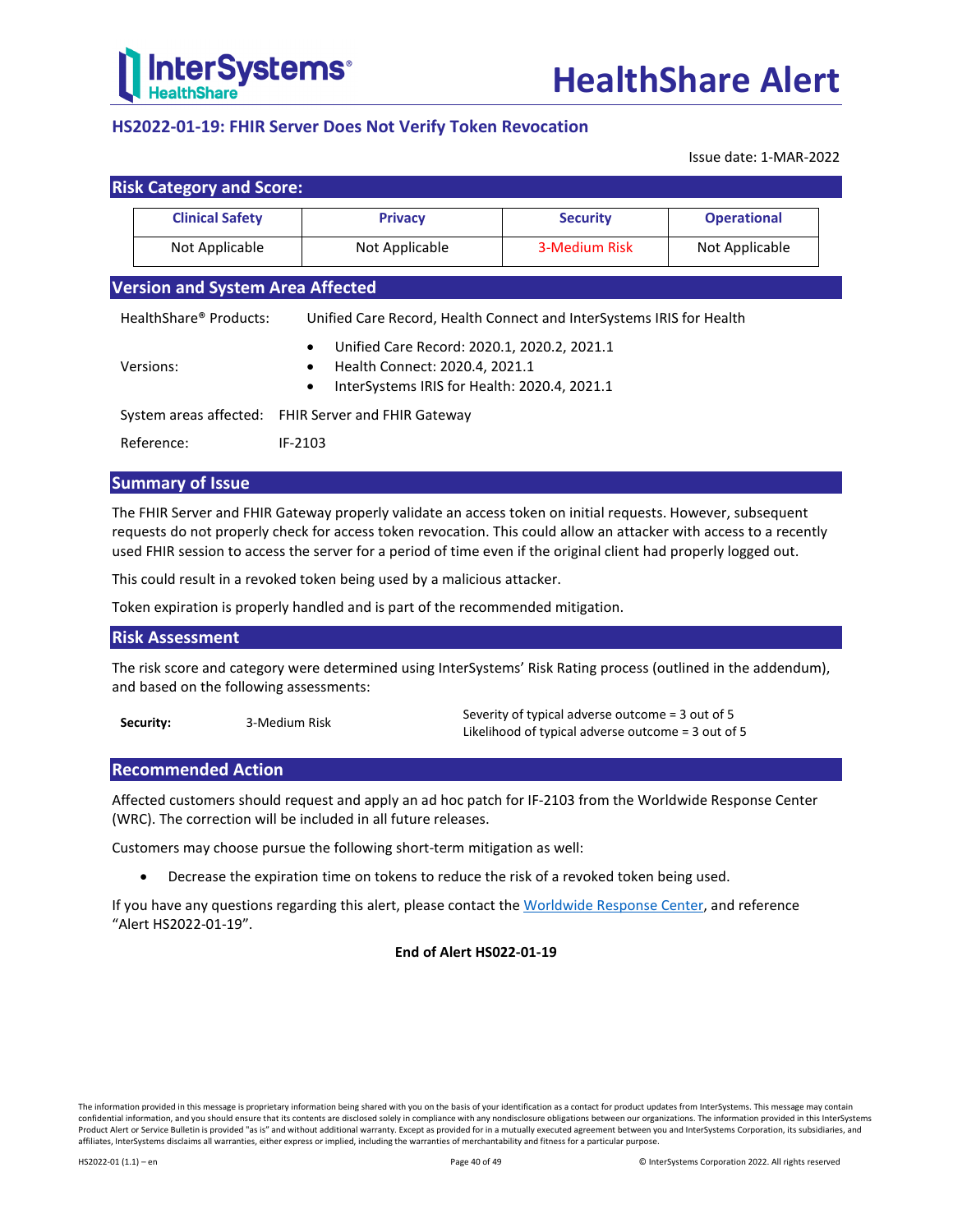# HealthShare Alert

## HS2022-01-19: FHIR Server Does Not Verify Token Revocation

Issue date: 1-MAR-2022

### Risk Category and Score:

| Clinical Safety | Privacy | Security | Operational |
|---|---|---|---|
| Not Applicable | Not Applicable | 3-Medium Risk | Not Applicable |

### Version and System Area Affected

HealthShare® Products: Unified Care Record, Health Connect and InterSystems IRIS for Health

Versions:

- Unified Care Record: 2020.1, 2020.2, 2021.1
- Health Connect: 2020.4, 2021.1
- InterSystems IRIS for Health: 2020.4, 2021.1

System areas affected: FHIR Server and FHIR Gateway

Reference: IF-2103

### Summary of Issue

The FHIR Server and FHIR Gateway properly validate an access token on initial requests. However, subsequent requests do not properly check for access token revocation. This could allow an attacker with access to a recently used FHIR session to access the server for a period of time even if the original client had properly logged out.

This could result in a revoked token being used by a malicious attacker.

Token expiration is properly handled and is part of the recommended mitigation.

### Risk Assessment

The risk score and category were determined using InterSystems' Risk Rating process (outlined in the addendum), and based on the following assessments:

| | | |
|---|---|---|
| **Security:** | 3-Medium Risk | Severity of typical adverse outcome = 3 out of 5<br>Likelihood of typical adverse outcome = 3 out of 5 |

### Recommended Action

Affected customers should request and apply an ad hoc patch for IF-2103 from the Worldwide Response Center (WRC). The correction will be included in all future releases.

Customers may choose pursue the following short-term mitigation as well:

- Decrease the expiration time on tokens to reduce the risk of a revoked token being used.

If you have any questions regarding this alert, please contact the Worldwide Response Center, and reference "Alert HS2022-01-19".

**End of Alert HS022-01-19**

The information provided in this message is proprietary information being shared with you on the basis of your identification as a contact for product updates from InterSystems. This message may contain confidential information, and you should ensure that its contents are disclosed solely in compliance with any nondisclosure obligations between our organizations. The information provided in this InterSystems Product Alert or Service Bulletin is provided "as is" and without additional warranty. Except as provided for in a mutually executed agreement between you and InterSystems Corporation, its subsidiaries, and affiliates, InterSystems disclaims all warranties, either express or implied, including the warranties of merchantability and fitness for a particular purpose.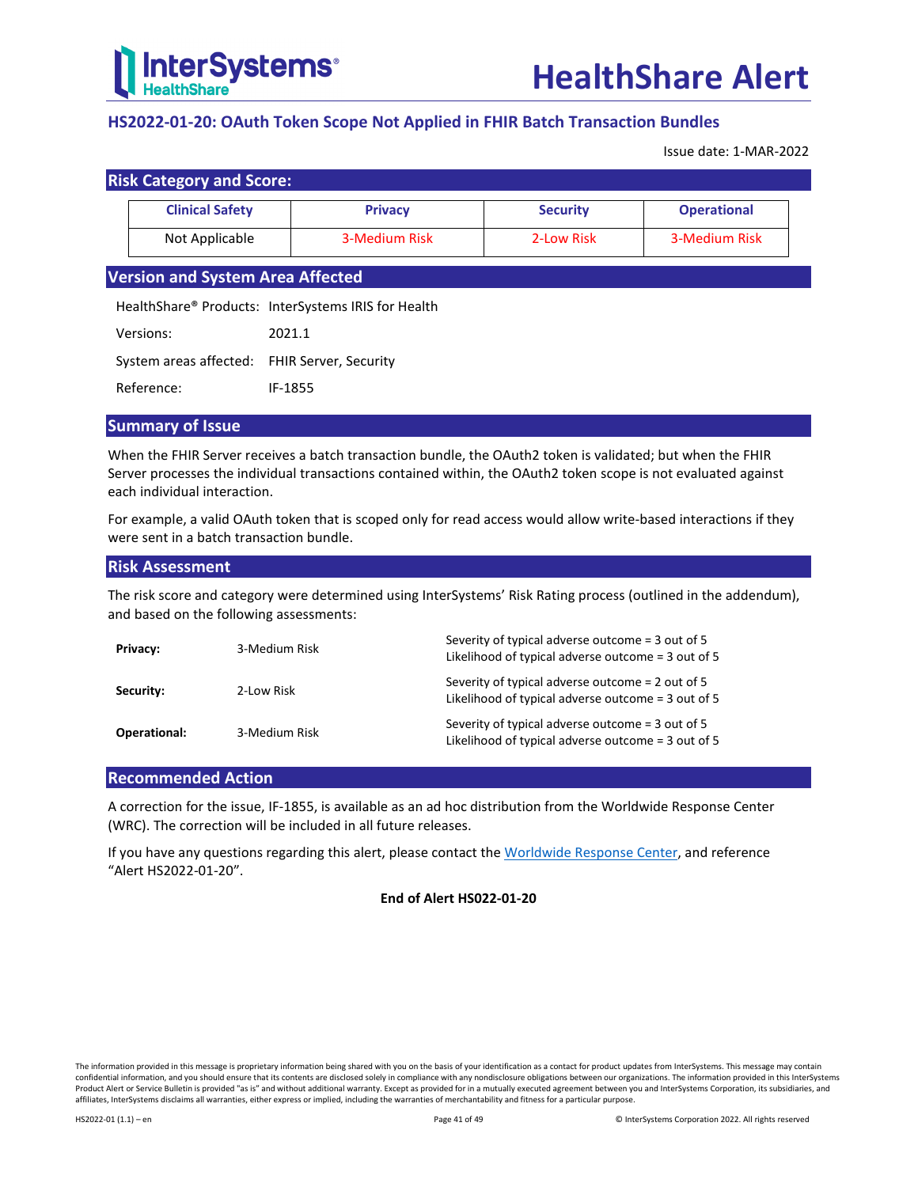# HealthShare Alert

## HS2022-01-20: OAuth Token Scope Not Applied in FHIR Batch Transaction Bundles

Issue date: 1-MAR-2022

### Risk Category and Score:

| Clinical Safety | Privacy | Security | Operational |
|---|---|---|---|
| Not Applicable | 3-Medium Risk | 2-Low Risk | 3-Medium Risk |

### Version and System Area Affected

| | |
|---|---|
| HealthShare® Products: | InterSystems IRIS for Health |
| Versions: | 2021.1 |
| System areas affected: | FHIR Server, Security |
| Reference: | IF-1855 |

### Summary of Issue

When the FHIR Server receives a batch transaction bundle, the OAuth2 token is validated; but when the FHIR Server processes the individual transactions contained within, the OAuth2 token scope is not evaluated against each individual interaction.

For example, a valid OAuth token that is scoped only for read access would allow write-based interactions if they were sent in a batch transaction bundle.

### Risk Assessment

The risk score and category were determined using InterSystems' Risk Rating process (outlined in the addendum), and based on the following assessments:

| | | |
|---|---|---|
| **Privacy:** | 3-Medium Risk | Severity of typical adverse outcome = 3 out of 5<br>Likelihood of typical adverse outcome = 3 out of 5 |
| **Security:** | 2-Low Risk | Severity of typical adverse outcome = 2 out of 5<br>Likelihood of typical adverse outcome = 3 out of 5 |
| **Operational:** | 3-Medium Risk | Severity of typical adverse outcome = 3 out of 5<br>Likelihood of typical adverse outcome = 3 out of 5 |

### Recommended Action

A correction for the issue, IF-1855, is available as an ad hoc distribution from the Worldwide Response Center (WRC). The correction will be included in all future releases.

If you have any questions regarding this alert, please contact the Worldwide Response Center, and reference "Alert HS2022-01-20".

**End of Alert HS022-01-20**

The information provided in this message is proprietary information being shared with you on the basis of your identification as a contact for product updates from InterSystems. This message may contain confidential information, and you should ensure that its contents are disclosed solely in compliance with any nondisclosure obligations between our organizations. The information provided in this InterSystems Product Alert or Service Bulletin is provided "as is" and without additional warranty. Except as provided for in a mutually executed agreement between you and InterSystems Corporation, its subsidiaries, and affiliates, InterSystems disclaims all warranties, either express or implied, including the warranties of merchantability and fitness for a particular purpose.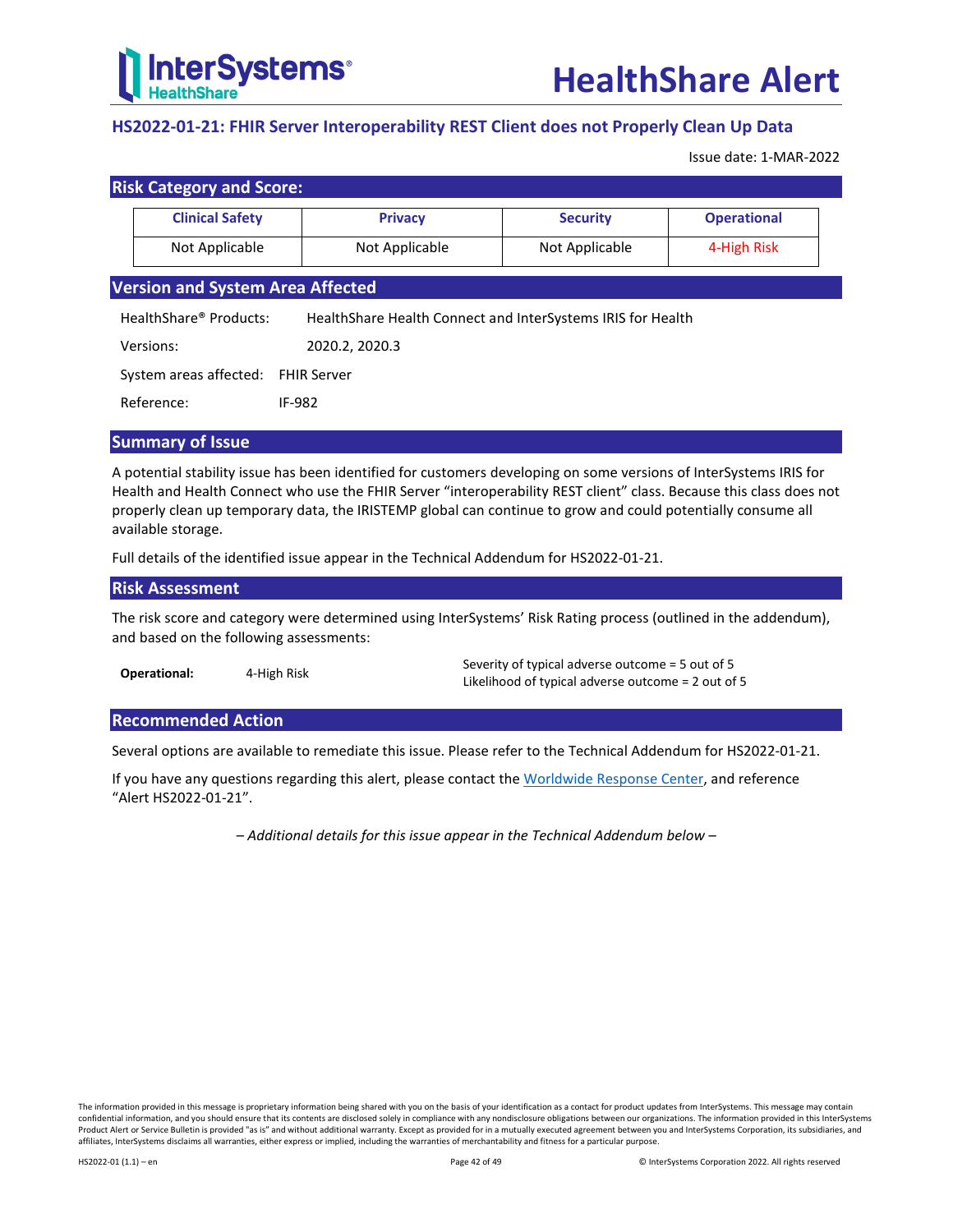# HealthShare Alert

## HS2022-01-21: FHIR Server Interoperability REST Client does not Properly Clean Up Data

Issue date: 1-MAR-2022

## Risk Category and Score:

| Clinical Safety | Privacy | Security | Operational |
|---|---|---|---|
| Not Applicable | Not Applicable | Not Applicable | 4-High Risk |

## Version and System Area Affected

HealthShare® Products: HealthShare Health Connect and InterSystems IRIS for Health

Versions: 2020.2, 2020.3

System areas affected: FHIR Server

Reference: IF-982

## Summary of Issue

A potential stability issue has been identified for customers developing on some versions of InterSystems IRIS for Health and Health Connect who use the FHIR Server "interoperability REST client" class. Because this class does not properly clean up temporary data, the IRISTEMP global can continue to grow and could potentially consume all available storage.

Full details of the identified issue appear in the Technical Addendum for HS2022-01-21.

## Risk Assessment

The risk score and category were determined using InterSystems' Risk Rating process (outlined in the addendum), and based on the following assessments:

| | | |
|---|---|---|
| **Operational:** | 4-High Risk | Severity of typical adverse outcome = 5 out of 5<br>Likelihood of typical adverse outcome = 2 out of 5 |

## Recommended Action

Several options are available to remediate this issue. Please refer to the Technical Addendum for HS2022-01-21.

If you have any questions regarding this alert, please contact the Worldwide Response Center, and reference "Alert HS2022-01-21".

*– Additional details for this issue appear in the Technical Addendum below –*

The information provided in this message is proprietary information being shared with you on the basis of your identification as a contact for product updates from InterSystems. This message may contain confidential information, and you should ensure that its contents are disclosed solely in compliance with any nondisclosure obligations between our organizations. The information provided in this InterSystems Product Alert or Service Bulletin is provided "as is" and without additional warranty. Except as provided for in a mutually executed agreement between you and InterSystems Corporation, its subsidiaries, and affiliates, InterSystems disclaims all warranties, either express or implied, including the warranties of merchantability and fitness for a particular purpose.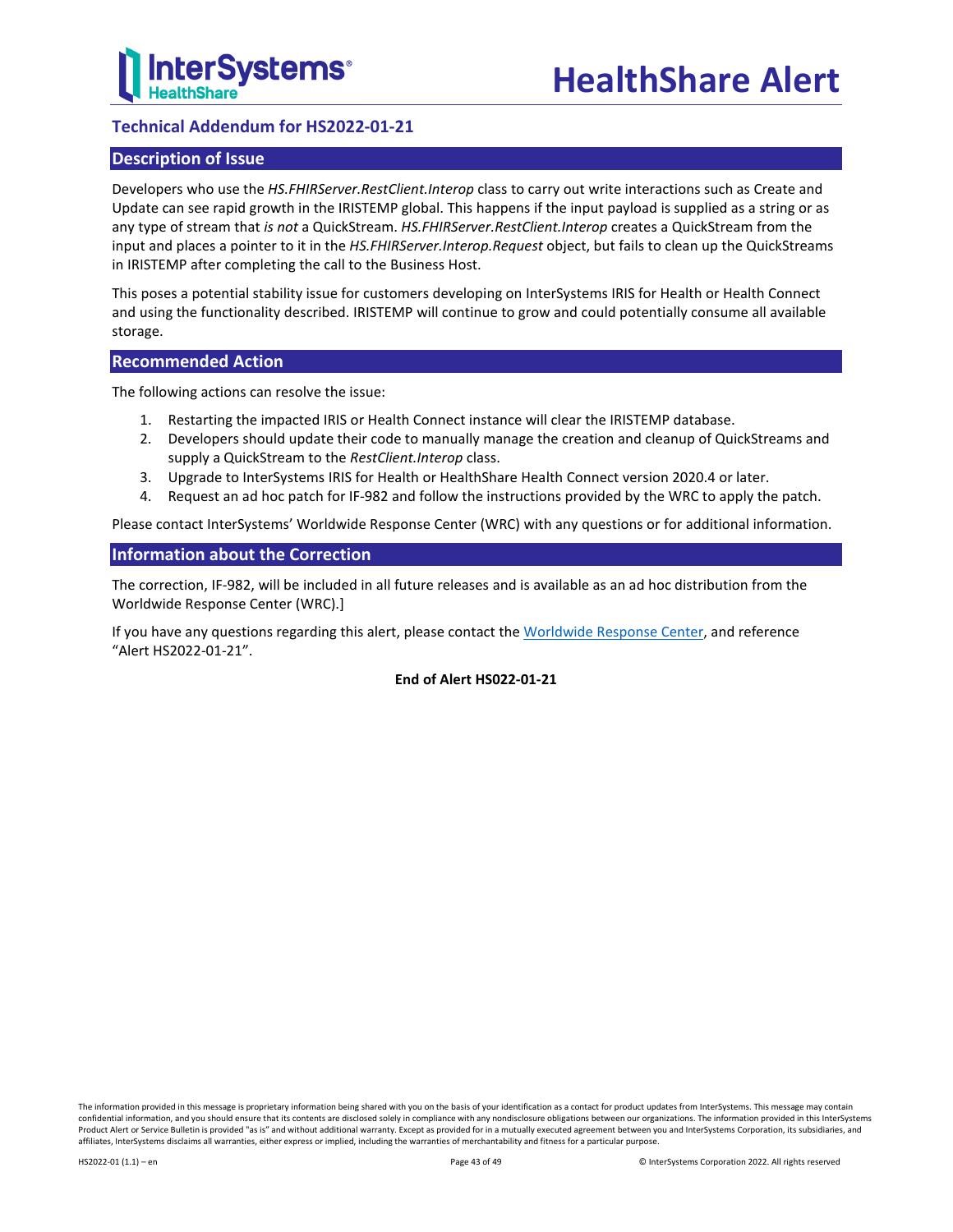## Technical Addendum for HS2022-01-21

### Description of Issue

Developers who use the *HS.FHIRServer.RestClient.Interop* class to carry out write interactions such as Create and Update can see rapid growth in the IRISTEMP global. This happens if the input payload is supplied as a string or as any type of stream that *is not* a QuickStream. *HS.FHIRServer.RestClient.Interop* creates a QuickStream from the input and places a pointer to it in the *HS.FHIRServer.Interop.Request* object, but fails to clean up the QuickStreams in IRISTEMP after completing the call to the Business Host.

This poses a potential stability issue for customers developing on InterSystems IRIS for Health or Health Connect and using the functionality described. IRISTEMP will continue to grow and could potentially consume all available storage.

### Recommended Action

The following actions can resolve the issue:

1. Restarting the impacted IRIS or Health Connect instance will clear the IRISTEMP database.
2. Developers should update their code to manually manage the creation and cleanup of QuickStreams and supply a QuickStream to the *RestClient.Interop* class.
3. Upgrade to InterSystems IRIS for Health or HealthShare Health Connect version 2020.4 or later.
4. Request an ad hoc patch for IF-982 and follow the instructions provided by the WRC to apply the patch.

Please contact InterSystems' Worldwide Response Center (WRC) with any questions or for additional information.

### Information about the Correction

The correction, IF-982, will be included in all future releases and is available as an ad hoc distribution from the Worldwide Response Center (WRC).]

If you have any questions regarding this alert, please contact the Worldwide Response Center, and reference "Alert HS2022-01-21".

**End of Alert HS022-01-21**

The information provided in this message is proprietary information being shared with you on the basis of your identification as a contact for product updates from InterSystems. This message may contain confidential information, and you should ensure that its contents are disclosed solely in compliance with any nondisclosure obligations between our organizations. The information provided in this InterSystems Product Alert or Service Bulletin is provided "as is" and without additional warranty. Except as provided for in a mutually executed agreement between you and InterSystems Corporation, its subsidiaries, and affiliates, InterSystems disclaims all warranties, either express or implied, including the warranties of merchantability and fitness for a particular purpose.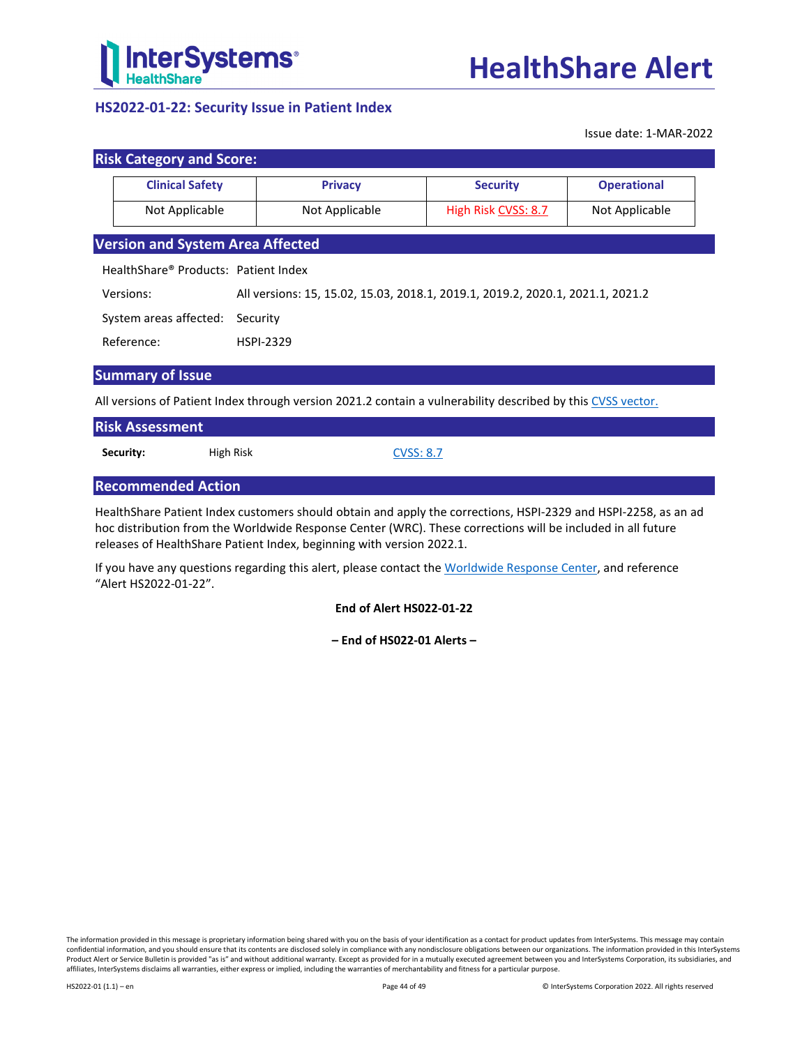# HealthShare Alert

## HS2022-01-22: Security Issue in Patient Index

Issue date: 1-MAR-2022

### Risk Category and Score:

| Clinical Safety | Privacy | Security | Operational |
|---|---|---|---|
| Not Applicable | Not Applicable | High Risk CVSS: 8.7 | Not Applicable |

### Version and System Area Affected

| | |
|---|---|
| HealthShare® Products: | Patient Index |
| Versions: | All versions: 15, 15.02, 15.03, 2018.1, 2019.1, 2019.2, 2020.1, 2021.1, 2021.2 |
| System areas affected: | Security |
| Reference: | HSPI-2329 |

### Summary of Issue

All versions of Patient Index through version 2021.2 contain a vulnerability described by this CVSS vector.

### Risk Assessment

| | | |
|---|---|---|
| **Security:** | High Risk | CVSS: 8.7 |

### Recommended Action

HealthShare Patient Index customers should obtain and apply the corrections, HSPI-2329 and HSPI-2258, as an ad hoc distribution from the Worldwide Response Center (WRC). These corrections will be included in all future releases of HealthShare Patient Index, beginning with version 2022.1.

If you have any questions regarding this alert, please contact the Worldwide Response Center, and reference "Alert HS2022-01-22".

**End of Alert HS022-01-22**

**– End of HS022-01 Alerts –**

The information provided in this message is proprietary information being shared with you on the basis of your identification as a contact for product updates from InterSystems. This message may contain confidential information, and you should ensure that its contents are disclosed solely in compliance with any nondisclosure obligations between our organizations. The information provided in this InterSystems Product Alert or Service Bulletin is provided "as is" and without additional warranty. Except as provided for in a mutually executed agreement between you and InterSystems Corporation, its subsidiaries, and affiliates, InterSystems disclaims all warranties, either express or implied, including the warranties of merchantability and fitness for a particular purpose.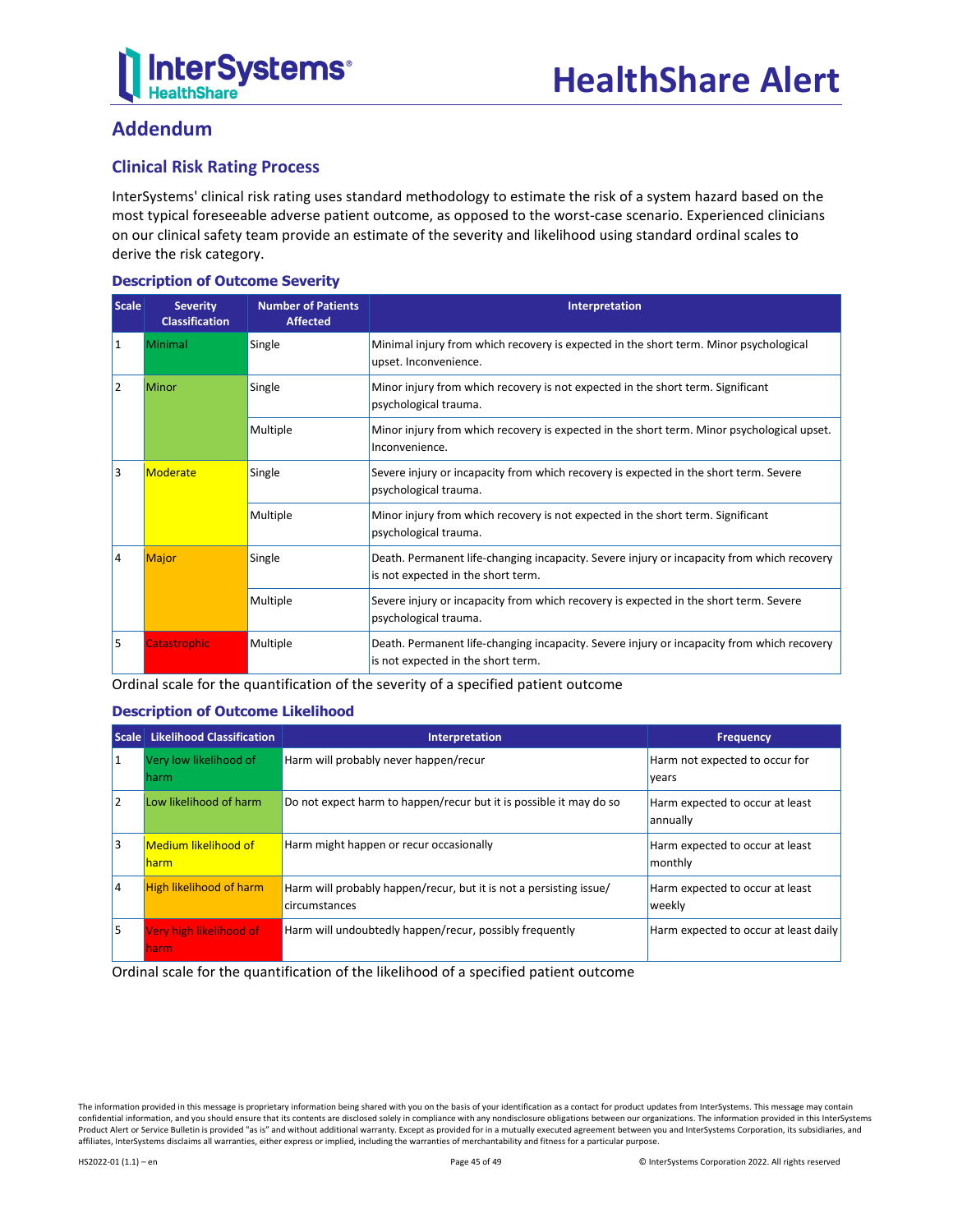## Addendum

### Clinical Risk Rating Process

InterSystems' clinical risk rating uses standard methodology to estimate the risk of a system hazard based on the most typical foreseeable adverse patient outcome, as opposed to the worst-case scenario. Experienced clinicians on our clinical safety team provide an estimate of the severity and likelihood using standard ordinal scales to derive the risk category.

#### Description of Outcome Severity

| Scale | Severity Classification | Number of Patients Affected | Interpretation |
|---|---|---|---|
| 1 | Minimal | Single | Minimal injury from which recovery is expected in the short term. Minor psychological upset. Inconvenience. |
| 2 | Minor | Single | Minor injury from which recovery is not expected in the short term. Significant psychological trauma. |
| | | Multiple | Minor injury from which recovery is expected in the short term. Minor psychological upset. Inconvenience. |
| 3 | Moderate | Single | Severe injury or incapacity from which recovery is expected in the short term. Severe psychological trauma. |
| | | Multiple | Minor injury from which recovery is not expected in the short term. Significant psychological trauma. |
| 4 | Major | Single | Death. Permanent life-changing incapacity. Severe injury or incapacity from which recovery is not expected in the short term. |
| | | Multiple | Severe injury or incapacity from which recovery is expected in the short term. Severe psychological trauma. |
| 5 | Catastrophic | Multiple | Death. Permanent life-changing incapacity. Severe injury or incapacity from which recovery is not expected in the short term. |

Ordinal scale for the quantification of the severity of a specified patient outcome

#### Description of Outcome Likelihood

| Scale | Likelihood Classification | Interpretation | Frequency |
|---|---|---|---|
| 1 | Very low likelihood of harm | Harm will probably never happen/recur | Harm not expected to occur for years |
| 2 | Low likelihood of harm | Do not expect harm to happen/recur but it is possible it may do so | Harm expected to occur at least annually |
| 3 | Medium likelihood of harm | Harm might happen or recur occasionally | Harm expected to occur at least monthly |
| 4 | High likelihood of harm | Harm will probably happen/recur, but it is not a persisting issue/ circumstances | Harm expected to occur at least weekly |
| 5 | Very high likelihood of harm | Harm will undoubtedly happen/recur, possibly frequently | Harm expected to occur at least daily |

Ordinal scale for the quantification of the likelihood of a specified patient outcome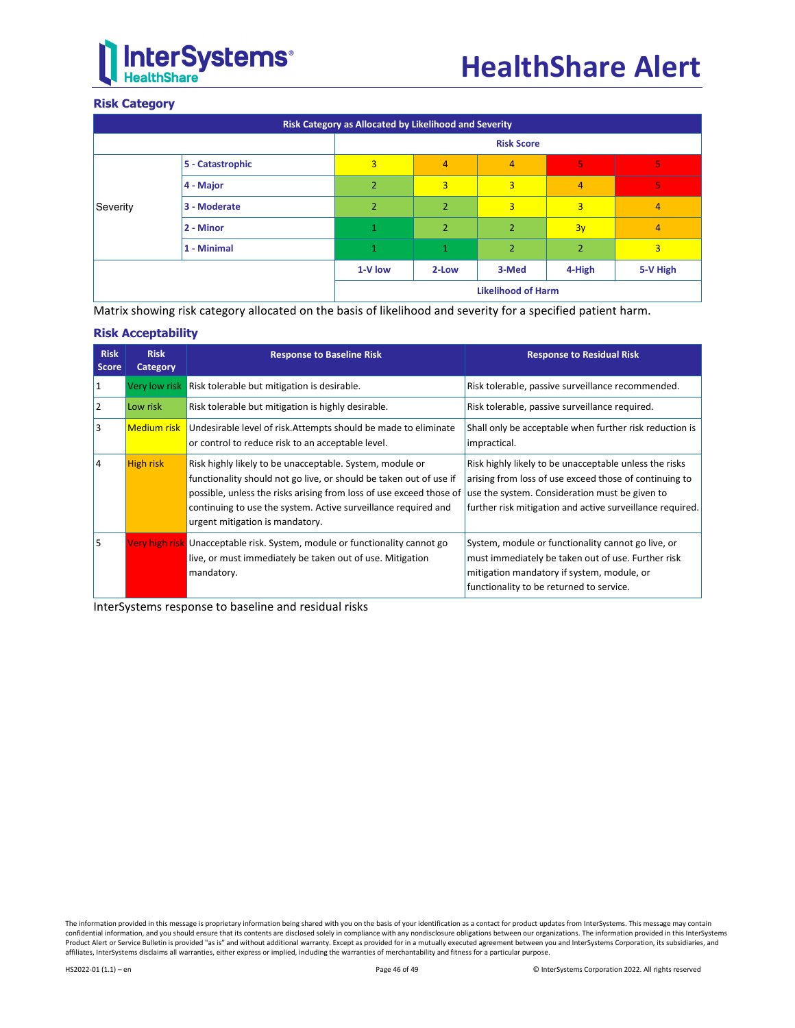## Risk Category

| Risk Category as Allocated by Likelihood and Severity | | | | | | |
|---|---|---|---|---|---|---|
| | | Risk Score | | | | |
| Severity | 5 - Catastrophic | 3 | 4 | 4 | 5 | 5 |
| | 4 - Major | 2 | 3 | 3 | 4 | 5 |
| | 3 - Moderate | 2 | 2 | 3 | 3 | 4 |
| | 2 - Minor | 1 | 2 | 2 | 3y | 4 |
| | 1 - Minimal | 1 | 1 | 2 | 2 | 3 |
| | | 1-V low | 2-Low | 3-Med | 4-High | 5-V High |
| | | Likelihood of Harm | | | | |

Matrix showing risk category allocated on the basis of likelihood and severity for a specified patient harm.

## Risk Acceptability

| Risk Score | Risk Category | Response to Baseline Risk | Response to Residual Risk |
|---|---|---|---|
| 1 | Very low risk | Risk tolerable but mitigation is desirable. | Risk tolerable, passive surveillance recommended. |
| 2 | Low risk | Risk tolerable but mitigation is highly desirable. | Risk tolerable, passive surveillance required. |
| 3 | Medium risk | Undesirable level of risk.Attempts should be made to eliminate or control to reduce risk to an acceptable level. | Shall only be acceptable when further risk reduction is impractical. |
| 4 | High risk | Risk highly likely to be unacceptable. System, module or functionality should not go live, or should be taken out of use if possible, unless the risks arising from loss of use exceed those of continuing to use the system. Active surveillance required and urgent mitigation is mandatory. | Risk highly likely to be unacceptable unless the risks arising from loss of use exceed those of continuing to use the system. Consideration must be given to further risk mitigation and active surveillance required. |
| 5 | Very high risk | Unacceptable risk. System, module or functionality cannot go live, or must immediately be taken out of use. Mitigation mandatory. | System, module or functionality cannot go live, or must immediately be taken out of use. Further risk mitigation mandatory if system, module, or functionality to be returned to service. |

InterSystems response to baseline and residual risks

The information provided in this message is proprietary information being shared with you on the basis of your identification as a contact for product updates from InterSystems. This message may contain confidential information, and you should ensure that its contents are disclosed solely in compliance with any nondisclosure obligations between our organizations. The information provided in this InterSystems Product Alert or Service Bulletin is provided "as is" and without additional warranty. Except as provided for in a mutually executed agreement between you and InterSystems Corporation, its subsidiaries, and affiliates, InterSystems disclaims all warranties, either express or implied, including the warranties of merchantability and fitness for a particular purpose.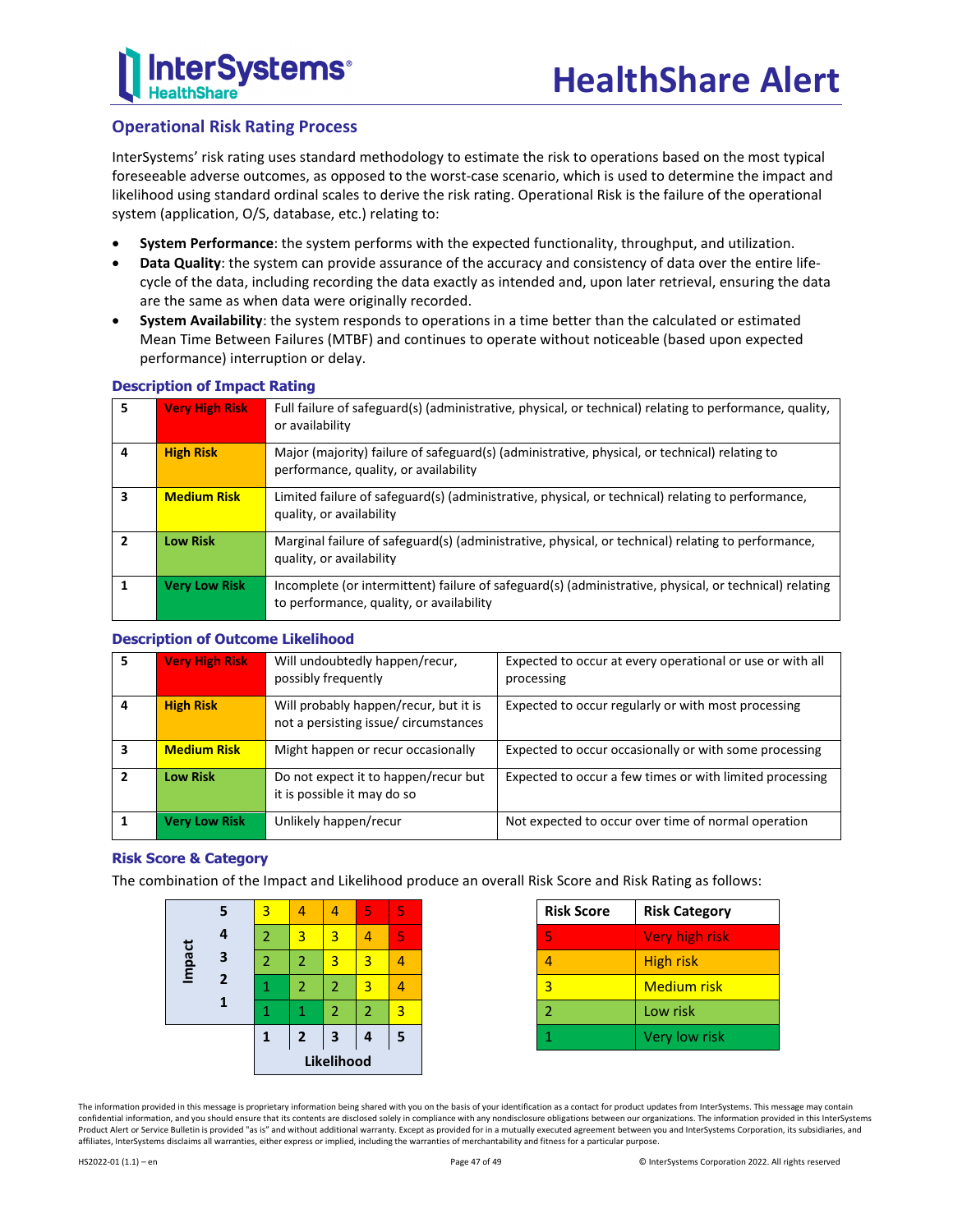## Operational Risk Rating Process

InterSystems' risk rating uses standard methodology to estimate the risk to operations based on the most typical foreseeable adverse outcomes, as opposed to the worst-case scenario, which is used to determine the impact and likelihood using standard ordinal scales to derive the risk rating. Operational Risk is the failure of the operational system (application, O/S, database, etc.) relating to:

- **System Performance**: the system performs with the expected functionality, throughput, and utilization.
- **Data Quality**: the system can provide assurance of the accuracy and consistency of data over the entire life-cycle of the data, including recording the data exactly as intended and, upon later retrieval, ensuring the data are the same as when data were originally recorded.
- **System Availability**: the system responds to operations in a time better than the calculated or estimated Mean Time Between Failures (MTBF) and continues to operate without noticeable (based upon expected performance) interruption or delay.

### Description of Impact Rating

| | | |
|---|---|---|
| 5 | **Very High Risk** | Full failure of safeguard(s) (administrative, physical, or technical) relating to performance, quality, or availability |
| 4 | **High Risk** | Major (majority) failure of safeguard(s) (administrative, physical, or technical) relating to performance, quality, or availability |
| 3 | **Medium Risk** | Limited failure of safeguard(s) (administrative, physical, or technical) relating to performance, quality, or availability |
| 2 | **Low Risk** | Marginal failure of safeguard(s) (administrative, physical, or technical) relating to performance, quality, or availability |
| 1 | **Very Low Risk** | Incomplete (or intermittent) failure of safeguard(s) (administrative, physical, or technical) relating to performance, quality, or availability |

### Description of Outcome Likelihood

| | | | |
|---|---|---|---|
| 5 | **Very High Risk** | Will undoubtedly happen/recur, possibly frequently | Expected to occur at every operational or use or with all processing |
| 4 | **High Risk** | Will probably happen/recur, but it is not a persisting issue/ circumstances | Expected to occur regularly or with most processing |
| 3 | **Medium Risk** | Might happen or recur occasionally | Expected to occur occasionally or with some processing |
| 2 | **Low Risk** | Do not expect it to happen/recur but it is possible it may do so | Expected to occur a few times or with limited processing |
| 1 | **Very Low Risk** | Unlikely happen/recur | Not expected to occur over time of normal operation |

### Risk Score & Category

The combination of the Impact and Likelihood produce an overall Risk Score and Risk Rating as follows:

| Impact \ Likelihood | 1 | 2 | 3 | 4 | 5 |
|---|---|---|---|---|---|
| **5** | 3 | 4 | 4 | 5 | 5 |
| **4** | 2 | 3 | 3 | 4 | 5 |
| **3** | 2 | 2 | 3 | 3 | 4 |
| **2** | 1 | 2 | 2 | 3 | 4 |
| **1** | 1 | 1 | 2 | 2 | 3 |

| Risk Score | Risk Category |
|---|---|
| 5 | Very high risk |
| 4 | High risk |
| 3 | Medium risk |
| 2 | Low risk |
| 1 | Very low risk |

The information provided in this message is proprietary information being shared with you on the basis of your identification as a contact for product updates from InterSystems. This message may contain confidential information, and you should ensure that its contents are disclosed solely in compliance with any nondisclosure obligations between our organizations. The information provided in this InterSystems Product Alert or Service Bulletin is provided "as is" and without additional warranty. Except as provided for in a mutually executed agreement between you and InterSystems Corporation, its subsidiaries, and affiliates, InterSystems disclaims all warranties, either express or implied, including the warranties of merchantability and fitness for a particular purpose.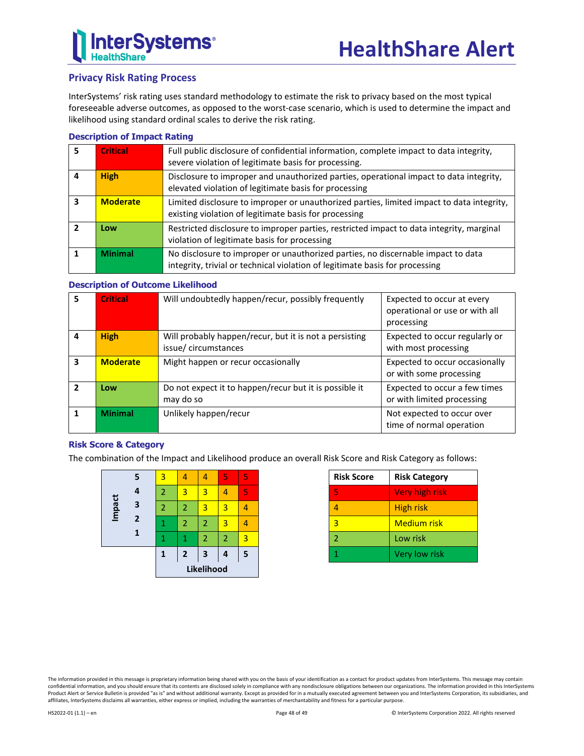## Privacy Risk Rating Process

InterSystems' risk rating uses standard methodology to estimate the risk to privacy based on the most typical foreseeable adverse outcomes, as opposed to the worst-case scenario, which is used to determine the impact and likelihood using standard ordinal scales to derive the risk rating.

### Description of Impact Rating

| | | |
|---|---|---|
| 5 | Critical | Full public disclosure of confidential information, complete impact to data integrity, severe violation of legitimate basis for processing. |
| 4 | High | Disclosure to improper and unauthorized parties, operational impact to data integrity, elevated violation of legitimate basis for processing |
| 3 | Moderate | Limited disclosure to improper or unauthorized parties, limited impact to data integrity, existing violation of legitimate basis for processing |
| 2 | Low | Restricted disclosure to improper parties, restricted impact to data integrity, marginal violation of legitimate basis for processing |
| 1 | Minimal | No disclosure to improper or unauthorized parties, no discernable impact to data integrity, trivial or technical violation of legitimate basis for processing |

### Description of Outcome Likelihood

| | | | |
|---|---|---|---|
| 5 | Critical | Will undoubtedly happen/recur, possibly frequently | Expected to occur at every operational or use or with all processing |
| 4 | High | Will probably happen/recur, but it is not a persisting issue/ circumstances | Expected to occur regularly or with most processing |
| 3 | Moderate | Might happen or recur occasionally | Expected to occur occasionally or with some processing |
| 2 | Low | Do not expect it to happen/recur but it is possible it may do so | Expected to occur a few times or with limited processing |
| 1 | Minimal | Unlikely happen/recur | Not expected to occur over time of normal operation |

### Risk Score & Category

The combination of the Impact and Likelihood produce an overall Risk Score and Risk Category as follows:

| Impact | Likelihood 1 | Likelihood 2 | Likelihood 3 | Likelihood 4 | Likelihood 5 |
|---|---|---|---|---|---|
| 5 | 3 | 4 | 4 | 5 | 5 |
| 4 | 2 | 3 | 3 | 4 | 5 |
| 3 | 2 | 2 | 3 | 3 | 4 |
| 2 | 1 | 2 | 2 | 3 | 4 |
| 1 | 1 | 1 | 2 | 2 | 3 |

| Risk Score | Risk Category |
|---|---|
| 5 | Very high risk |
| 4 | High risk |
| 3 | Medium risk |
| 2 | Low risk |
| 1 | Very low risk |

The information provided in this message is proprietary information being shared with you on the basis of your identification as a contact for product updates from InterSystems. This message may contain confidential information, and you should ensure that its contents are disclosed solely in compliance with any nondisclosure obligations between our organizations. The information provided in this InterSystems Product Alert or Service Bulletin is provided "as is" and without additional warranty. Except as provided for in a mutually executed agreement between you and InterSystems Corporation, its subsidiaries, and affiliates, InterSystems disclaims all warranties, either express or implied, including the warranties of merchantability and fitness for a particular purpose.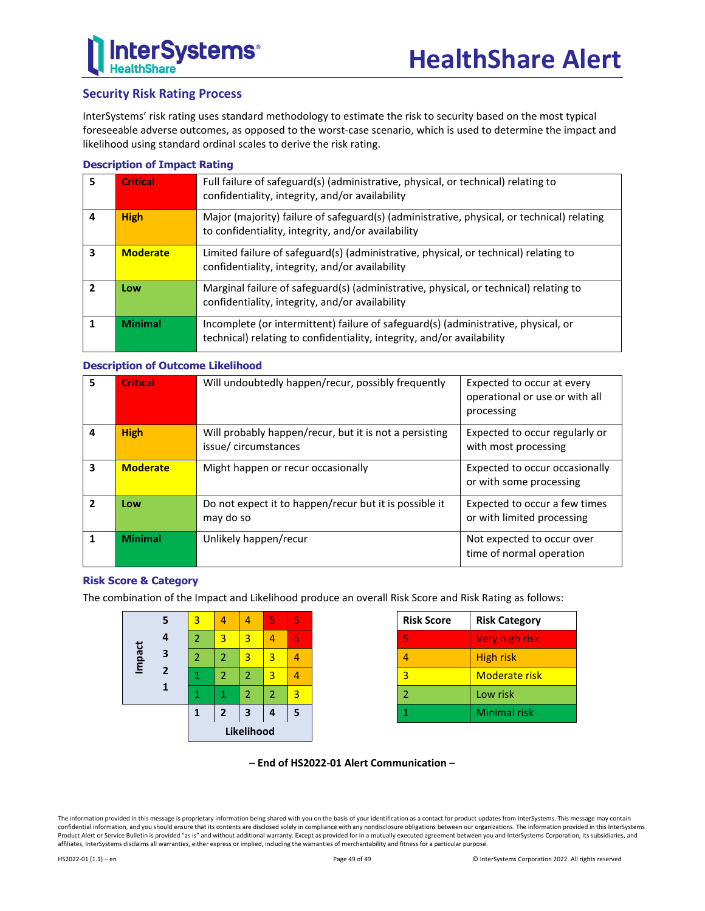## Security Risk Rating Process

InterSystems' risk rating uses standard methodology to estimate the risk to security based on the most typical foreseeable adverse outcomes, as opposed to the worst-case scenario, which is used to determine the impact and likelihood using standard ordinal scales to derive the risk rating.

### Description of Impact Rating

| | | |
|---|---|---|
| 5 | **Critical** | Full failure of safeguard(s) (administrative, physical, or technical) relating to confidentiality, integrity, and/or availability |
| 4 | **High** | Major (majority) failure of safeguard(s) (administrative, physical, or technical) relating to confidentiality, integrity, and/or availability |
| 3 | **Moderate** | Limited failure of safeguard(s) (administrative, physical, or technical) relating to confidentiality, integrity, and/or availability |
| 2 | **Low** | Marginal failure of safeguard(s) (administrative, physical, or technical) relating to confidentiality, integrity, and/or availability |
| 1 | **Minimal** | Incomplete (or intermittent) failure of safeguard(s) (administrative, physical, or technical) relating to confidentiality, integrity, and/or availability |

### Description of Outcome Likelihood

| | | | |
|---|---|---|---|
| 5 | **Critical** | Will undoubtedly happen/recur, possibly frequently | Expected to occur at every operational or use or with all processing |
| 4 | **High** | Will probably happen/recur, but it is not a persisting issue/ circumstances | Expected to occur regularly or with most processing |
| 3 | **Moderate** | Might happen or recur occasionally | Expected to occur occasionally or with some processing |
| 2 | **Low** | Do not expect it to happen/recur but it is possible it may do so | Expected to occur a few times or with limited processing |
| 1 | **Minimal** | Unlikely happen/recur | Not expected to occur over time of normal operation |

### Risk Score & Category

The combination of the Impact and Likelihood produce an overall Risk Score and Risk Rating as follows:

| Impact | 1 | 2 | 3 | 4 | 5 |
|---|---|---|---|---|---|
| 5 | 3 | 4 | 4 | 5 | 5 |
| 4 | 2 | 3 | 3 | 4 | 5 |
| 3 | 2 | 2 | 3 | 3 | 4 |
| 2 | 1 | 2 | 2 | 3 | 4 |
| 1 | 1 | 1 | 2 | 2 | 3 |
| | **Likelihood** | | | | |

| Risk Score | Risk Category |
|---|---|
| 5 | Very high risk |
| 4 | High risk |
| 3 | Moderate risk |
| 2 | Low risk |
| 1 | Minimal risk |

**– End of HS2022-01 Alert Communication –**

The information provided in this message is proprietary information being shared with you on the basis of your identification as a contact for product updates from InterSystems. This message may contain confidential information, and you should ensure that its contents are disclosed solely in compliance with any nondisclosure obligations between our organizations. The information provided in this InterSystems Product Alert or Service Bulletin is provided "as is" and without additional warranty. Except as provided for in a mutually executed agreement between you and InterSystems Corporation, its subsidiaries, and affiliates, InterSystems disclaims all warranties, either express or implied, including the warranties of merchantability and fitness for a particular purpose.